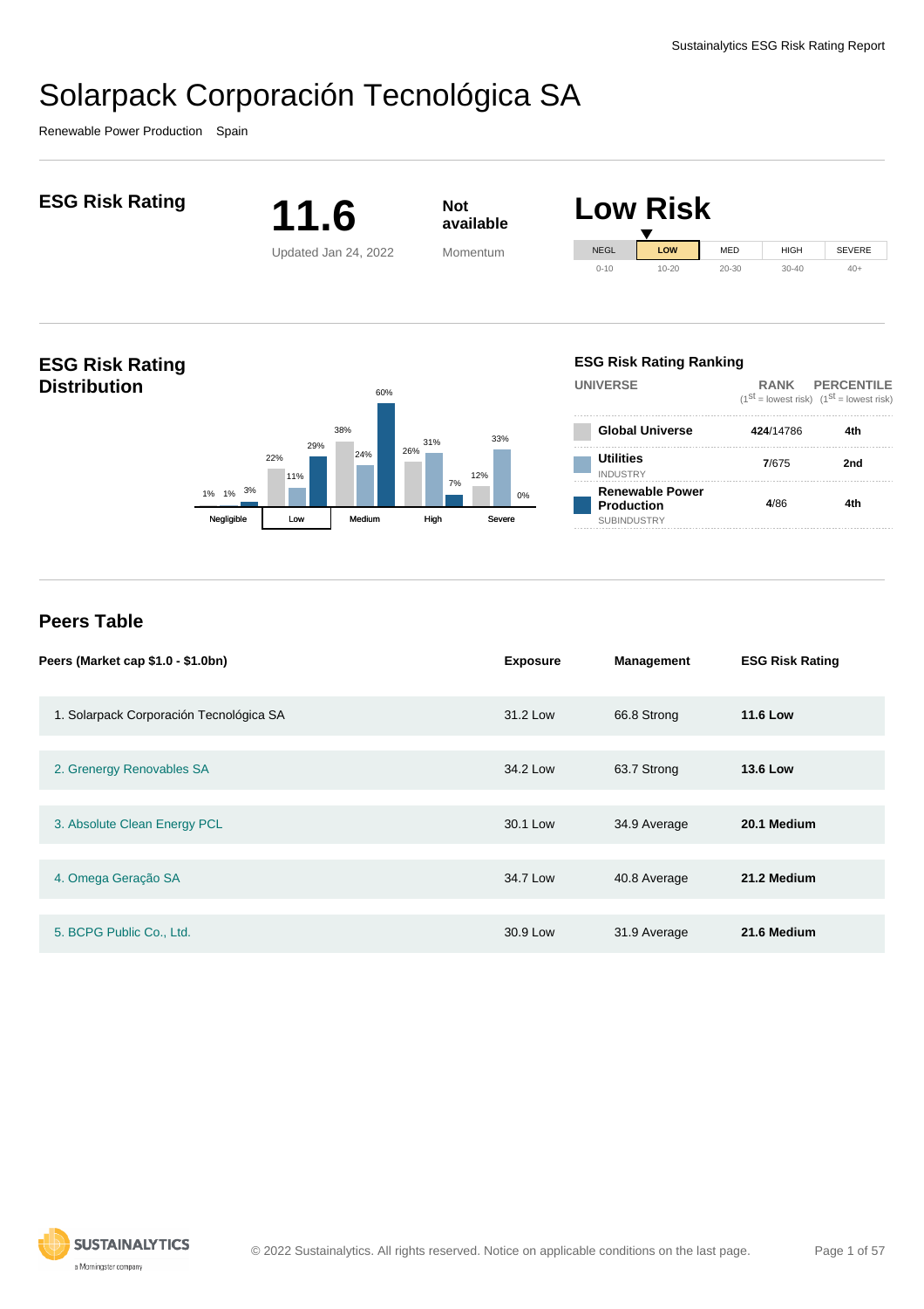# Solarpack Corporación Tecnológica SA

Renewable Power Production Spain

## ESG Risk Rating

**11.6**

Updated Jan 24, 2022

**Not available**

Momentum

## Low Risk

| NEGL | LOW | MED | HIGH | SEVERE |
|---|---|---|---|---|
| 0-10 | 10-20 | 20-30 | 30-40 | 40+ |

## ESG Risk Rating Distribution

| | Negligible | Low | Medium | High | Severe |
|---|---|---|---|---|---|
| Global Universe | 1% | 22% | 38% | 26% | 12% |
| Utilities | 1% | 11% | 24% | 31% | 33% |
| Renewable Power Production | 3% | 29% | 60% | 7% | 0% |

## ESG Risk Rating Ranking

| UNIVERSE | RANK (1st = lowest risk) | PERCENTILE (1st = lowest risk) |
|---|---|---|
| Global Universe | 424/14786 | 4th |
| Utilities INDUSTRY | 7/675 | 2nd |
| Renewable Power Production SUBINDUSTRY | 4/86 | 4th |

## Peers Table

| Peers (Market cap $1.0 - $1.0bn) | Exposure | Management | ESG Risk Rating |
|---|---|---|---|
| 1. Solarpack Corporación Tecnológica SA | 31.2 Low | 66.8 Strong | **11.6 Low** |
| 2. Grenergy Renovables SA | 34.2 Low | 63.7 Strong | **13.6 Low** |
| 3. Absolute Clean Energy PCL | 30.1 Low | 34.9 Average | **20.1 Medium** |
| 4. Omega Geração SA | 34.7 Low | 40.8 Average | **21.2 Medium** |
| 5. BCPG Public Co., Ltd. | 30.9 Low | 31.9 Average | **21.6 Medium** |

© 2022 Sustainalytics. All rights reserved. Notice on applicable conditions on the last page.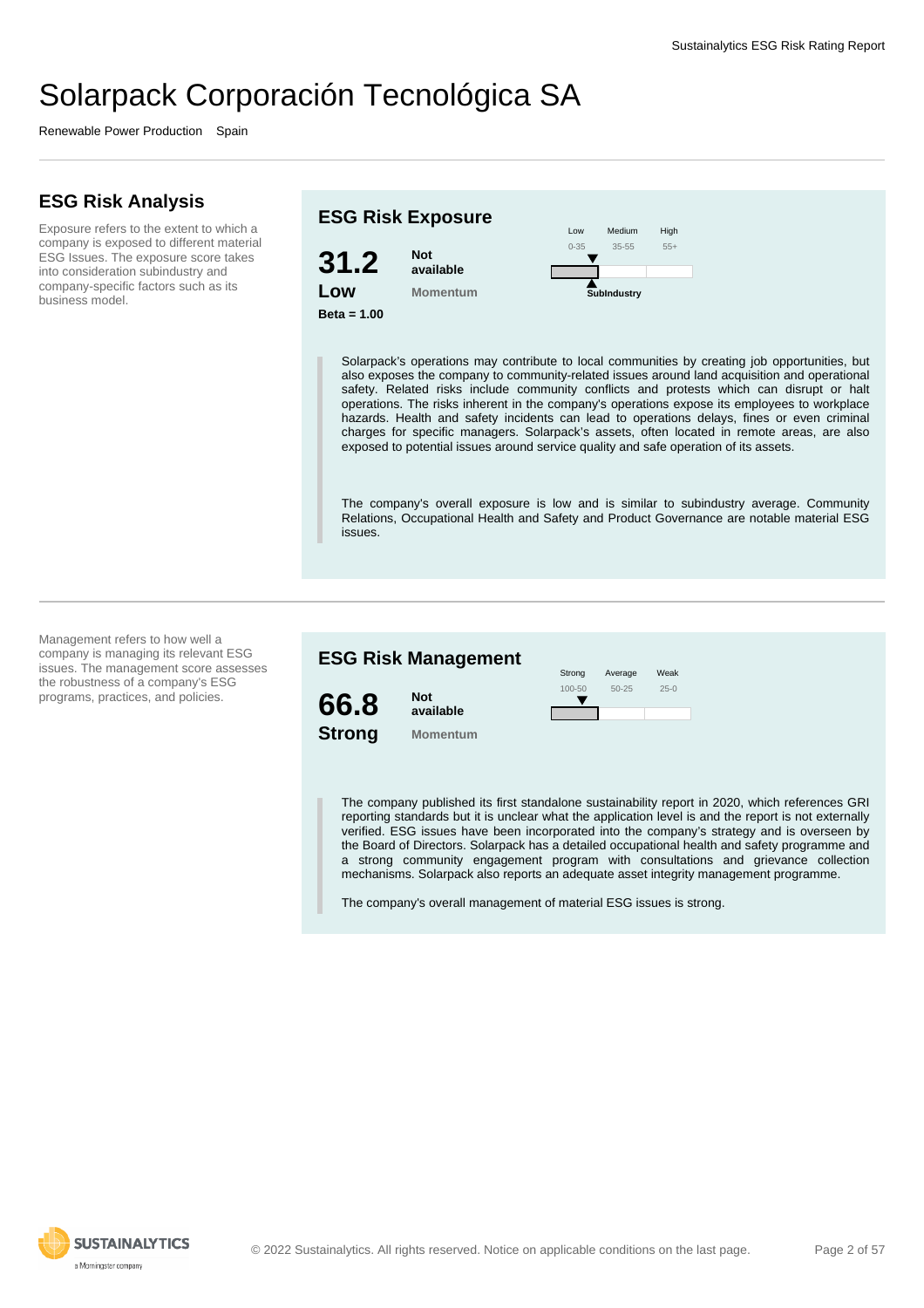# Solarpack Corporación Tecnológica SA

Renewable Power Production   Spain

## ESG Risk Analysis

Exposure refers to the extent to which a company is exposed to different material ESG Issues. The exposure score takes into consideration subindustry and company-specific factors such as its business model.

### ESG Risk Exposure

**31.2**
**Low**
**Beta = 1.00**

**Not available**
Momentum

| Low | Medium | High |
|---|---|---|
| 0-35 | 35-55 | 55+ |

SubIndustry

Solarpack's operations may contribute to local communities by creating job opportunities, but also exposes the company to community-related issues around land acquisition and operational safety. Related risks include community conflicts and protests which can disrupt or halt operations. The risks inherent in the company's operations expose its employees to workplace hazards. Health and safety incidents can lead to operations delays, fines or even criminal charges for specific managers. Solarpack's assets, often located in remote areas, are also exposed to potential issues around service quality and safe operation of its assets.

The company's overall exposure is low and is similar to subindustry average. Community Relations, Occupational Health and Safety and Product Governance are notable material ESG issues.

---

Management refers to how well a company is managing its relevant ESG issues. The management score assesses the robustness of a company's ESG programs, practices, and policies.

### ESG Risk Management

**66.8**
**Strong**

**Not available**
Momentum

| Strong | Average | Weak |
|---|---|---|
| 100-50 | 50-25 | 25-0 |

The company published its first standalone sustainability report in 2020, which references GRI reporting standards but it is unclear what the application level is and the report is not externally verified. ESG issues have been incorporated into the company's strategy and is overseen by the Board of Directors. Solarpack has a detailed occupational health and safety programme and a strong community engagement program with consultations and grievance collection mechanisms. Solarpack also reports an adequate asset integrity management programme.

The company's overall management of material ESG issues is strong.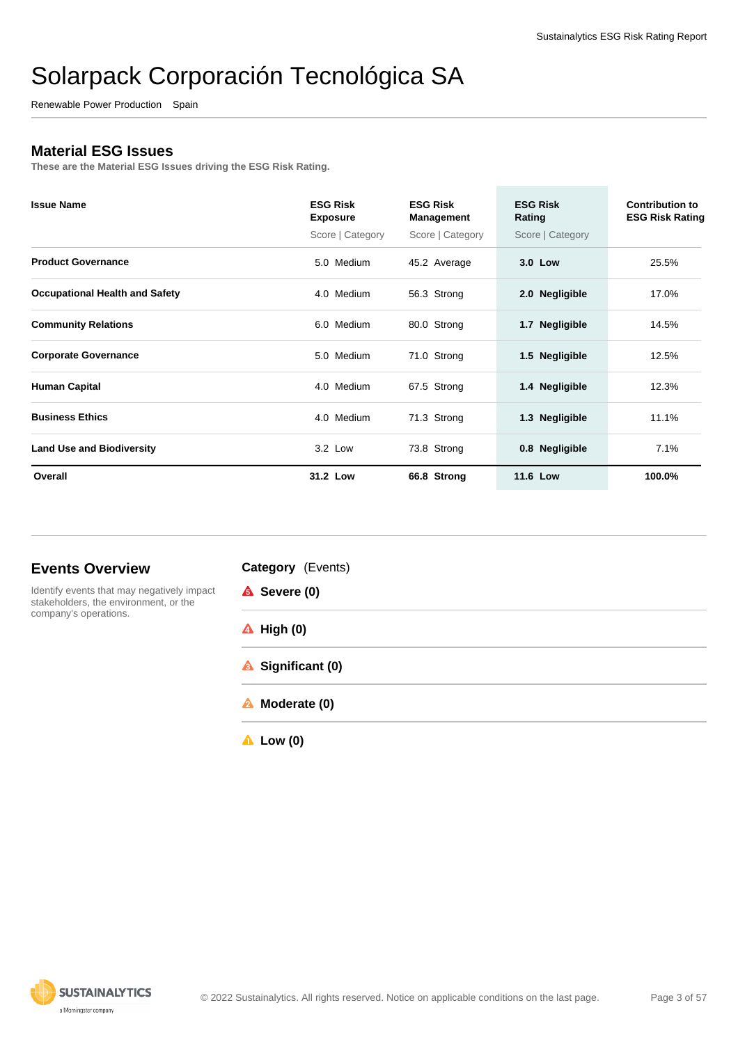# Solarpack Corporación Tecnológica SA

Renewable Power Production Spain

## Material ESG Issues

These are the Material ESG Issues driving the ESG Risk Rating.

| Issue Name | ESG Risk Exposure<br>Score \| Category | ESG Risk Management<br>Score \| Category | ESG Risk Rating<br>Score \| Category | Contribution to ESG Risk Rating |
|---|---|---|---|---|
| **Product Governance** | 5.0 Medium | 45.2 Average | **3.0 Low** | 25.5% |
| **Occupational Health and Safety** | 4.0 Medium | 56.3 Strong | **2.0 Negligible** | 17.0% |
| **Community Relations** | 6.0 Medium | 80.0 Strong | **1.7 Negligible** | 14.5% |
| **Corporate Governance** | 5.0 Medium | 71.0 Strong | **1.5 Negligible** | 12.5% |
| **Human Capital** | 4.0 Medium | 67.5 Strong | **1.4 Negligible** | 12.3% |
| **Business Ethics** | 4.0 Medium | 71.3 Strong | **1.3 Negligible** | 11.1% |
| **Land Use and Biodiversity** | 3.2 Low | 73.8 Strong | **0.8 Negligible** | 7.1% |
| **Overall** | **31.2 Low** | **66.8 Strong** | **11.6 Low** | **100.0%** |

## Events Overview

Identify events that may negatively impact stakeholders, the environment, or the company's operations.

**Category** (Events)

- **Severe (0)**
- **High (0)**
- **Significant (0)**
- **Moderate (0)**
- **Low (0)**

© 2022 Sustainalytics. All rights reserved. Notice on applicable conditions on the last page.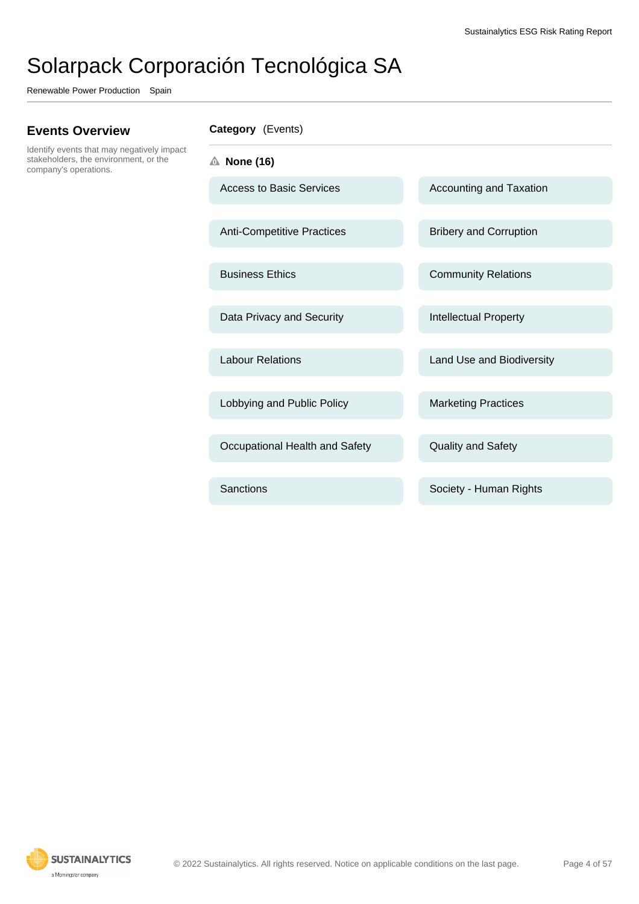# Solarpack Corporación Tecnológica SA

Renewable Power Production Spain

## Events Overview

Identify events that may negatively impact stakeholders, the environment, or the company's operations.

**Category** (Events)

**None (16)**

- Access to Basic Services
- Accounting and Taxation
- Anti-Competitive Practices
- Bribery and Corruption
- Business Ethics
- Community Relations
- Data Privacy and Security
- Intellectual Property
- Labour Relations
- Land Use and Biodiversity
- Lobbying and Public Policy
- Marketing Practices
- Occupational Health and Safety
- Quality and Safety
- Sanctions
- Society - Human Rights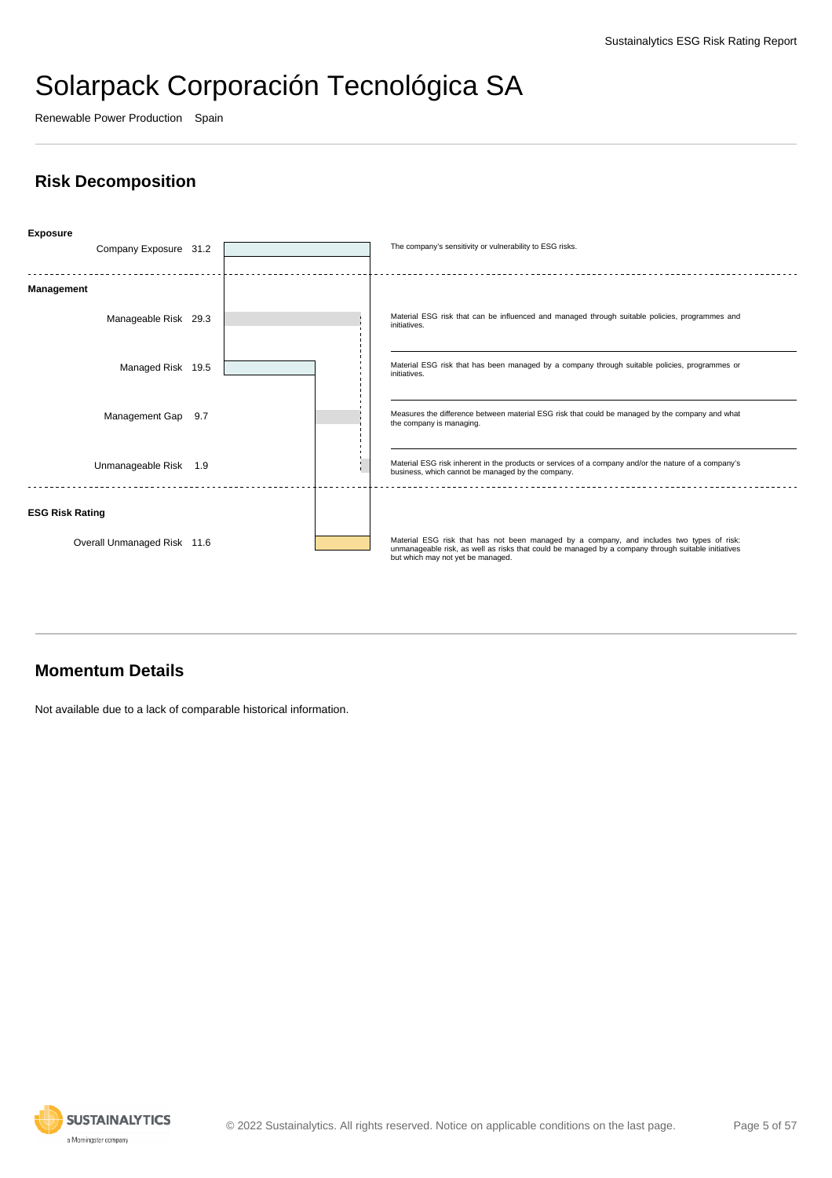# Solarpack Corporación Tecnológica SA

Renewable Power Production Spain

## Risk Decomposition

**Exposure**

| | Value | Description |
|---|---|---|
| Company Exposure | 31.2 | The company's sensitivity or vulnerability to ESG risks. |

**Management**

| | Value | Description |
|---|---|---|
| Manageable Risk | 29.3 | Material ESG risk that can be influenced and managed through suitable policies, programmes and initiatives. |
| Managed Risk | 19.5 | Material ESG risk that has been managed by a company through suitable policies, programmes or initiatives. |
| Management Gap | 9.7 | Measures the difference between material ESG risk that could be managed by the company and what the company is managing. |
| Unmanageable Risk | 1.9 | Material ESG risk inherent in the products or services of a company and/or the nature of a company's business, which cannot be managed by the company. |

**ESG Risk Rating**

| | Value | Description |
|---|---|---|
| Overall Unmanaged Risk | 11.6 | Material ESG risk that has not been managed by a company, and includes two types of risk: unmanageable risk, as well as risks that could be managed by a company through suitable initiatives but which may not yet be managed. |

## Momentum Details

Not available due to a lack of comparable historical information.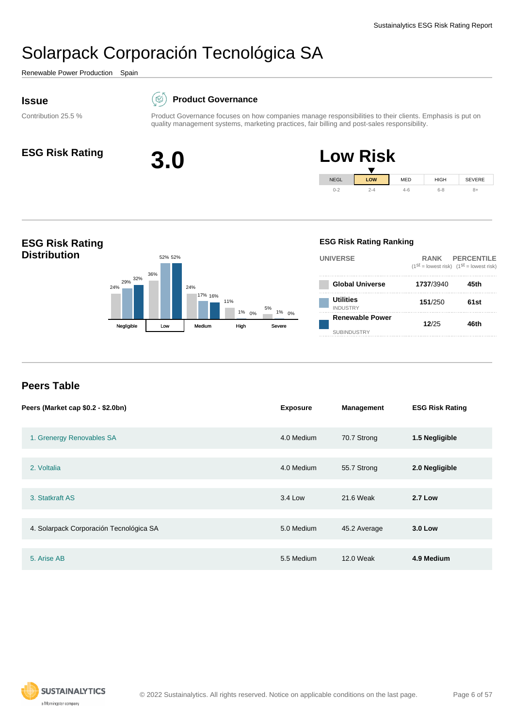# Solarpack Corporación Tecnológica SA

Renewable Power Production Spain

## Issue

Contribution 25.5 %

### Product Governance

Product Governance focuses on how companies manage responsibilities to their clients. Emphasis is put on quality management systems, marketing practices, fair billing and post-sales responsibility.

## ESG Risk Rating

**3.0**

**Low Risk**

| NEGL | LOW | MED | HIGH | SEVERE |
|---|---|---|---|---|
| 0-2 | 2-4 | 4-6 | 6-8 | 8+ |

## ESG Risk Rating Distribution

| | Global Universe | Utilities (Industry) | Renewable Power (Subindustry) |
|---|---|---|---|
| Negligible | 24% | 29% | 32% |
| Low | 36% | 52% | 52% |
| Medium | 24% | 17% | 16% |
| High | 11% | 1% | 0% |
| Severe | 5% | 1% | 0% |

### ESG Risk Rating Ranking

| UNIVERSE | RANK (1st = lowest risk) | PERCENTILE (1st = lowest risk) |
|---|---|---|
| Global Universe | 1737/3940 | 45th |
| Utilities INDUSTRY | 151/250 | 61st |
| Renewable Power SUBINDUSTRY | 12/25 | 46th |

## Peers Table

| Peers (Market cap $0.2 - $2.0bn) | Exposure | Management | ESG Risk Rating |
|---|---|---|---|
| 1. Grenergy Renovables SA | 4.0 Medium | 70.7 Strong | **1.5 Negligible** |
| 2. Voltalia | 4.0 Medium | 55.7 Strong | **2.0 Negligible** |
| 3. Statkraft AS | 3.4 Low | 21.6 Weak | **2.7 Low** |
| 4. Solarpack Corporación Tecnológica SA | 5.0 Medium | 45.2 Average | **3.0 Low** |
| 5. Arise AB | 5.5 Medium | 12.0 Weak | **4.9 Medium** |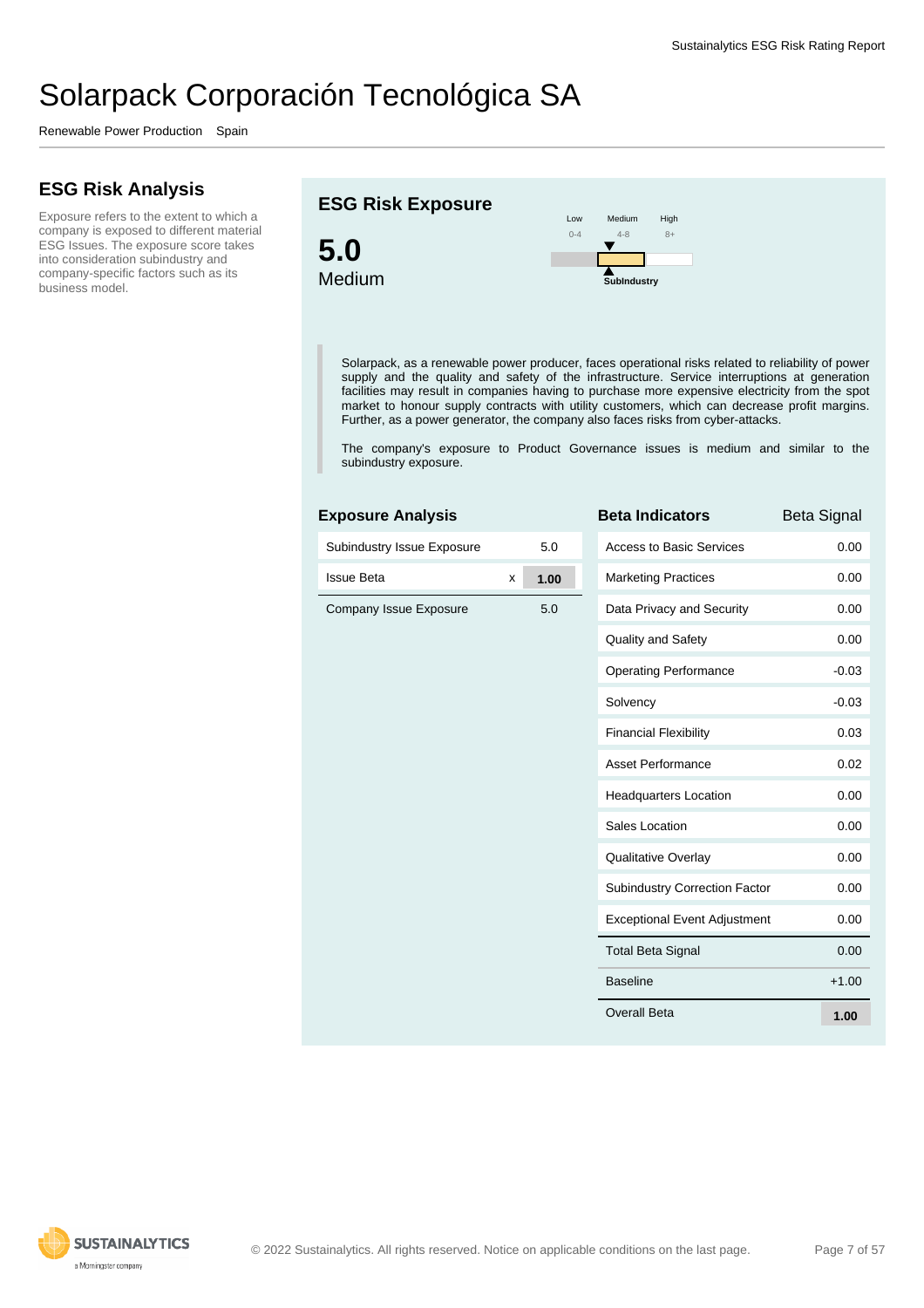# Solarpack Corporación Tecnológica SA

Renewable Power Production Spain

## ESG Risk Analysis

Exposure refers to the extent to which a company is exposed to different material ESG Issues. The exposure score takes into consideration subindustry and company-specific factors such as its business model.

## ESG Risk Exposure

**5.0**
Medium

Low 0-4 | Medium 4-8 | High 8+

SubIndustry

Solarpack, as a renewable power producer, faces operational risks related to reliability of power supply and the quality and safety of the infrastructure. Service interruptions at generation facilities may result in companies having to purchase more expensive electricity from the spot market to honour supply contracts with utility customers, which can decrease profit margins. Further, as a power generator, the company also faces risks from cyber-attacks.

The company's exposure to Product Governance issues is medium and similar to the subindustry exposure.

### Exposure Analysis

| | | |
|---|---|---|
| Subindustry Issue Exposure | | 5.0 |
| Issue Beta | x | **1.00** |
| Company Issue Exposure | | 5.0 |

### Beta Indicators

| Beta Indicators | Beta Signal |
|---|---|
| Access to Basic Services | 0.00 |
| Marketing Practices | 0.00 |
| Data Privacy and Security | 0.00 |
| Quality and Safety | 0.00 |
| Operating Performance | -0.03 |
| Solvency | -0.03 |
| Financial Flexibility | 0.03 |
| Asset Performance | 0.02 |
| Headquarters Location | 0.00 |
| Sales Location | 0.00 |
| Qualitative Overlay | 0.00 |
| Subindustry Correction Factor | 0.00 |
| Exceptional Event Adjustment | 0.00 |
| Total Beta Signal | 0.00 |
| Baseline | +1.00 |
| Overall Beta | **1.00** |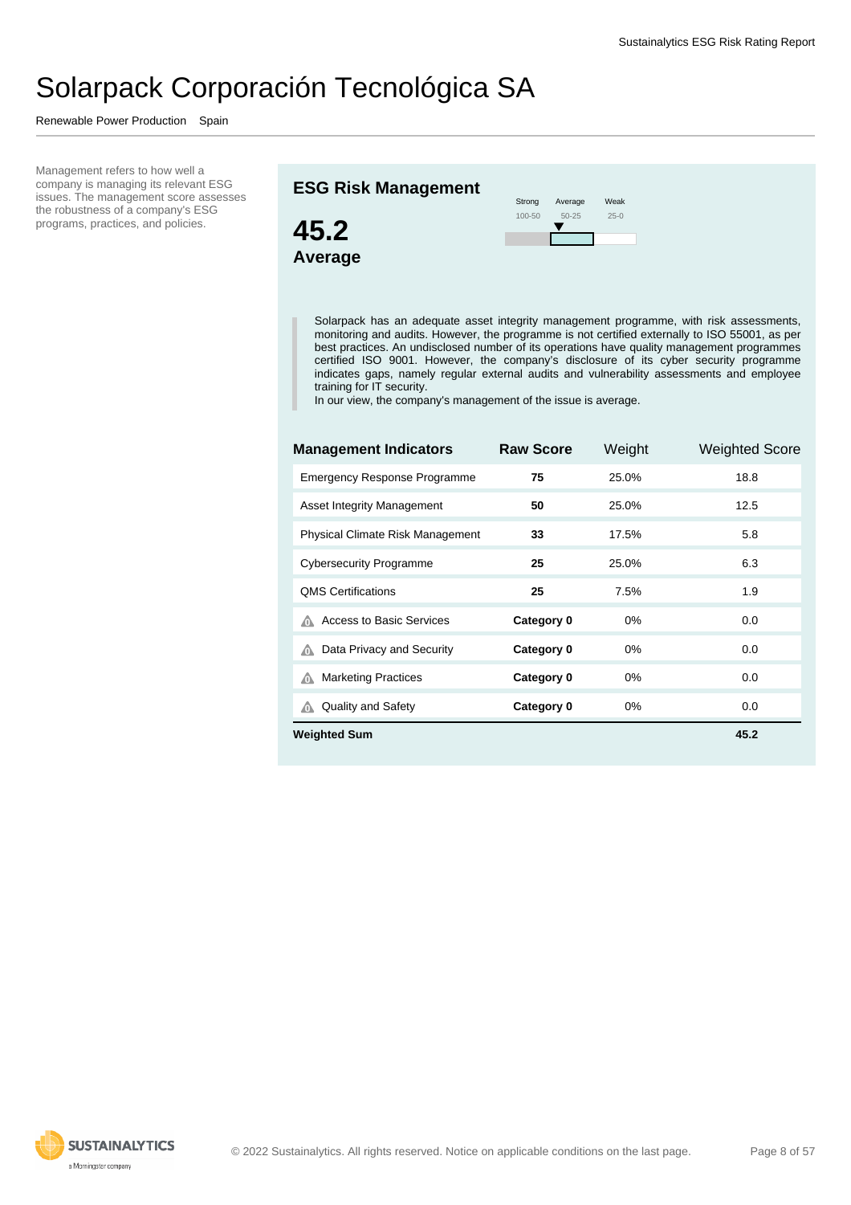// Sustainalytics ESG Risk Rating Report

# Solarpack Corporación Tecnológica SA

Renewable Power Production    Spain

Management refers to how well a company is managing its relevant ESG issues. The management score assesses the robustness of a company's ESG programs, practices, and policies.

## ESG Risk Management

**45.2**

**Average**

| Strong | Average | Weak |
|---|---|---|
| 100-50 | 50-25 | 25-0 |

Solarpack has an adequate asset integrity management programme, with risk assessments, monitoring and audits. However, the programme is not certified externally to ISO 55001, as per best practices. An undisclosed number of its operations have quality management programmes certified ISO 9001. However, the company's disclosure of its cyber security programme indicates gaps, namely regular external audits and vulnerability assessments and employee training for IT security.
In our view, the company's management of the issue is average.

| Management Indicators | Raw Score | Weight | Weighted Score |
|---|---|---|---|
| Emergency Response Programme | **75** | 25.0% | 18.8 |
| Asset Integrity Management | **50** | 25.0% | 12.5 |
| Physical Climate Risk Management | **33** | 17.5% | 5.8 |
| Cybersecurity Programme | **25** | 25.0% | 6.3 |
| QMS Certifications | **25** | 7.5% | 1.9 |
| Access to Basic Services | **Category 0** | 0% | 0.0 |
| Data Privacy and Security | **Category 0** | 0% | 0.0 |
| Marketing Practices | **Category 0** | 0% | 0.0 |
| Quality and Safety | **Category 0** | 0% | 0.0 |
| **Weighted Sum** | | | **45.2** |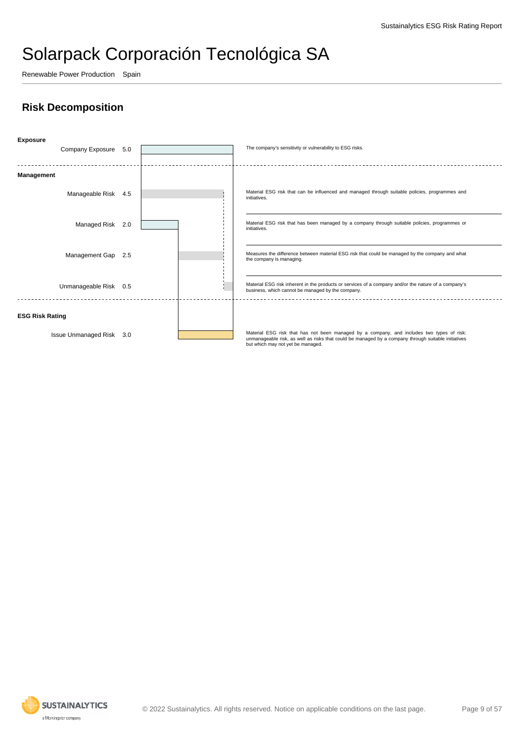# Solarpack Corporación Tecnológica SA

Renewable Power Production Spain

## Risk Decomposition

**Exposure**

| | Value | Description |
|---|---|---|
| Company Exposure | 5.0 | The company's sensitivity or vulnerability to ESG risks. |

**Management**

| | Value | Description |
|---|---|---|
| Manageable Risk | 4.5 | Material ESG risk that can be influenced and managed through suitable policies, programmes and initiatives. |
| Managed Risk | 2.0 | Material ESG risk that has been managed by a company through suitable policies, programmes or initiatives. |
| Management Gap | 2.5 | Measures the difference between material ESG risk that could be managed by the company and what the company is managing. |
| Unmanageable Risk | 0.5 | Material ESG risk inherent in the products or services of a company and/or the nature of a company's business, which cannot be managed by the company. |

**ESG Risk Rating**

| | Value | Description |
|---|---|---|
| Issue Unmanaged Risk | 3.0 | Material ESG risk that has not been managed by a company, and includes two types of risk: unmanageable risk, as well as risks that could be managed by a company through suitable initiatives but which may not yet be managed. |

© 2022 Sustainalytics. All rights reserved. Notice on applicable conditions on the last page.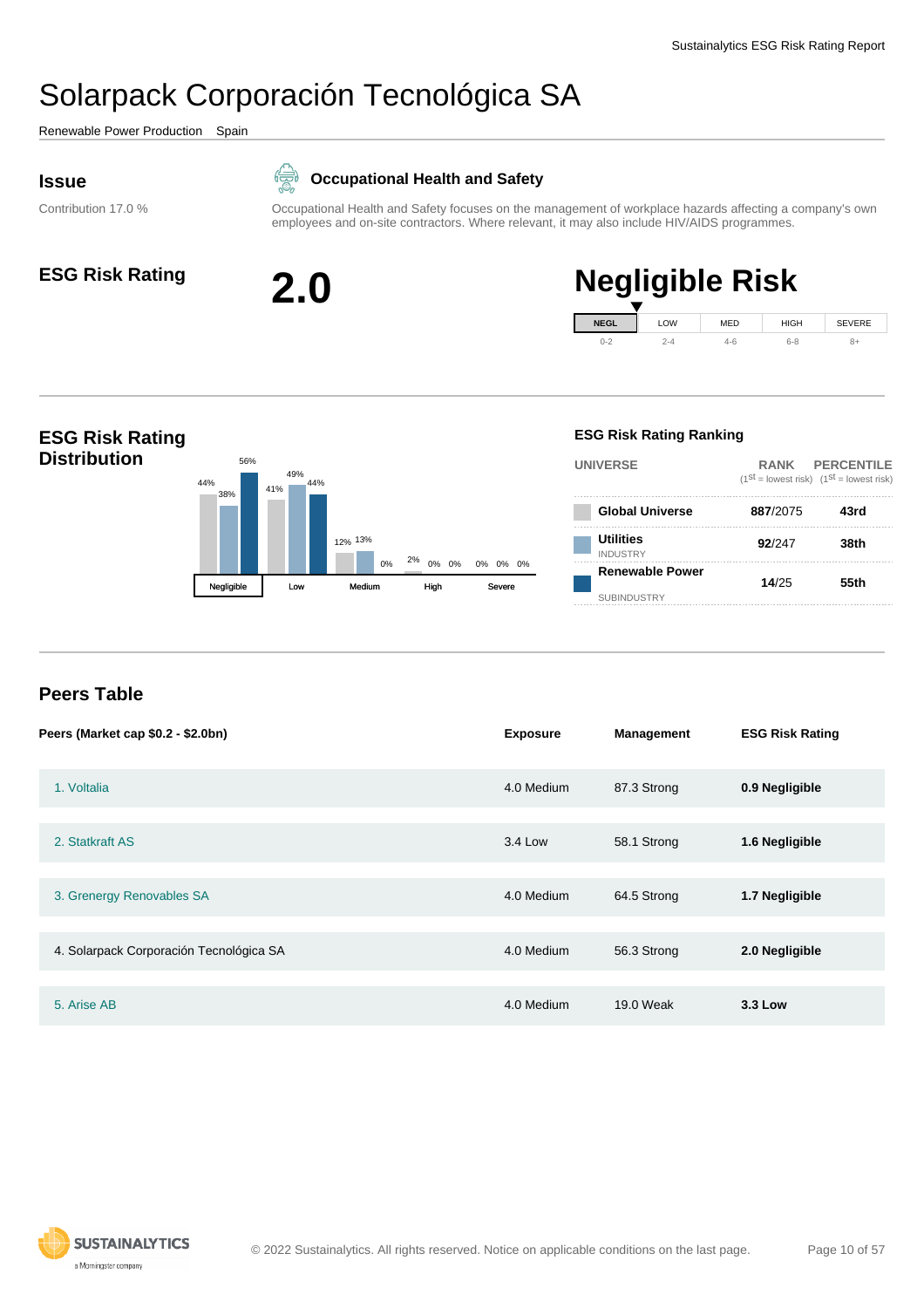# Solarpack Corporación Tecnológica SA

Renewable Power Production Spain

## Issue

Contribution 17.0 %

### Occupational Health and Safety

Occupational Health and Safety focuses on the management of workplace hazards affecting a company's own employees and on-site contractors. Where relevant, it may also include HIV/AIDS programmes.

## ESG Risk Rating

**2.0**

**Negligible Risk**

| NEGL | LOW | MED | HIGH | SEVERE |
|---|---|---|---|---|
| 0-2 | 2-4 | 4-6 | 6-8 | 8+ |

## ESG Risk Rating Distribution

| | Negligible | Low | Medium | High | Severe |
|---|---|---|---|---|---|
| Global Universe | 44% | 41% | 12% | 2% | 0% |
| Utilities (Industry) | 38% | 49% | 13% | 0% | 0% |
| Renewable Power (Subindustry) | 56% | 44% | 0% | 0% | 0% |

### ESG Risk Rating Ranking

| UNIVERSE | RANK (1st = lowest risk) | PERCENTILE (1st = lowest risk) |
|---|---|---|
| Global Universe | **887**/2075 | **43rd** |
| Utilities INDUSTRY | **92**/247 | **38th** |
| Renewable Power SUBINDUSTRY | **14**/25 | **55th** |

## Peers Table

| Peers (Market cap $0.2 - $2.0bn) | Exposure | Management | ESG Risk Rating |
|---|---|---|---|
| 1. Voltalia | 4.0 Medium | 87.3 Strong | **0.9 Negligible** |
| 2. Statkraft AS | 3.4 Low | 58.1 Strong | **1.6 Negligible** |
| 3. Grenergy Renovables SA | 4.0 Medium | 64.5 Strong | **1.7 Negligible** |
| 4. Solarpack Corporación Tecnológica SA | 4.0 Medium | 56.3 Strong | **2.0 Negligible** |
| 5. Arise AB | 4.0 Medium | 19.0 Weak | **3.3 Low** |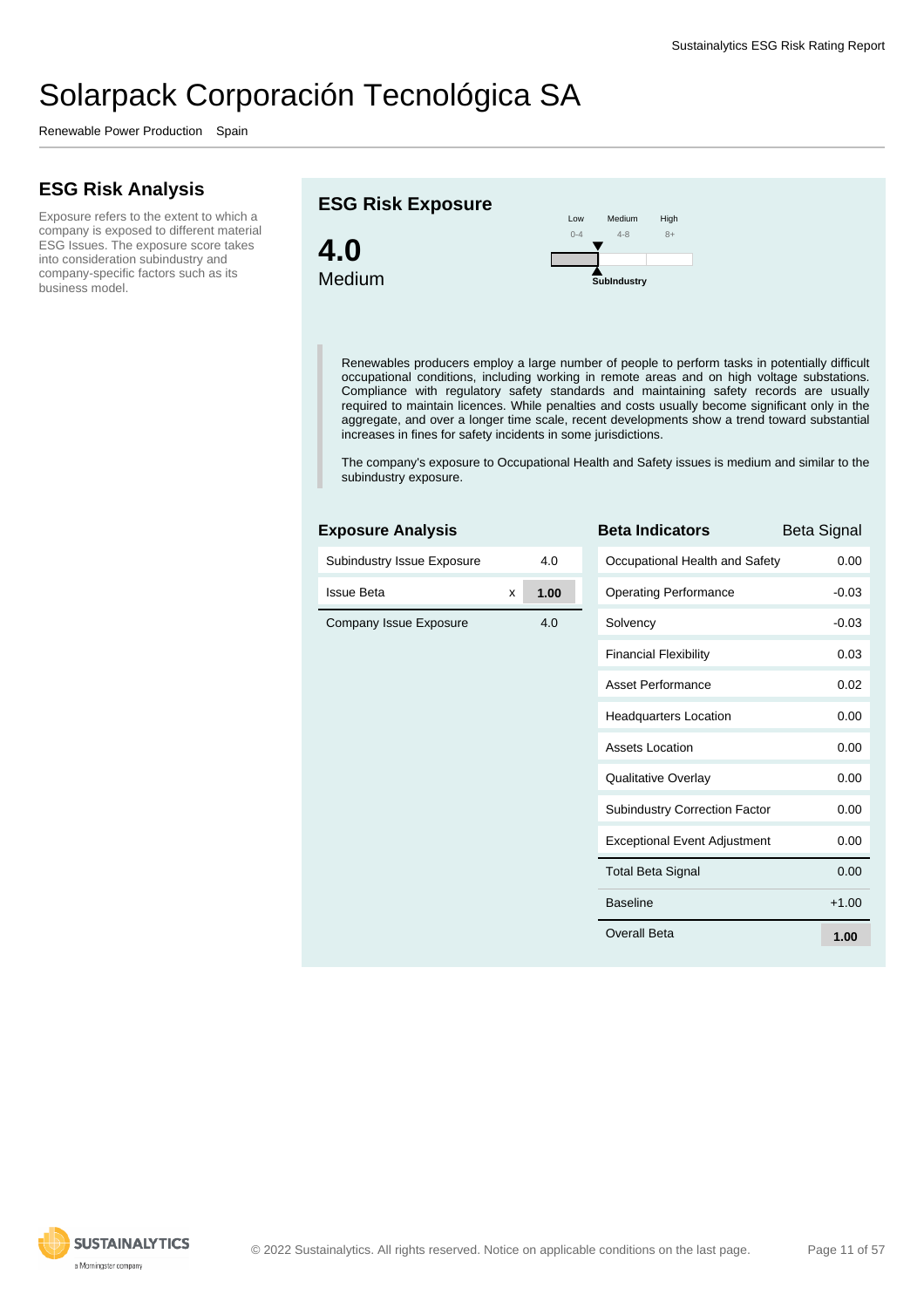# Solarpack Corporación Tecnológica SA

Renewable Power Production Spain

## ESG Risk Analysis

Exposure refers to the extent to which a company is exposed to different material ESG Issues. The exposure score takes into consideration subindustry and company-specific factors such as its business model.

## ESG Risk Exposure

**4.0**
Medium

Low 0-4 | Medium 4-8 | High 8+

Subindustry

Renewables producers employ a large number of people to perform tasks in potentially difficult occupational conditions, including working in remote areas and on high voltage substations. Compliance with regulatory safety standards and maintaining safety records are usually required to maintain licences. While penalties and costs usually become significant only in the aggregate, and over a longer time scale, recent developments show a trend toward substantial increases in fines for safety incidents in some jurisdictions.

The company's exposure to Occupational Health and Safety issues is medium and similar to the subindustry exposure.

### Exposure Analysis

| | | |
|---|---|---|
| Subindustry Issue Exposure | | 4.0 |
| Issue Beta | x | **1.00** |
| Company Issue Exposure | | 4.0 |

### Beta Indicators

| Beta Indicators | Beta Signal |
|---|---|
| Occupational Health and Safety | 0.00 |
| Operating Performance | -0.03 |
| Solvency | -0.03 |
| Financial Flexibility | 0.03 |
| Asset Performance | 0.02 |
| Headquarters Location | 0.00 |
| Assets Location | 0.00 |
| Qualitative Overlay | 0.00 |
| Subindustry Correction Factor | 0.00 |
| Exceptional Event Adjustment | 0.00 |
| Total Beta Signal | 0.00 |
| Baseline | +1.00 |
| Overall Beta | **1.00** |

© 2022 Sustainalytics. All rights reserved. Notice on applicable conditions on the last page.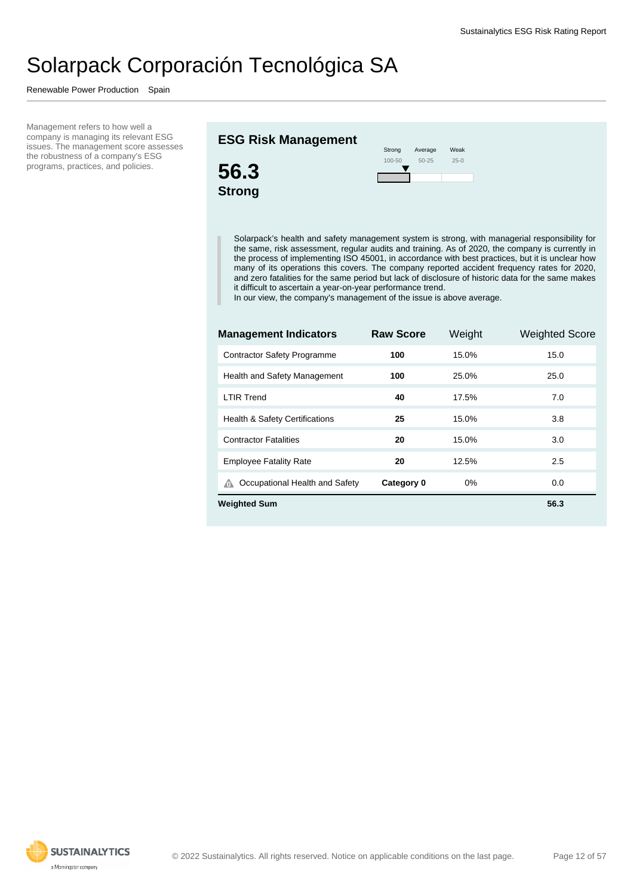# Solarpack Corporación Tecnológica SA

Renewable Power Production   Spain

Management refers to how well a company is managing its relevant ESG issues. The management score assesses the robustness of a company's ESG programs, practices, and policies.

## ESG Risk Management

**56.3**
**Strong**

| Strong | Average | Weak |
|---|---|---|
| 100-50 | 50-25 | 25-0 |

Solarpack's health and safety management system is strong, with managerial responsibility for the same, risk assessment, regular audits and training. As of 2020, the company is currently in the process of implementing ISO 45001, in accordance with best practices, but it is unclear how many of its operations this covers. The company reported accident frequency rates for 2020, and zero fatalities for the same period but lack of disclosure of historic data for the same makes it difficult to ascertain a year-on-year performance trend.
In our view, the company's management of the issue is above average.

| Management Indicators | Raw Score | Weight | Weighted Score |
|---|---|---|---|
| Contractor Safety Programme | 100 | 15.0% | 15.0 |
| Health and Safety Management | 100 | 25.0% | 25.0 |
| LTIR Trend | 40 | 17.5% | 7.0 |
| Health & Safety Certifications | 25 | 15.0% | 3.8 |
| Contractor Fatalities | 20 | 15.0% | 3.0 |
| Employee Fatality Rate | 20 | 12.5% | 2.5 |
| Occupational Health and Safety | Category 0 | 0% | 0.0 |
| **Weighted Sum** | | | **56.3** |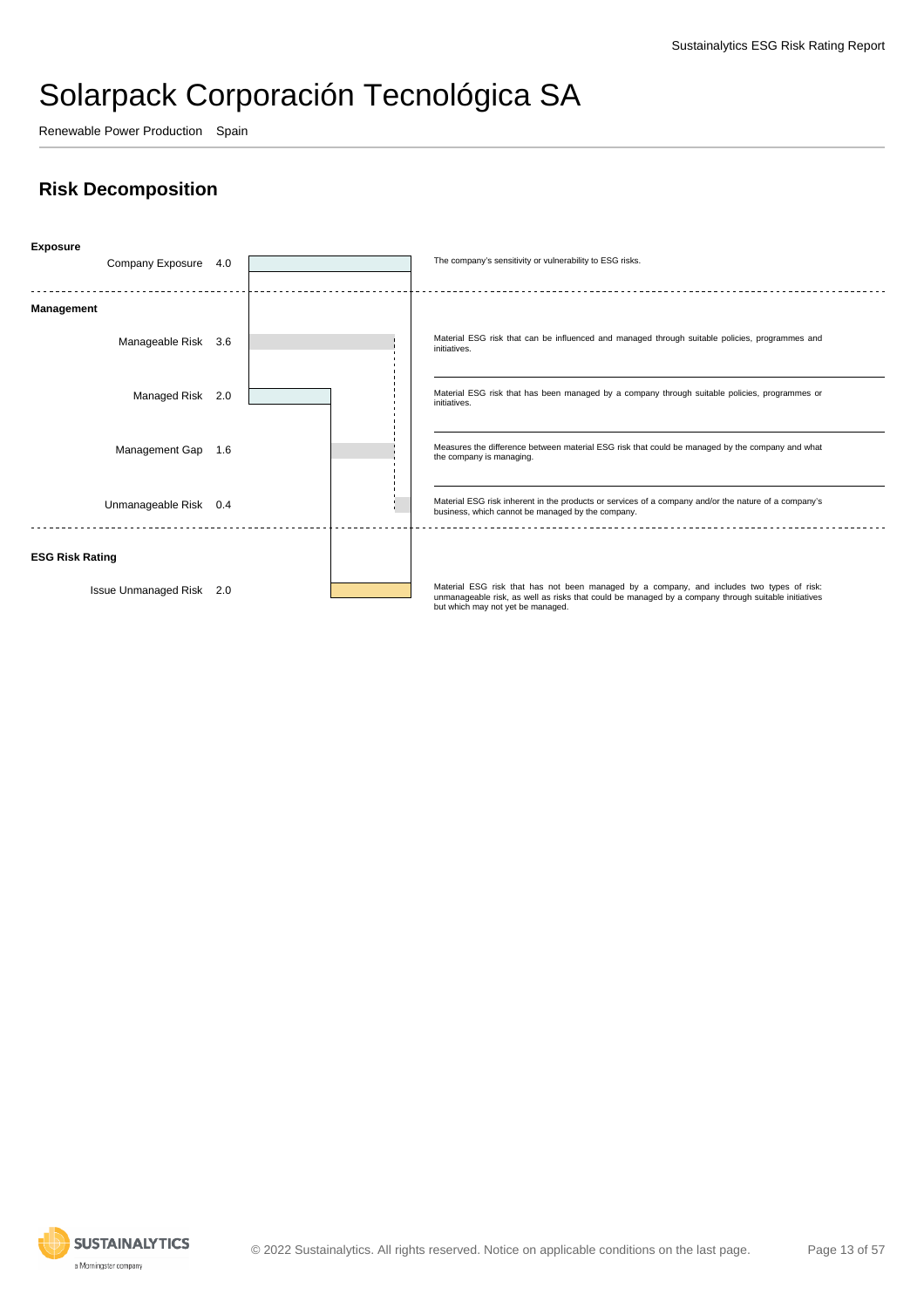# Solarpack Corporación Tecnológica SA

Renewable Power Production   Spain

## Risk Decomposition

| Section | Metric | Value | Description |
|---|---|---|---|
| **Exposure** | Company Exposure | 4.0 | The company's sensitivity or vulnerability to ESG risks. |
| **Management** | Manageable Risk | 3.6 | Material ESG risk that can be influenced and managed through suitable policies, programmes and initiatives. |
| | Managed Risk | 2.0 | Material ESG risk that has been managed by a company through suitable policies, programmes or initiatives. |
| | Management Gap | 1.6 | Measures the difference between material ESG risk that could be managed by the company and what the company is managing. |
| | Unmanageable Risk | 0.4 | Material ESG risk inherent in the products or services of a company and/or the nature of a company's business, which cannot be managed by the company. |
| **ESG Risk Rating** | Issue Unmanaged Risk | 2.0 | Material ESG risk that has not been managed by a company, and includes two types of risk: unmanageable risk, as well as risks that could be managed by a company through suitable initiatives but which may not yet be managed. |

© 2022 Sustainalytics. All rights reserved. Notice on applicable conditions on the last page.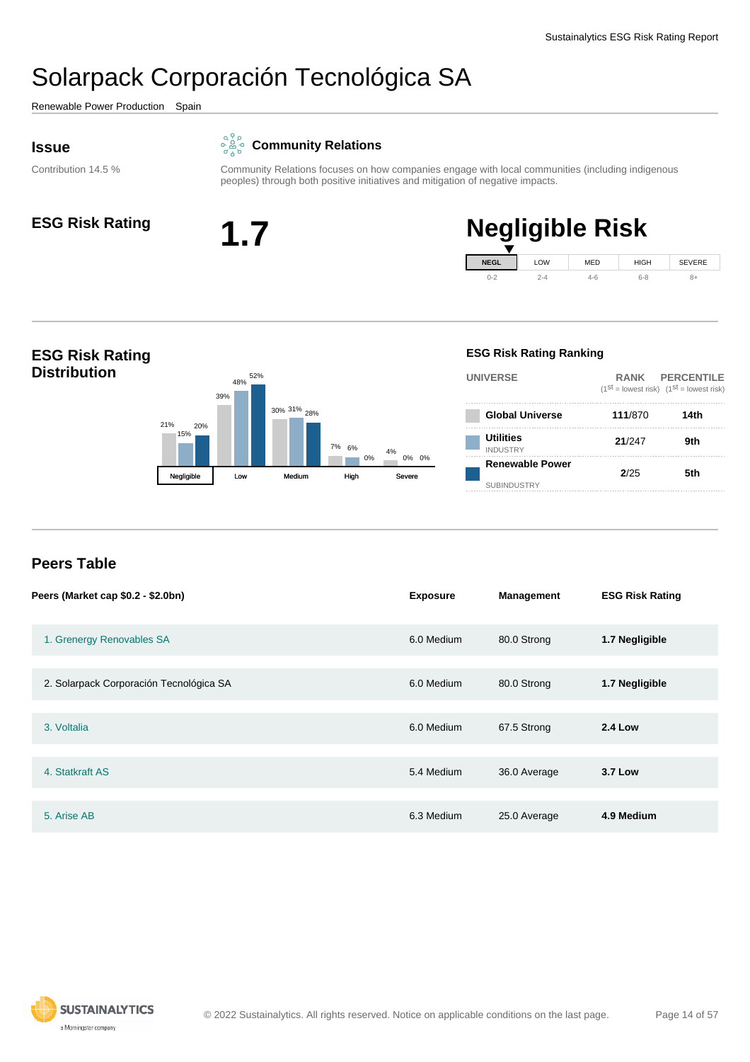# Solarpack Corporación Tecnológica SA

Renewable Power Production Spain

## Issue

Contribution 14.5 %

### Community Relations

Community Relations focuses on how companies engage with local communities (including indigenous peoples) through both positive initiatives and mitigation of negative impacts.

## ESG Risk Rating

**1.7**

## Negligible Risk

| NEGL | LOW | MED | HIGH | SEVERE |
|---|---|---|---|---|
| 0-2 | 2-4 | 4-6 | 6-8 | 8+ |

## ESG Risk Rating Distribution

| | Negligible | Low | Medium | High | Severe |
|---|---|---|---|---|---|
| Global Universe | 21% | 39% | 30% | 7% | 4% |
| Utilities Industry | 15% | 48% | 31% | 6% | 0% |
| Renewable Power Subindustry | 20% | 52% | 28% | 0% | 0% |

### ESG Risk Rating Ranking

| UNIVERSE | RANK (1st = lowest risk) | PERCENTILE (1st = lowest risk) |
|---|---|---|
| Global Universe | **111**/870 | **14th** |
| Utilities INDUSTRY | **21**/247 | **9th** |
| Renewable Power SUBINDUSTRY | **2**/25 | **5th** |

## Peers Table

| Peers (Market cap $0.2 - $2.0bn) | Exposure | Management | ESG Risk Rating |
|---|---|---|---|
| 1. Grenergy Renovables SA | 6.0 Medium | 80.0 Strong | **1.7 Negligible** |
| 2. Solarpack Corporación Tecnológica SA | 6.0 Medium | 80.0 Strong | **1.7 Negligible** |
| 3. Voltalia | 6.0 Medium | 67.5 Strong | **2.4 Low** |
| 4. Statkraft AS | 5.4 Medium | 36.0 Average | **3.7 Low** |
| 5. Arise AB | 6.3 Medium | 25.0 Average | **4.9 Medium** |

© 2022 Sustainalytics. All rights reserved. Notice on applicable conditions on the last page.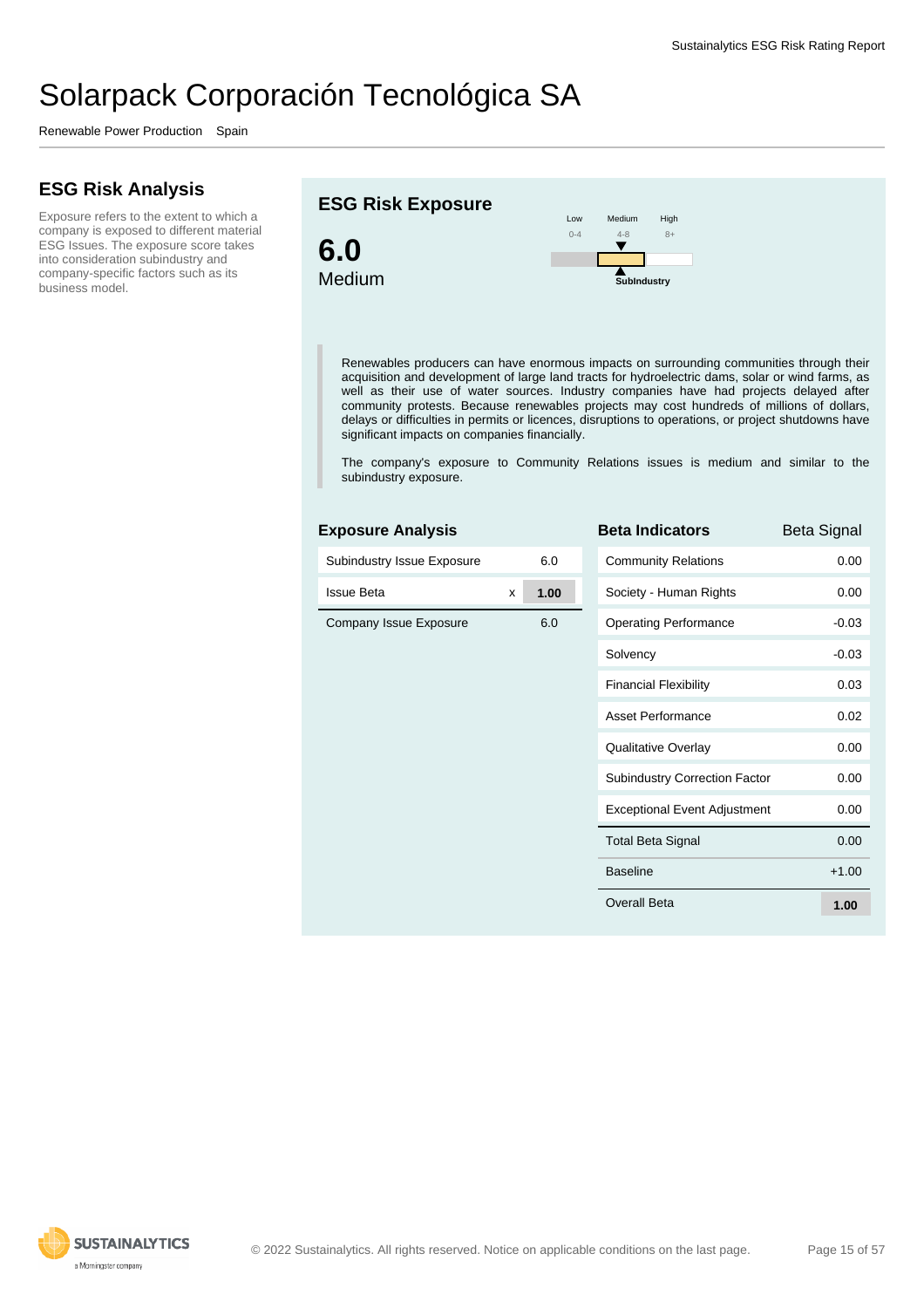# Solarpack Corporación Tecnológica SA

Renewable Power Production Spain

## ESG Risk Analysis

Exposure refers to the extent to which a company is exposed to different material ESG Issues. The exposure score takes into consideration subindustry and company-specific factors such as its business model.

## ESG Risk Exposure

**6.0**
Medium

Low 0-4 | Medium 4-8 | High 8+

SubIndustry

Renewables producers can have enormous impacts on surrounding communities through their acquisition and development of large land tracts for hydroelectric dams, solar or wind farms, as well as their use of water sources. Industry companies have had projects delayed after community protests. Because renewables projects may cost hundreds of millions of dollars, delays or difficulties in permits or licences, disruptions to operations, or project shutdowns have significant impacts on companies financially.

The company's exposure to Community Relations issues is medium and similar to the subindustry exposure.

### Exposure Analysis

| | | |
|---|---|---|
| Subindustry Issue Exposure | | 6.0 |
| Issue Beta | x | **1.00** |
| Company Issue Exposure | | 6.0 |

### Beta Indicators

| Beta Indicators | Beta Signal |
|---|---|
| Community Relations | 0.00 |
| Society - Human Rights | 0.00 |
| Operating Performance | -0.03 |
| Solvency | -0.03 |
| Financial Flexibility | 0.03 |
| Asset Performance | 0.02 |
| Qualitative Overlay | 0.00 |
| Subindustry Correction Factor | 0.00 |
| Exceptional Event Adjustment | 0.00 |
| Total Beta Signal | 0.00 |
| Baseline | +1.00 |
| Overall Beta | **1.00** |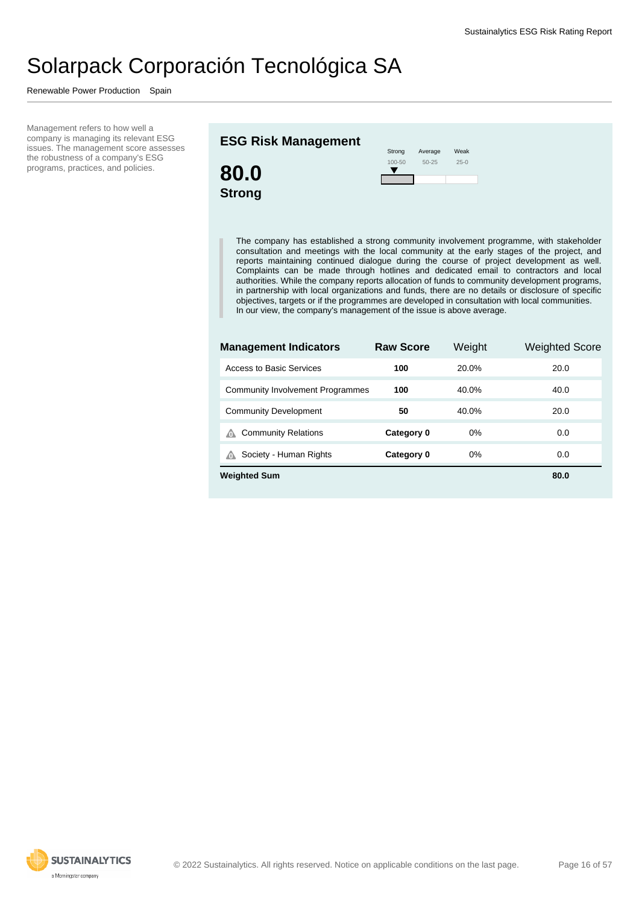# Solarpack Corporación Tecnológica SA

Renewable Power Production   Spain

Management refers to how well a company is managing its relevant ESG issues. The management score assesses the robustness of a company's ESG programs, practices, and policies.

## ESG Risk Management

**80.0**
**Strong**

| Strong | Average | Weak |
|---|---|---|
| 100-50 | 50-25 | 25-0 |

> The company has established a strong community involvement programme, with stakeholder consultation and meetings with the local community at the early stages of the project, and reports maintaining continued dialogue during the course of project development as well. Complaints can be made through hotlines and dedicated email to contractors and local authorities. While the company reports allocation of funds to community development programs, in partnership with local organizations and funds, there are no details or disclosure of specific objectives, targets or if the programmes are developed in consultation with local communities. In our view, the company's management of the issue is above average.

| Management Indicators | Raw Score | Weight | Weighted Score |
|---|---|---|---|
| Access to Basic Services | **100** | 20.0% | 20.0 |
| Community Involvement Programmes | **100** | 40.0% | 40.0 |
| Community Development | **50** | 40.0% | 20.0 |
| Community Relations | **Category 0** | 0% | 0.0 |
| Society - Human Rights | **Category 0** | 0% | 0.0 |
| **Weighted Sum** | | | **80.0** |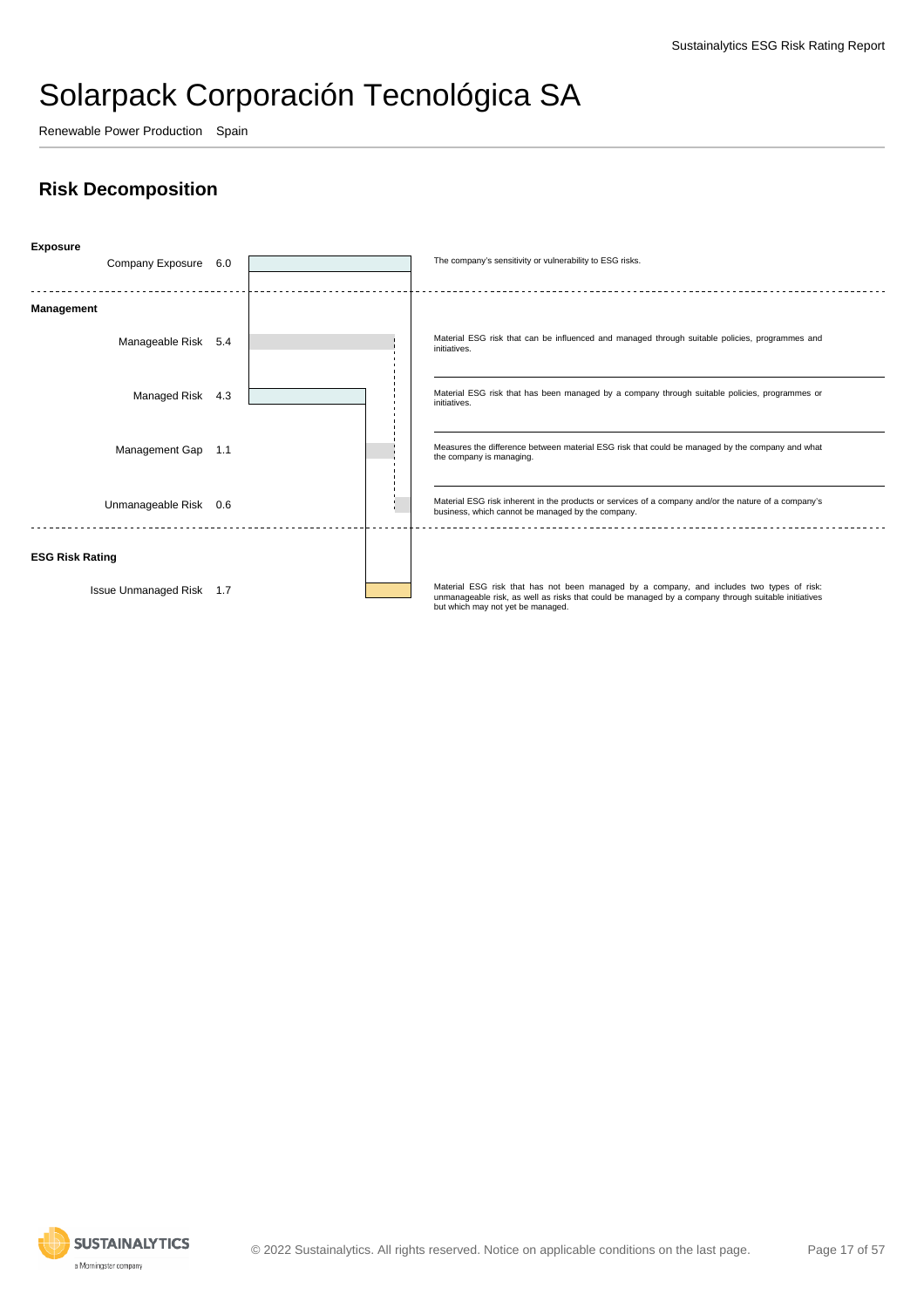# Solarpack Corporación Tecnológica SA

Renewable Power Production Spain

## Risk Decomposition

| Category | Item | Value | Description |
|---|---|---|---|
| **Exposure** | Company Exposure | 6.0 | The company's sensitivity or vulnerability to ESG risks. |
| **Management** | Manageable Risk | 5.4 | Material ESG risk that can be influenced and managed through suitable policies, programmes and initiatives. |
| | Managed Risk | 4.3 | Material ESG risk that has been managed by a company through suitable policies, programmes or initiatives. |
| | Management Gap | 1.1 | Measures the difference between material ESG risk that could be managed by the company and what the company is managing. |
| | Unmanageable Risk | 0.6 | Material ESG risk inherent in the products or services of a company and/or the nature of a company's business, which cannot be managed by the company. |
| **ESG Risk Rating** | Issue Unmanaged Risk | 1.7 | Material ESG risk that has not been managed by a company, and includes two types of risk: unmanageable risk, as well as risks that could be managed by a company through suitable initiatives but which may not yet be managed. |

© 2022 Sustainalytics. All rights reserved. Notice on applicable conditions on the last page.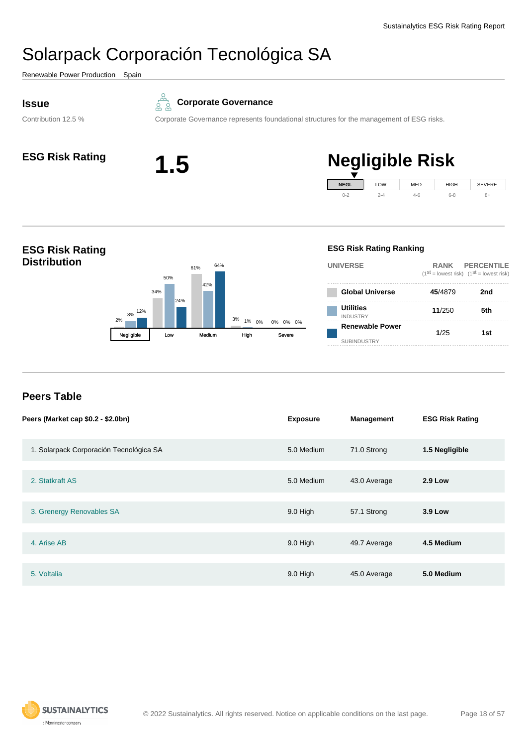# Solarpack Corporación Tecnológica SA

Renewable Power Production   Spain

## Issue

Contribution 12.5 %

**Corporate Governance**

Corporate Governance represents foundational structures for the management of ESG risks.

## ESG Risk Rating

**1.5**

## Negligible Risk

| NEGL | LOW | MED | HIGH | SEVERE |
|---|---|---|---|---|
| 0-2 | 2-4 | 4-6 | 6-8 | 8+ |

## ESG Risk Rating Distribution

| | Negligible | Low | Medium | High | Severe |
|---|---|---|---|---|---|
| Global Universe | 2% | 34% | 61% | 3% | 0% |
| Utilities Industry | 8% | 50% | 42% | 1% | 0% |
| Renewable Power Subindustry | 12% | 24% | 64% | 0% | 0% |

## ESG Risk Rating Ranking

| UNIVERSE | RANK (1st = lowest risk) | PERCENTILE (1st = lowest risk) |
|---|---|---|
| Global Universe | **45**/4879 | 2nd |
| Utilities INDUSTRY | **11**/250 | 5th |
| Renewable Power SUBINDUSTRY | **1**/25 | 1st |

## Peers Table

| Peers (Market cap $0.2 - $2.0bn) | Exposure | Management | ESG Risk Rating |
|---|---|---|---|
| 1. Solarpack Corporación Tecnológica SA | 5.0 Medium | 71.0 Strong | **1.5 Negligible** |
| 2. Statkraft AS | 5.0 Medium | 43.0 Average | **2.9 Low** |
| 3. Grenergy Renovables SA | 9.0 High | 57.1 Strong | **3.9 Low** |
| 4. Arise AB | 9.0 High | 49.7 Average | **4.5 Medium** |
| 5. Voltalia | 9.0 High | 45.0 Average | **5.0 Medium** |

© 2022 Sustainalytics. All rights reserved. Notice on applicable conditions on the last page.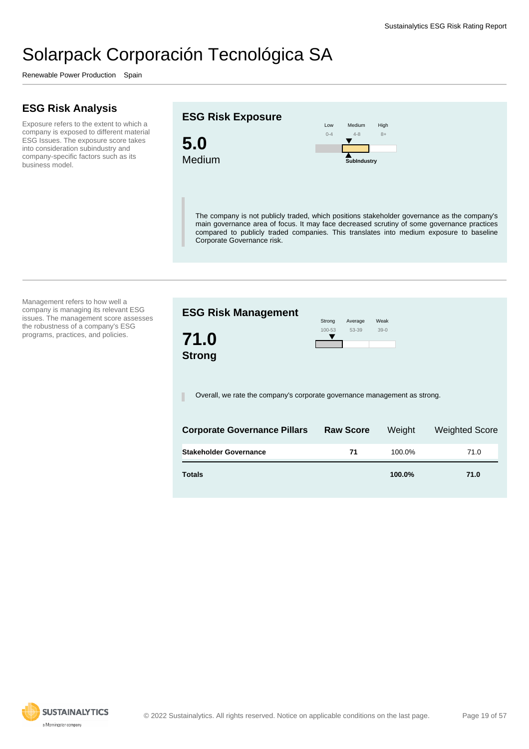# Solarpack Corporación Tecnológica SA

Renewable Power Production Spain

## ESG Risk Analysis

Exposure refers to the extent to which a company is exposed to different material ESG Issues. The exposure score takes into consideration subindustry and company-specific factors such as its business model.

### ESG Risk Exposure

**5.0**

Medium

Low 0-4 | Medium 4-8 | High 8+

SubIndustry

The company is not publicly traded, which positions stakeholder governance as the company's main governance area of focus. It may face decreased scrutiny of some governance practices compared to publicly traded companies. This translates into medium exposure to baseline Corporate Governance risk.

---

Management refers to how well a company is managing its relevant ESG issues. The management score assesses the robustness of a company's ESG programs, practices, and policies.

### ESG Risk Management

**71.0**

**Strong**

Strong 100-53 | Average 53-39 | Weak 39-0

Overall, we rate the company's corporate governance management as strong.

| Corporate Governance Pillars | Raw Score | Weight | Weighted Score |
|---|---|---|---|
| **Stakeholder Governance** | **71** | 100.0% | 71.0 |
| **Totals** | | **100.0%** | **71.0** |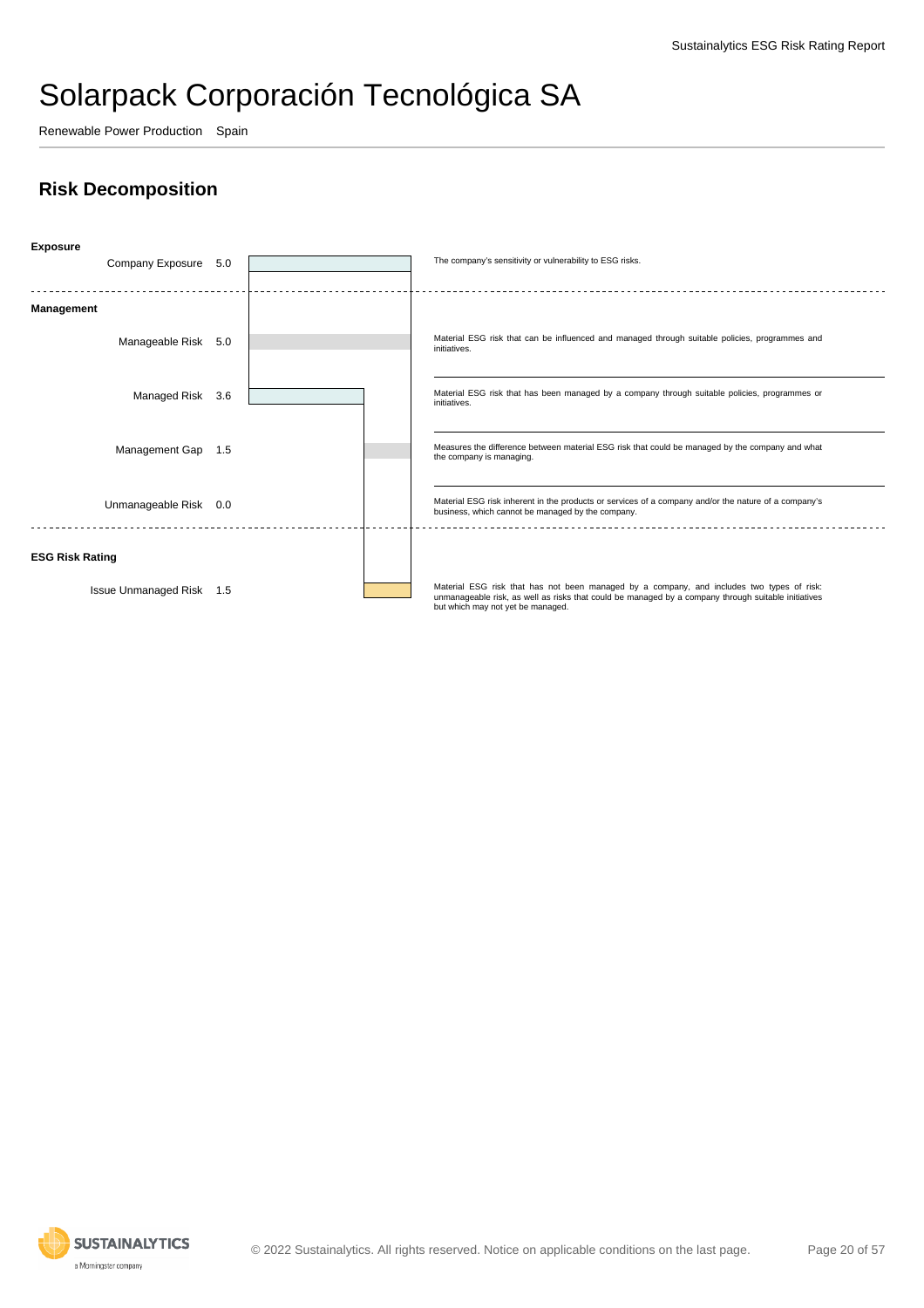# Solarpack Corporación Tecnológica SA

Renewable Power Production Spain

## Risk Decomposition

| Category | Measure | Value | Description |
|---|---|---|---|
| **Exposure** | Company Exposure | 5.0 | The company's sensitivity or vulnerability to ESG risks. |
| **Management** | Manageable Risk | 5.0 | Material ESG risk that can be influenced and managed through suitable policies, programmes and initiatives. |
| | Managed Risk | 3.6 | Material ESG risk that has been managed by a company through suitable policies, programmes or initiatives. |
| | Management Gap | 1.5 | Measures the difference between material ESG risk that could be managed by the company and what the company is managing. |
| | Unmanageable Risk | 0.0 | Material ESG risk inherent in the products or services of a company and/or the nature of a company's business, which cannot be managed by the company. |
| **ESG Risk Rating** | Issue Unmanaged Risk | 1.5 | Material ESG risk that has not been managed by a company, and includes two types of risk: unmanageable risk, as well as risks that could be managed by a company through suitable initiatives but which may not yet be managed. |

© 2022 Sustainalytics. All rights reserved. Notice on applicable conditions on the last page.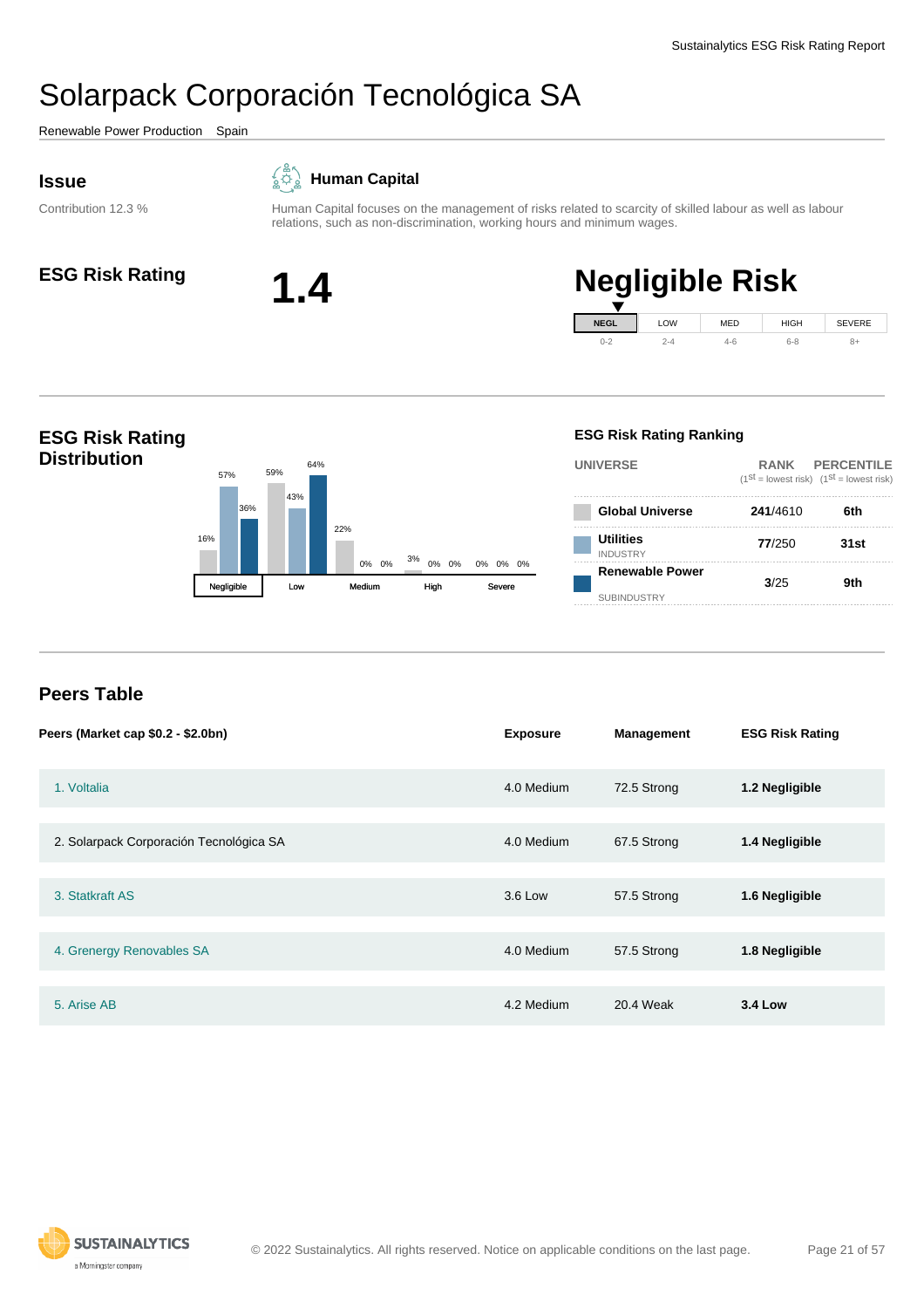# Solarpack Corporación Tecnológica SA

Renewable Power Production   Spain

## Issue

Contribution 12.3 %

**Human Capital**

Human Capital focuses on the management of risks related to scarcity of skilled labour as well as labour relations, such as non-discrimination, working hours and minimum wages.

## ESG Risk Rating

**1.4**

**Negligible Risk**

| NEGL | LOW | MED | HIGH | SEVERE |
|---|---|---|---|---|
| 0-2 | 2-4 | 4-6 | 6-8 | 8+ |

## ESG Risk Rating Distribution

| | Global Universe | Utilities | Renewable Power |
|---|---|---|---|
| Negligible | 16% | 57% | 36% |
| Low | 59% | 43% | 64% |
| Medium | 22% | 0% | 0% |
| High | 3% | 0% | 0% |
| Severe | 0% | 0% | 0% |

### ESG Risk Rating Ranking

| UNIVERSE | RANK (1st = lowest risk) | PERCENTILE (1st = lowest risk) |
|---|---|---|
| Global Universe | 241/4610 | 6th |
| Utilities INDUSTRY | 77/250 | 31st |
| Renewable Power SUBINDUSTRY | 3/25 | 9th |

## Peers Table

| Peers (Market cap $0.2 - $2.0bn) | Exposure | Management | ESG Risk Rating |
|---|---|---|---|
| 1. Voltalia | 4.0 Medium | 72.5 Strong | **1.2 Negligible** |
| 2. Solarpack Corporación Tecnológica SA | 4.0 Medium | 67.5 Strong | **1.4 Negligible** |
| 3. Statkraft AS | 3.6 Low | 57.5 Strong | **1.6 Negligible** |
| 4. Grenergy Renovables SA | 4.0 Medium | 57.5 Strong | **1.8 Negligible** |
| 5. Arise AB | 4.2 Medium | 20.4 Weak | **3.4 Low** |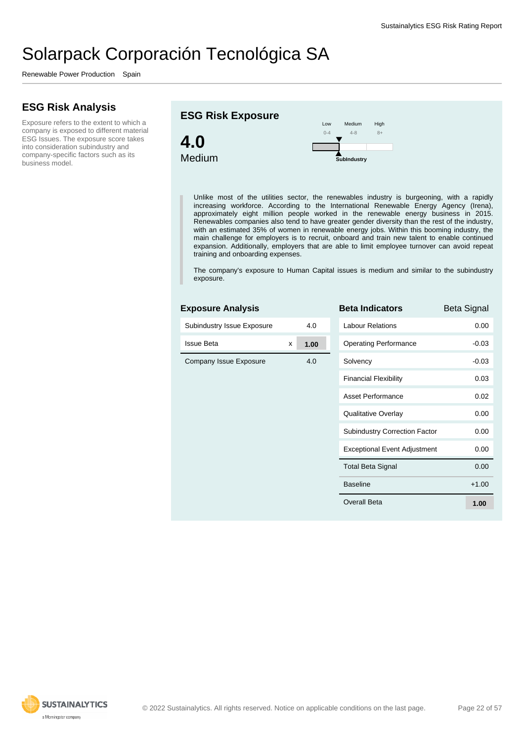# Solarpack Corporación Tecnológica SA

Renewable Power Production Spain

## ESG Risk Analysis

Exposure refers to the extent to which a company is exposed to different material ESG Issues. The exposure score takes into consideration subindustry and company-specific factors such as its business model.

## ESG Risk Exposure

**4.0**

Medium

| Low | Medium | High |
|---|---|---|
| 0-4 | 4-8 | 8+ |

Subindustry

> Unlike most of the utilities sector, the renewables industry is burgeoning, with a rapidly increasing workforce. According to the International Renewable Energy Agency (Irena), approximately eight million people worked in the renewable energy business in 2015. Renewables companies also tend to have greater gender diversity than the rest of the industry, with an estimated 35% of women in renewable energy jobs. Within this booming industry, the main challenge for employers is to recruit, onboard and train new talent to enable continued expansion. Additionally, employers that are able to limit employee turnover can avoid repeat training and onboarding expenses.
>
> The company's exposure to Human Capital issues is medium and similar to the subindustry exposure.

### Exposure Analysis

| | | |
|---|---|---|
| Subindustry Issue Exposure | | 4.0 |
| Issue Beta | x | **1.00** |
| Company Issue Exposure | | 4.0 |

### Beta Indicators

| Beta Indicators | Beta Signal |
|---|---|
| Labour Relations | 0.00 |
| Operating Performance | -0.03 |
| Solvency | -0.03 |
| Financial Flexibility | 0.03 |
| Asset Performance | 0.02 |
| Qualitative Overlay | 0.00 |
| Subindustry Correction Factor | 0.00 |
| Exceptional Event Adjustment | 0.00 |
| Total Beta Signal | 0.00 |
| Baseline | +1.00 |
| Overall Beta | **1.00** |

© 2022 Sustainalytics. All rights reserved. Notice on applicable conditions on the last page.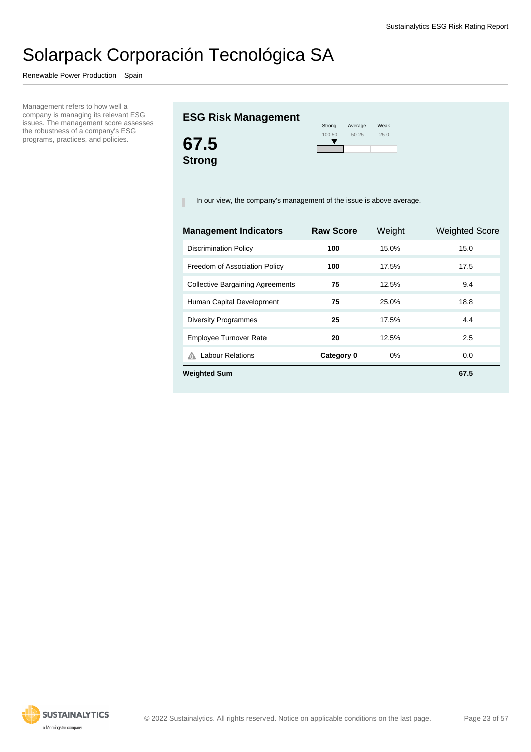# Solarpack Corporación Tecnológica SA

Renewable Power Production Spain

Management refers to how well a company is managing its relevant ESG issues. The management score assesses the robustness of a company's ESG programs, practices, and policies.

## ESG Risk Management

**67.5**
**Strong**

| Strong | Average | Weak |
|---|---|---|
| 100-50 | 50-25 | 25-0 |

In our view, the company's management of the issue is above average.

| Management Indicators | Raw Score | Weight | Weighted Score |
|---|---|---|---|
| Discrimination Policy | **100** | 15.0% | 15.0 |
| Freedom of Association Policy | **100** | 17.5% | 17.5 |
| Collective Bargaining Agreements | **75** | 12.5% | 9.4 |
| Human Capital Development | **75** | 25.0% | 18.8 |
| Diversity Programmes | **25** | 17.5% | 4.4 |
| Employee Turnover Rate | **20** | 12.5% | 2.5 |
| Labour Relations | **Category 0** | 0% | 0.0 |
| **Weighted Sum** | | | **67.5** |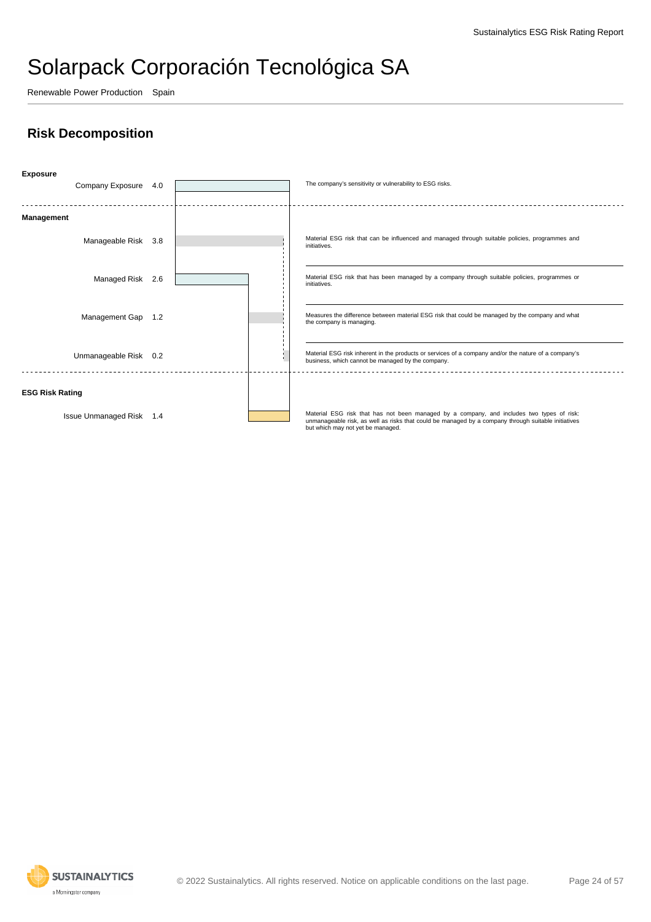# Solarpack Corporación Tecnológica SA

Renewable Power Production   Spain

## Risk Decomposition

**Exposure**

| Item | Value | Description |
|---|---|---|
| Company Exposure | 4.0 | The company's sensitivity or vulnerability to ESG risks. |

**Management**

| Item | Value | Description |
|---|---|---|
| Manageable Risk | 3.8 | Material ESG risk that can be influenced and managed through suitable policies, programmes and initiatives. |
| Managed Risk | 2.6 | Material ESG risk that has been managed by a company through suitable policies, programmes or initiatives. |
| Management Gap | 1.2 | Measures the difference between material ESG risk that could be managed by the company and what the company is managing. |
| Unmanageable Risk | 0.2 | Material ESG risk inherent in the products or services of a company and/or the nature of a company's business, which cannot be managed by the company. |

**ESG Risk Rating**

| Item | Value | Description |
|---|---|---|
| Issue Unmanaged Risk | 1.4 | Material ESG risk that has not been managed by a company, and includes two types of risk: unmanageable risk, as well as risks that could be managed by a company through suitable initiatives but which may not yet be managed. |

© 2022 Sustainalytics. All rights reserved. Notice on applicable conditions on the last page.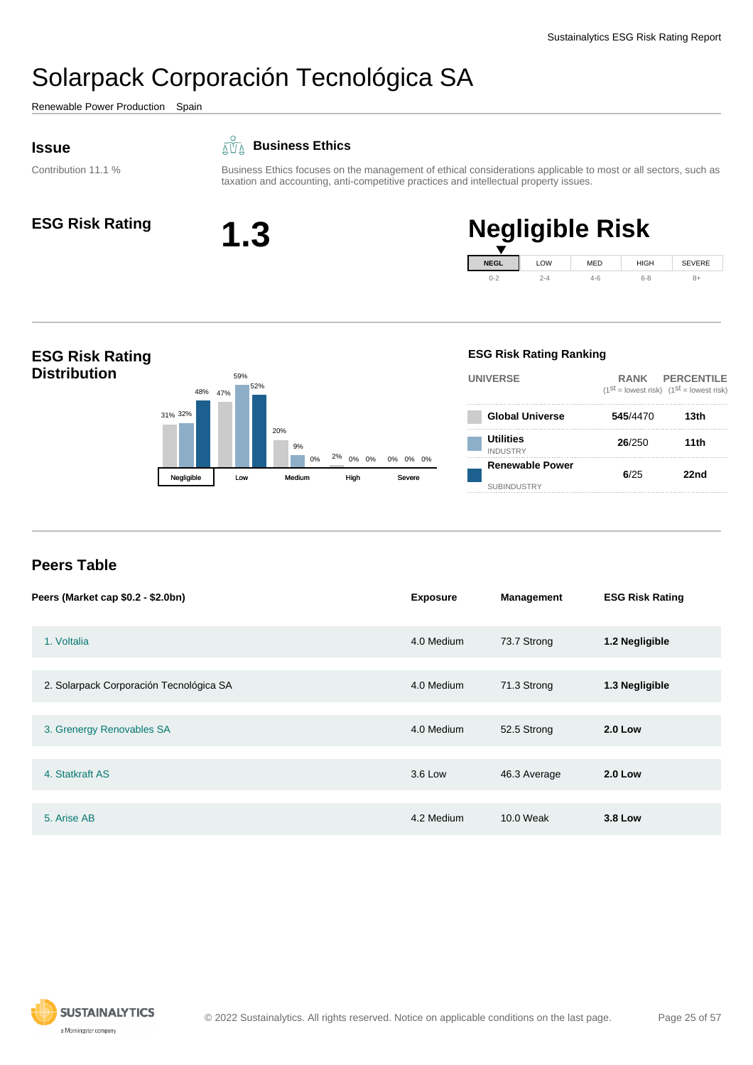# Solarpack Corporación Tecnológica SA

Renewable Power Production   Spain

## Issue

Contribution 11.1 %

**Business Ethics**

Business Ethics focuses on the management of ethical considerations applicable to most or all sectors, such as taxation and accounting, anti-competitive practices and intellectual property issues.

## ESG Risk Rating

**1.3**

## Negligible Risk

| NEGL | LOW | MED | HIGH | SEVERE |
|---|---|---|---|---|
| 0-2 | 2-4 | 4-6 | 6-8 | 8+ |

## ESG Risk Rating Distribution

| | Global Universe | Utilities | Renewable Power |
|---|---|---|---|
| Negligible | 31% | 32% | 48% |
| Low | 47% | 59% | 52% |
| Medium | 20% | 9% | 0% |
| High | 2% | 0% | 0% |
| Severe | 0% | 0% | 0% |

### ESG Risk Rating Ranking

| UNIVERSE | RANK (1st = lowest risk) | PERCENTILE (1st = lowest risk) |
|---|---|---|
| Global Universe | **545**/4470 | **13th** |
| Utilities INDUSTRY | **26**/250 | **11th** |
| Renewable Power SUBINDUSTRY | **6**/25 | **22nd** |

## Peers Table

| Peers (Market cap $0.2 - $2.0bn) | Exposure | Management | ESG Risk Rating |
|---|---|---|---|
| 1. Voltalia | 4.0 Medium | 73.7 Strong | **1.2 Negligible** |
| 2. Solarpack Corporación Tecnológica SA | 4.0 Medium | 71.3 Strong | **1.3 Negligible** |
| 3. Grenergy Renovables SA | 4.0 Medium | 52.5 Strong | **2.0 Low** |
| 4. Statkraft AS | 3.6 Low | 46.3 Average | **2.0 Low** |
| 5. Arise AB | 4.2 Medium | 10.0 Weak | **3.8 Low** |

© 2022 Sustainalytics. All rights reserved. Notice on applicable conditions on the last page.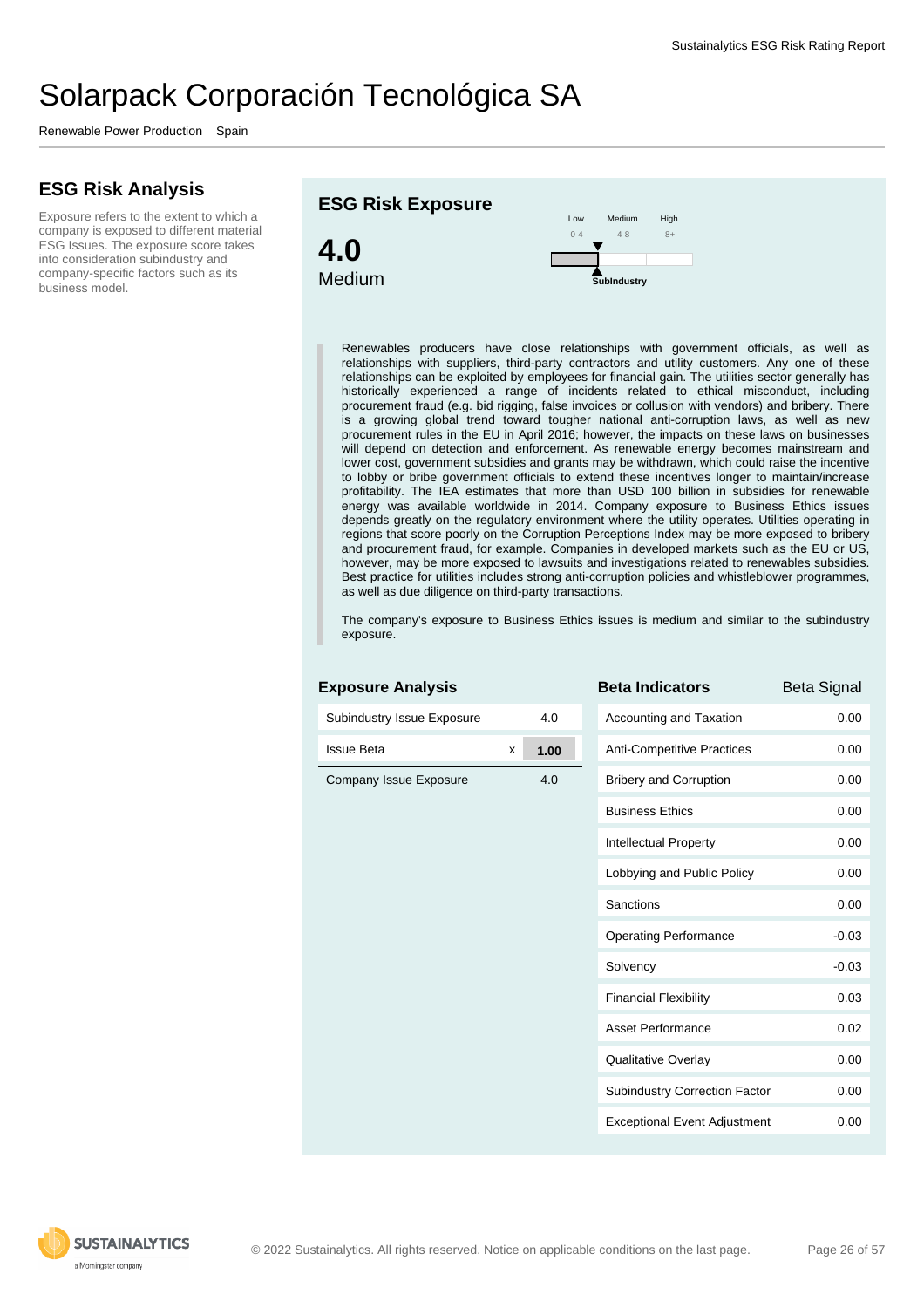# Solarpack Corporación Tecnológica SA

Renewable Power Production    Spain

## ESG Risk Analysis

Exposure refers to the extent to which a company is exposed to different material ESG Issues. The exposure score takes into consideration subindustry and company-specific factors such as its business model.

## ESG Risk Exposure

**4.0**

Medium

Low 0-4 | Medium 4-8 | High 8+

SubIndustry

Renewables producers have close relationships with government officials, as well as relationships with suppliers, third-party contractors and utility customers. Any one of these relationships can be exploited by employees for financial gain. The utilities sector generally has historically experienced a range of incidents related to ethical misconduct, including procurement fraud (e.g. bid rigging, false invoices or collusion with vendors) and bribery. There is a growing global trend toward tougher national anti-corruption laws, as well as new procurement rules in the EU in April 2016; however, the impacts on these laws on businesses will depend on detection and enforcement. As renewable energy becomes mainstream and lower cost, government subsidies and grants may be withdrawn, which could raise the incentive to lobby or bribe government officials to extend these incentives longer to maintain/increase profitability. The IEA estimates that more than USD 100 billion in subsidies for renewable energy was available worldwide in 2014. Company exposure to Business Ethics issues depends greatly on the regulatory environment where the utility operates. Utilities operating in regions that score poorly on the Corruption Perceptions Index may be more exposed to bribery and procurement fraud, for example. Companies in developed markets such as the EU or US, however, may be more exposed to lawsuits and investigations related to renewables subsidies. Best practice for utilities includes strong anti-corruption policies and whistleblower programmes, as well as due diligence on third-party transactions.

The company's exposure to Business Ethics issues is medium and similar to the subindustry exposure.

### Exposure Analysis

| | | |
|---|---|---|
| Subindustry Issue Exposure | | 4.0 |
| Issue Beta | x | **1.00** |
| Company Issue Exposure | | 4.0 |

### Beta Indicators

| Beta Indicators | Beta Signal |
|---|---|
| Accounting and Taxation | 0.00 |
| Anti-Competitive Practices | 0.00 |
| Bribery and Corruption | 0.00 |
| Business Ethics | 0.00 |
| Intellectual Property | 0.00 |
| Lobbying and Public Policy | 0.00 |
| Sanctions | 0.00 |
| Operating Performance | -0.03 |
| Solvency | -0.03 |
| Financial Flexibility | 0.03 |
| Asset Performance | 0.02 |
| Qualitative Overlay | 0.00 |
| Subindustry Correction Factor | 0.00 |
| Exceptional Event Adjustment | 0.00 |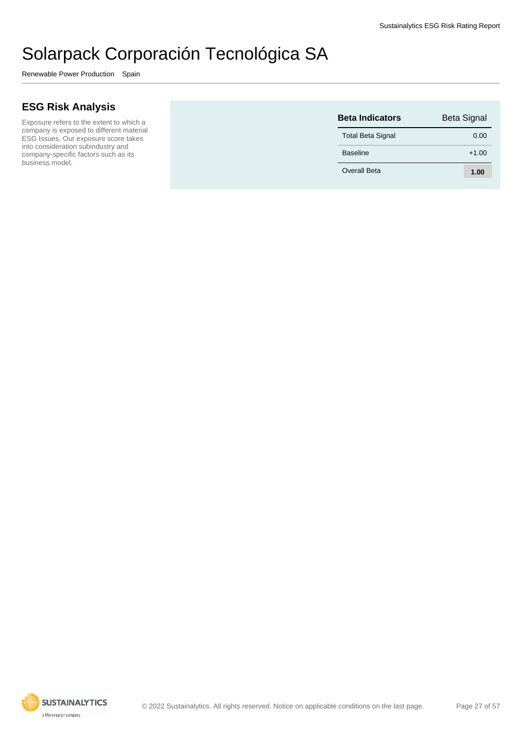# Solarpack Corporación Tecnológica SA

Renewable Power Production   Spain

## ESG Risk Analysis

Exposure refers to the extent to which a company is exposed to different material ESG Issues. Our exposure score takes into consideration subindustry and company-specific factors such as its business model.

| Beta Indicators | Beta Signal |
| --- | --- |
| Total Beta Signal | 0.00 |
| Baseline | +1.00 |
| Overall Beta | **1.00** |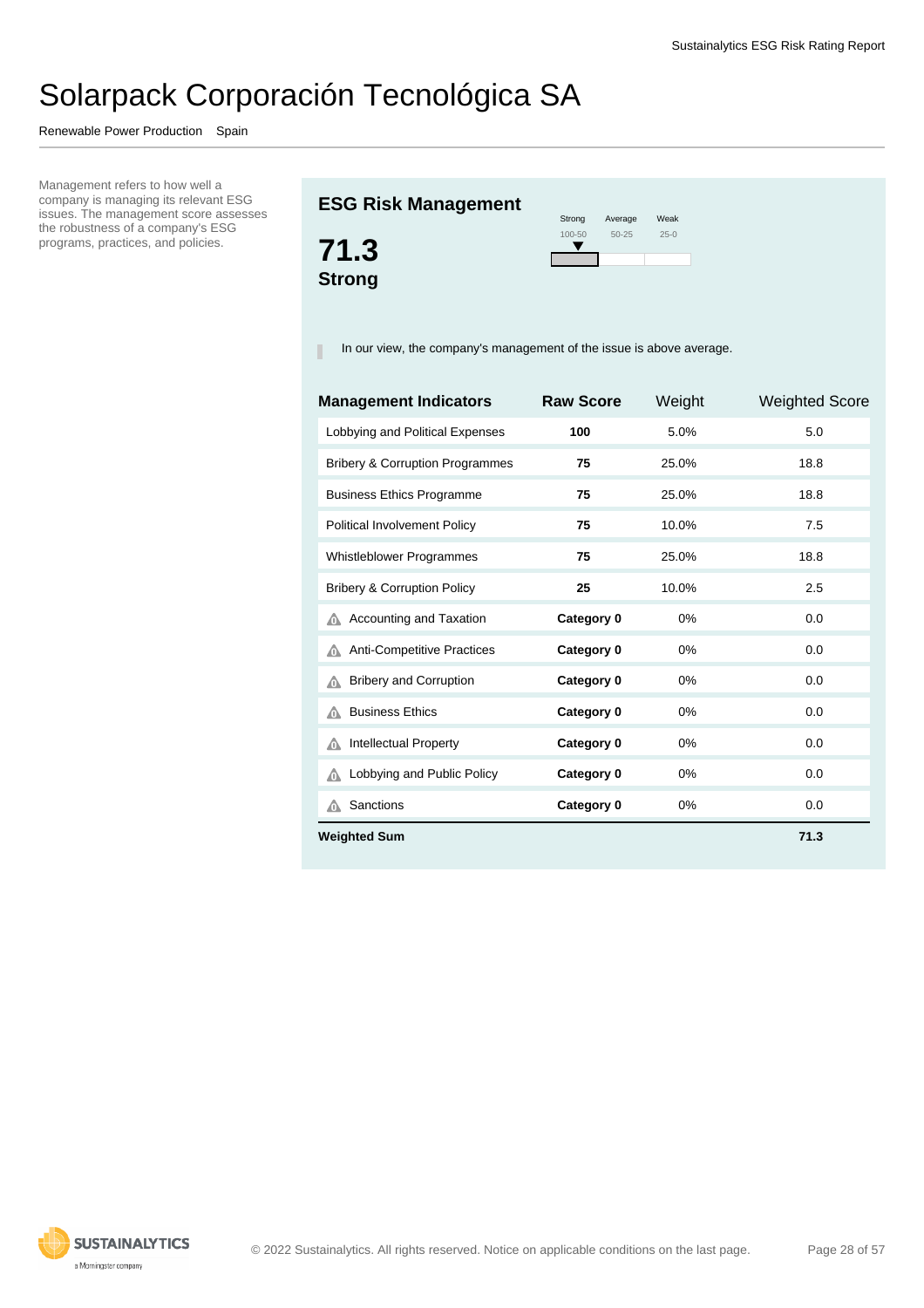# Solarpack Corporación Tecnológica SA

Renewable Power Production   Spain

Management refers to how well a company is managing its relevant ESG issues. The management score assesses the robustness of a company's ESG programs, practices, and policies.

## ESG Risk Management

**71.3**
**Strong**

| Strong | Average | Weak |
|---|---|---|
| 100-50 | 50-25 | 25-0 |

In our view, the company's management of the issue is above average.

| Management Indicators | Raw Score | Weight | Weighted Score |
|---|---|---|---|
| Lobbying and Political Expenses | **100** | 5.0% | 5.0 |
| Bribery & Corruption Programmes | **75** | 25.0% | 18.8 |
| Business Ethics Programme | **75** | 25.0% | 18.8 |
| Political Involvement Policy | **75** | 10.0% | 7.5 |
| Whistleblower Programmes | **75** | 25.0% | 18.8 |
| Bribery & Corruption Policy | **25** | 10.0% | 2.5 |
| Accounting and Taxation | **Category 0** | 0% | 0.0 |
| Anti-Competitive Practices | **Category 0** | 0% | 0.0 |
| Bribery and Corruption | **Category 0** | 0% | 0.0 |
| Business Ethics | **Category 0** | 0% | 0.0 |
| Intellectual Property | **Category 0** | 0% | 0.0 |
| Lobbying and Public Policy | **Category 0** | 0% | 0.0 |
| Sanctions | **Category 0** | 0% | 0.0 |
| **Weighted Sum** | | | **71.3** |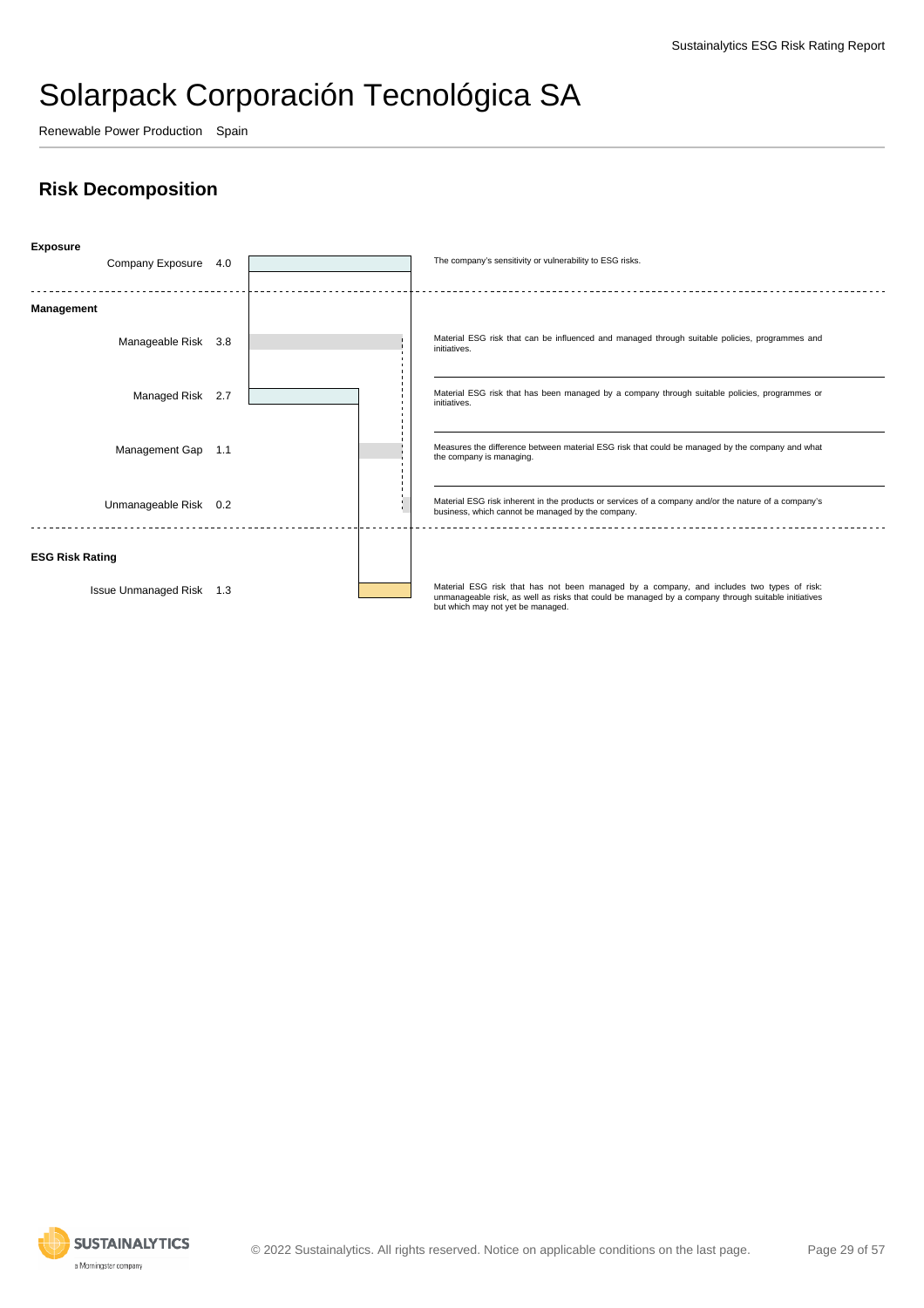# Solarpack Corporación Tecnológica SA

Renewable Power Production Spain

## Risk Decomposition

**Exposure**

| Category | Value | Description |
|---|---|---|
| Company Exposure | 4.0 | The company's sensitivity or vulnerability to ESG risks. |

**Management**

| Category | Value | Description |
|---|---|---|
| Manageable Risk | 3.8 | Material ESG risk that can be influenced and managed through suitable policies, programmes and initiatives. |
| Managed Risk | 2.7 | Material ESG risk that has been managed by a company through suitable policies, programmes or initiatives. |
| Management Gap | 1.1 | Measures the difference between material ESG risk that could be managed by the company and what the company is managing. |
| Unmanageable Risk | 0.2 | Material ESG risk inherent in the products or services of a company and/or the nature of a company's business, which cannot be managed by the company. |

**ESG Risk Rating**

| Category | Value | Description |
|---|---|---|
| Issue Unmanaged Risk | 1.3 | Material ESG risk that has not been managed by a company, and includes two types of risk: unmanageable risk, as well as risks that could be managed by a company through suitable initiatives but which may not yet be managed. |

© 2022 Sustainalytics. All rights reserved. Notice on applicable conditions on the last page.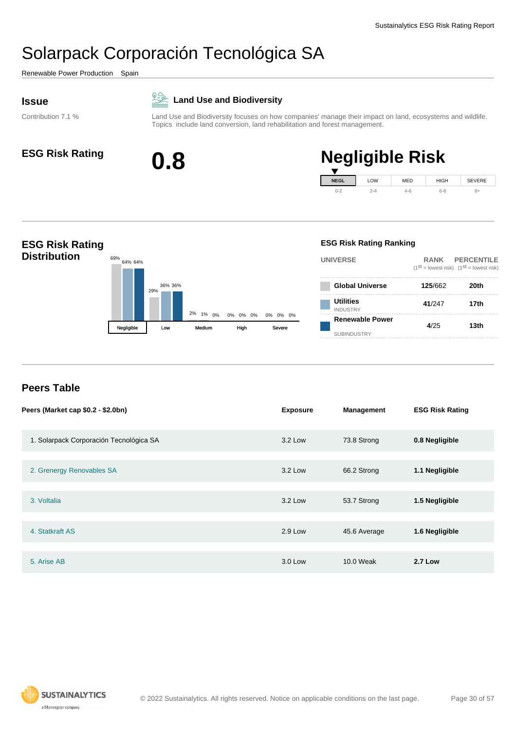# Solarpack Corporación Tecnológica SA

Renewable Power Production   Spain

## Issue

Contribution 7.1 %

### Land Use and Biodiversity

Land Use and Biodiversity focuses on how companies' manage their impact on land, ecosystems and wildlife. Topics include land conversion, land rehabilitation and forest management.

## ESG Risk Rating

**0.8**

## Negligible Risk

| NEGL | LOW | MED | HIGH | SEVERE |
|---|---|---|---|---|
| 0-2 | 2-4 | 4-6 | 6-8 | 8+ |

## ESG Risk Rating Distribution

| | Negligible | Low | Medium | High | Severe |
|---|---|---|---|---|---|
| Global Universe | 69% | 29% | 2% | 0% | 0% |
| Utilities (Industry) | 64% | 36% | 1% | 0% | 0% |
| Renewable Power (Subindustry) | 64% | 36% | 0% | 0% | 0% |

## ESG Risk Rating Ranking

| UNIVERSE | RANK (1st = lowest risk) | PERCENTILE (1st = lowest risk) |
|---|---|---|
| **Global Universe** | **125**/662 | **20th** |
| **Utilities** INDUSTRY | **41**/247 | **17th** |
| **Renewable Power** SUBINDUSTRY | **4**/25 | **13th** |

## Peers Table

| Peers (Market cap $0.2 - $2.0bn) | Exposure | Management | ESG Risk Rating |
|---|---|---|---|
| 1. Solarpack Corporación Tecnológica SA | 3.2 Low | 73.8 Strong | **0.8 Negligible** |
| 2. Grenergy Renovables SA | 3.2 Low | 66.2 Strong | **1.1 Negligible** |
| 3. Voltalia | 3.2 Low | 53.7 Strong | **1.5 Negligible** |
| 4. Statkraft AS | 2.9 Low | 45.6 Average | **1.6 Negligible** |
| 5. Arise AB | 3.0 Low | 10.0 Weak | **2.7 Low** |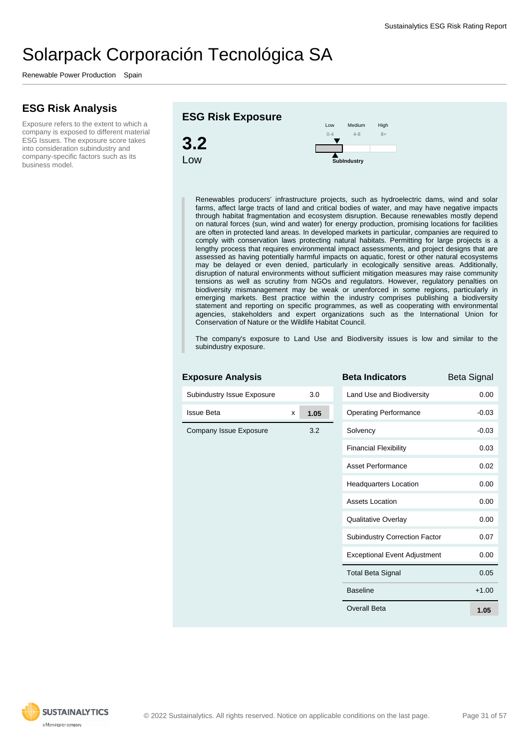# Solarpack Corporación Tecnológica SA

Renewable Power Production   Spain

## ESG Risk Analysis

Exposure refers to the extent to which a company is exposed to different material ESG Issues. The exposure score takes into consideration subindustry and company-specific factors such as its business model.

## ESG Risk Exposure

**3.2**
Low

Low 0-4 | Medium 4-8 | High 8+

SubIndustry

Renewables producers' infrastructure projects, such as hydroelectric dams, wind and solar farms, affect large tracts of land and critical bodies of water, and may have negative impacts through habitat fragmentation and ecosystem disruption. Because renewables mostly depend on natural forces (sun, wind and water) for energy production, promising locations for facilities are often in protected land areas. In developed markets in particular, companies are required to comply with conservation laws protecting natural habitats. Permitting for large projects is a lengthy process that requires environmental impact assessments, and project designs that are assessed as having potentially harmful impacts on aquatic, forest or other natural ecosystems may be delayed or even denied, particularly in ecologically sensitive areas. Additionally, disruption of natural environments without sufficient mitigation measures may raise community tensions as well as scrutiny from NGOs and regulators. However, regulatory penalties on biodiversity mismanagement may be weak or unenforced in some regions, particularly in emerging markets. Best practice within the industry comprises publishing a biodiversity statement and reporting on specific programmes, as well as cooperating with environmental agencies, stakeholders and expert organizations such as the International Union for Conservation of Nature or the Wildlife Habitat Council.

The company's exposure to Land Use and Biodiversity issues is low and similar to the subindustry exposure.

### Exposure Analysis

| | | |
|---|---|---|
| Subindustry Issue Exposure | | 3.0 |
| Issue Beta | x | **1.05** |
| Company Issue Exposure | | 3.2 |

### Beta Indicators

| Beta Indicators | Beta Signal |
|---|---|
| Land Use and Biodiversity | 0.00 |
| Operating Performance | -0.03 |
| Solvency | -0.03 |
| Financial Flexibility | 0.03 |
| Asset Performance | 0.02 |
| Headquarters Location | 0.00 |
| Assets Location | 0.00 |
| Qualitative Overlay | 0.00 |
| Subindustry Correction Factor | 0.07 |
| Exceptional Event Adjustment | 0.00 |
| Total Beta Signal | 0.05 |
| Baseline | +1.00 |
| Overall Beta | **1.05** |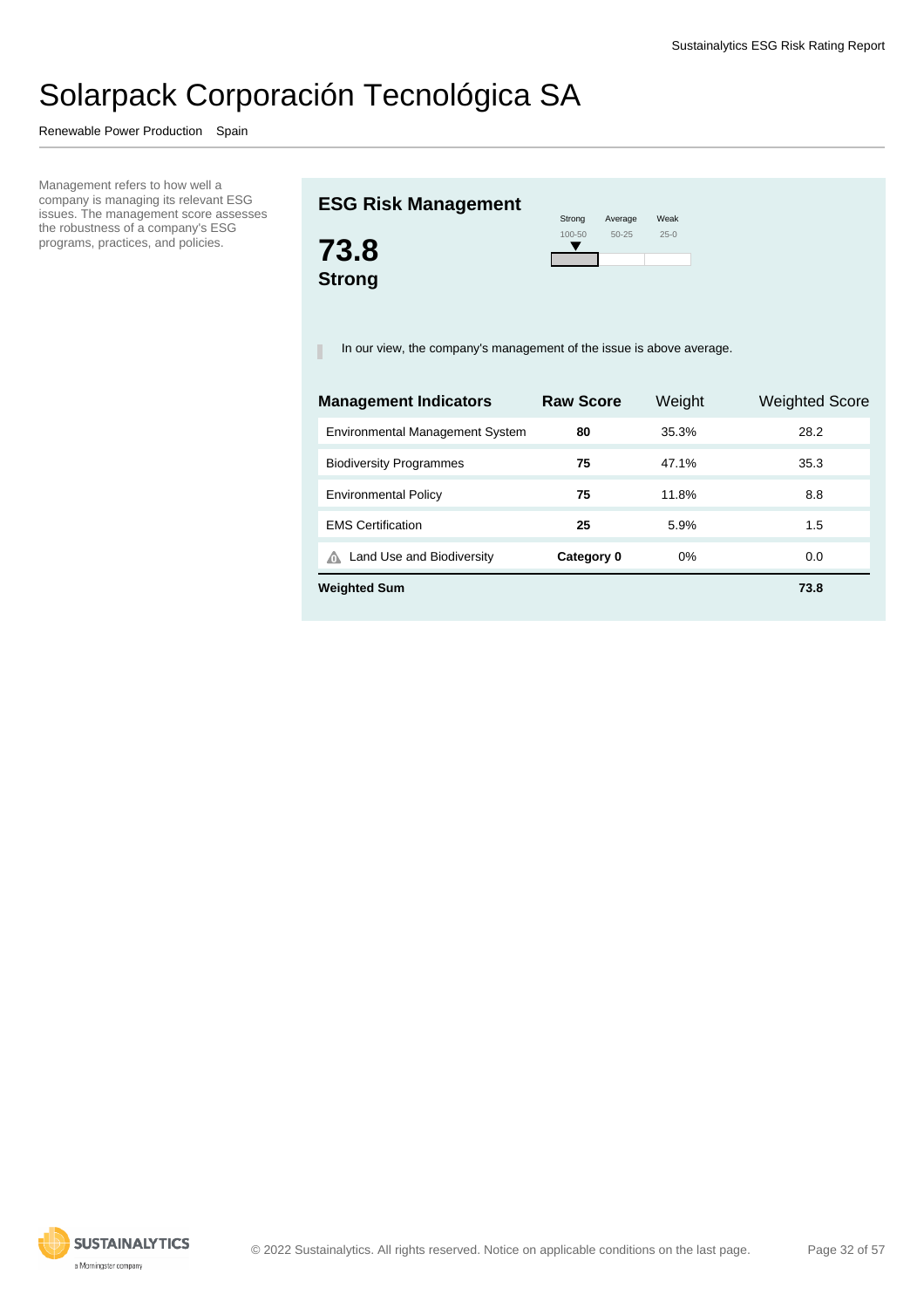# Solarpack Corporación Tecnológica SA

Renewable Power Production   Spain

Management refers to how well a company is managing its relevant ESG issues. The management score assesses the robustness of a company's ESG programs, practices, and policies.

## ESG Risk Management

**73.8**
**Strong**

| Strong | Average | Weak |
|---|---|---|
| 100-50 | 50-25 | 25-0 |

In our view, the company's management of the issue is above average.

| Management Indicators | Raw Score | Weight | Weighted Score |
|---|---|---|---|
| Environmental Management System | **80** | 35.3% | 28.2 |
| Biodiversity Programmes | **75** | 47.1% | 35.3 |
| Environmental Policy | **75** | 11.8% | 8.8 |
| EMS Certification | **25** | 5.9% | 1.5 |
| Land Use and Biodiversity | **Category 0** | 0% | 0.0 |
| **Weighted Sum** | | | **73.8** |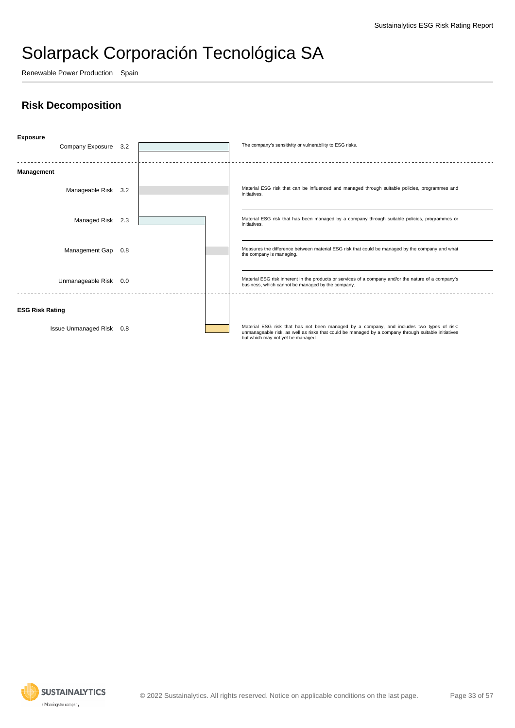# Solarpack Corporación Tecnológica SA

Renewable Power Production Spain

## Risk Decomposition

| Category | Item | Value | Description |
|---|---|---|---|
| **Exposure** | Company Exposure | 3.2 | The company's sensitivity or vulnerability to ESG risks. |
| **Management** | Manageable Risk | 3.2 | Material ESG risk that can be influenced and managed through suitable policies, programmes and initiatives. |
| | Managed Risk | 2.3 | Material ESG risk that has been managed by a company through suitable policies, programmes or initiatives. |
| | Management Gap | 0.8 | Measures the difference between material ESG risk that could be managed by the company and what the company is managing. |
| | Unmanageable Risk | 0.0 | Material ESG risk inherent in the products or services of a company and/or the nature of a company's business, which cannot be managed by the company. |
| **ESG Risk Rating** | Issue Unmanaged Risk | 0.8 | Material ESG risk that has not been managed by a company, and includes two types of risk: unmanageable risk, as well as risks that could be managed by a company through suitable initiatives but which may not yet be managed. |

© 2022 Sustainalytics. All rights reserved. Notice on applicable conditions on the last page.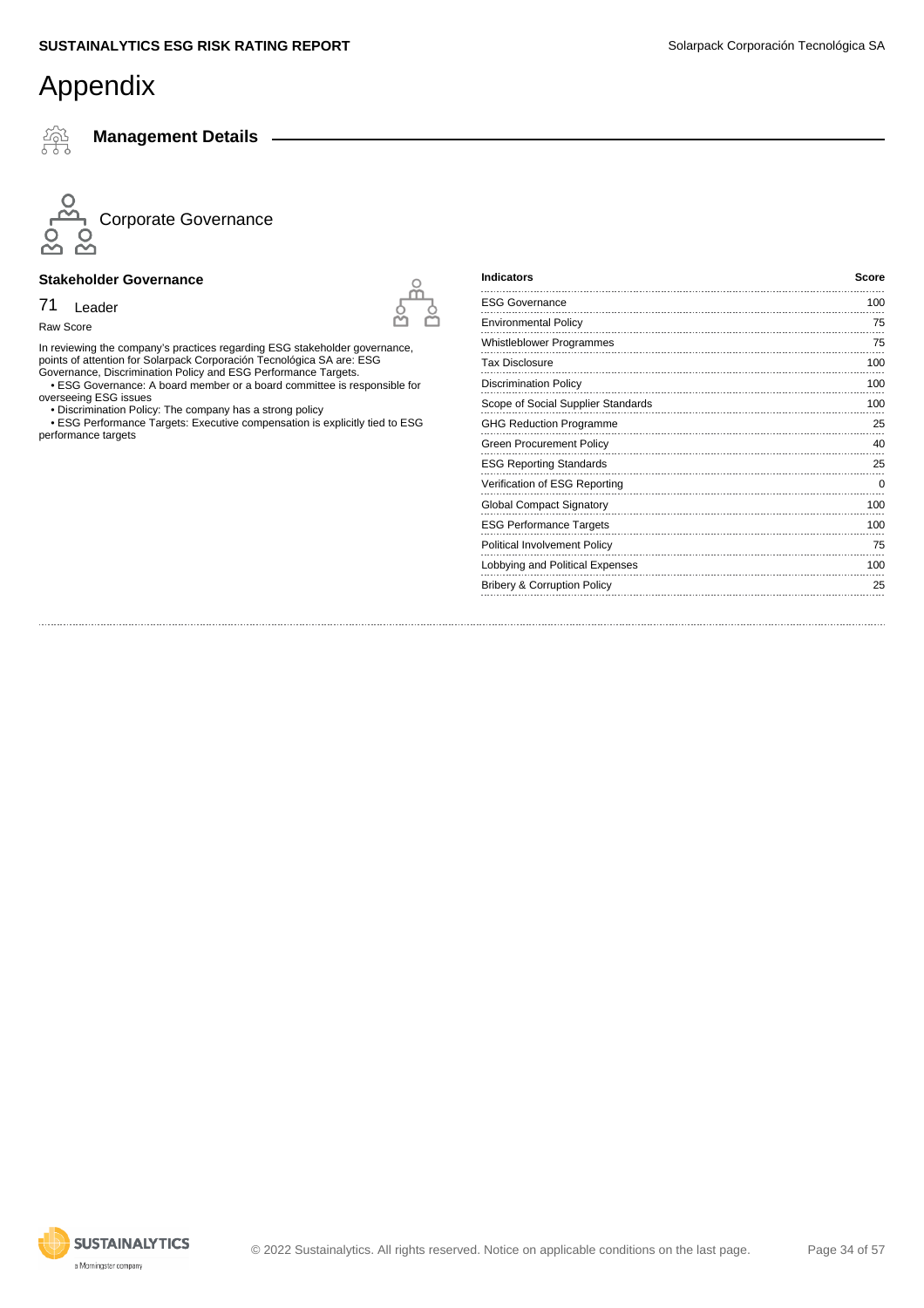# Appendix

## Management Details

### Corporate Governance

#### Stakeholder Governance

71 Leader

Raw Score

In reviewing the company's practices regarding ESG stakeholder governance, points of attention for Solarpack Corporación Tecnológica SA are: ESG Governance, Discrimination Policy and ESG Performance Targets.

- ESG Governance: A board member or a board committee is responsible for overseeing ESG issues
- Discrimination Policy: The company has a strong policy
- ESG Performance Targets: Executive compensation is explicitly tied to ESG performance targets

| Indicators | Score |
|---|---|
| ESG Governance | 100 |
| Environmental Policy | 75 |
| Whistleblower Programmes | 75 |
| Tax Disclosure | 100 |
| Discrimination Policy | 100 |
| Scope of Social Supplier Standards | 100 |
| GHG Reduction Programme | 25 |
| Green Procurement Policy | 40 |
| ESG Reporting Standards | 25 |
| Verification of ESG Reporting | 0 |
| Global Compact Signatory | 100 |
| ESG Performance Targets | 100 |
| Political Involvement Policy | 75 |
| Lobbying and Political Expenses | 100 |
| Bribery & Corruption Policy | 25 |

© 2022 Sustainalytics. All rights reserved. Notice on applicable conditions on the last page.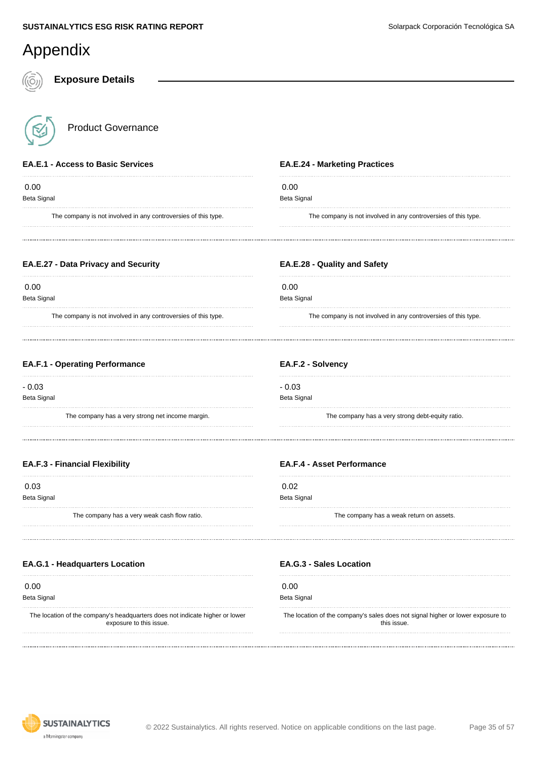# Appendix

## Exposure Details

### Product Governance

#### EA.E.1 - Access to Basic Services

0.00
Beta Signal

The company is not involved in any controversies of this type.

#### EA.E.24 - Marketing Practices

0.00
Beta Signal

The company is not involved in any controversies of this type.

#### EA.E.27 - Data Privacy and Security

0.00
Beta Signal

The company is not involved in any controversies of this type.

#### EA.E.28 - Quality and Safety

0.00
Beta Signal

The company is not involved in any controversies of this type.

#### EA.F.1 - Operating Performance

- 0.03
Beta Signal

The company has a very strong net income margin.

#### EA.F.2 - Solvency

- 0.03
Beta Signal

The company has a very strong debt-equity ratio.

#### EA.F.3 - Financial Flexibility

0.03
Beta Signal

The company has a very weak cash flow ratio.

#### EA.F.4 - Asset Performance

0.02
Beta Signal

The company has a weak return on assets.

#### EA.G.1 - Headquarters Location

0.00
Beta Signal

The location of the company's headquarters does not indicate higher or lower exposure to this issue.

#### EA.G.3 - Sales Location

0.00
Beta Signal

The location of the company's sales does not signal higher or lower exposure to this issue.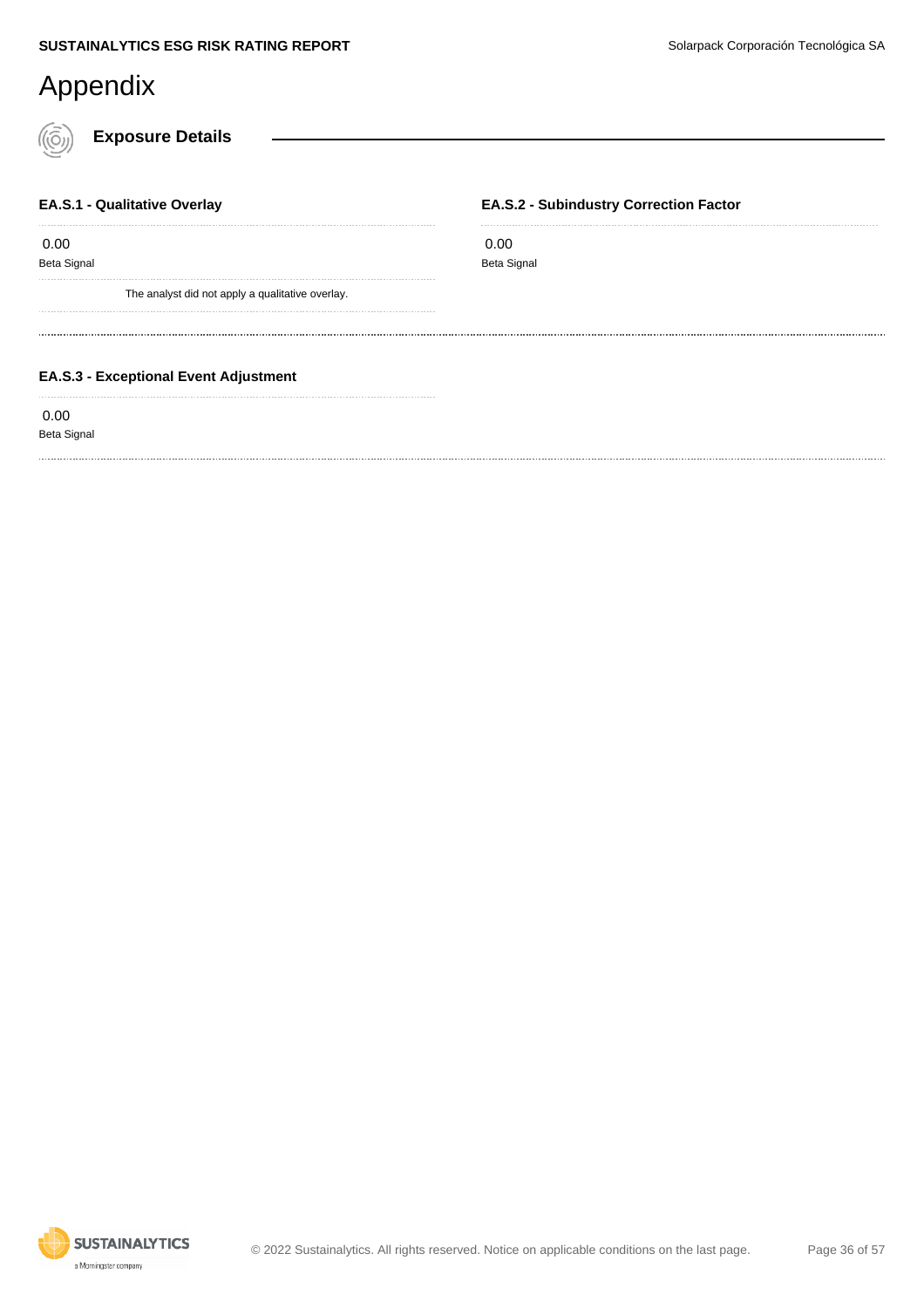# Appendix

## Exposure Details

### EA.S.1 - Qualitative Overlay

0.00

Beta Signal

The analyst did not apply a qualitative overlay.

### EA.S.2 - Subindustry Correction Factor

0.00

Beta Signal

### EA.S.3 - Exceptional Event Adjustment

0.00

Beta Signal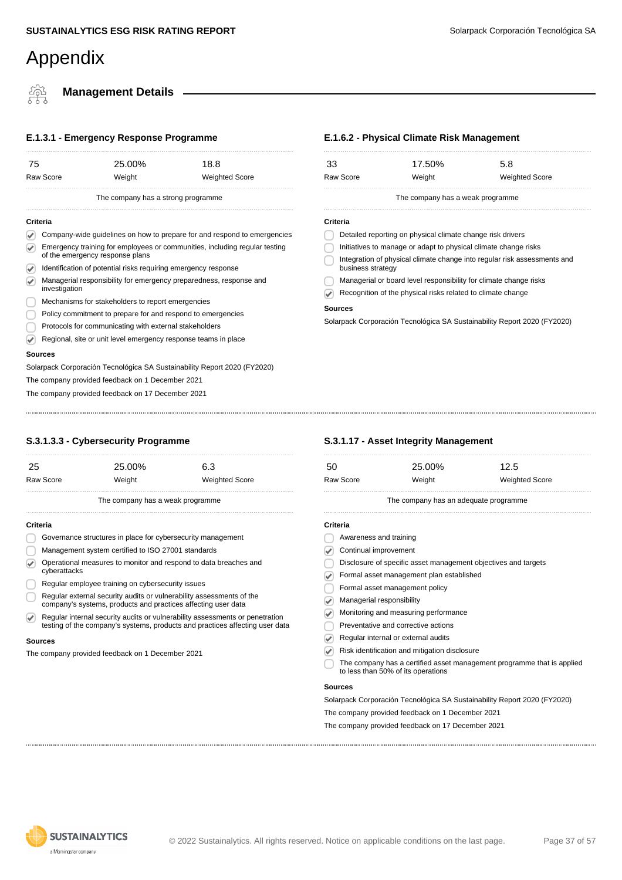# Appendix

## Management Details

### E.1.3.1 - Emergency Response Programme

| 75 | 25.00% | 18.8 |
|---|---|---|
| Raw Score | Weight | Weighted Score |

The company has a strong programme

**Criteria**

- [x] Company-wide guidelines on how to prepare for and respond to emergencies
- [x] Emergency training for employees or communities, including regular testing of the emergency response plans
- [x] Identification of potential risks requiring emergency response
- [x] Managerial responsibility for emergency preparedness, response and investigation
- [ ] Mechanisms for stakeholders to report emergencies
- [ ] Policy commitment to prepare for and respond to emergencies
- [ ] Protocols for communicating with external stakeholders
- [x] Regional, site or unit level emergency response teams in place

**Sources**

Solarpack Corporación Tecnológica SA Sustainability Report 2020 (FY2020)

The company provided feedback on 1 December 2021

The company provided feedback on 17 December 2021

### E.1.6.2 - Physical Climate Risk Management

| 33 | 17.50% | 5.8 |
|---|---|---|
| Raw Score | Weight | Weighted Score |

The company has a weak programme

**Criteria**

- [ ] Detailed reporting on physical climate change risk drivers
- [ ] Initiatives to manage or adapt to physical climate change risks
- [ ] Integration of physical climate change into regular risk assessments and business strategy
- [ ] Managerial or board level responsibility for climate change risks
- [x] Recognition of the physical risks related to climate change

**Sources**

Solarpack Corporación Tecnológica SA Sustainability Report 2020 (FY2020)

### S.3.1.3.3 - Cybersecurity Programme

| 25 | 25.00% | 6.3 |
|---|---|---|
| Raw Score | Weight | Weighted Score |

The company has a weak programme

**Criteria**

- [ ] Governance structures in place for cybersecurity management
- [ ] Management system certified to ISO 27001 standards
- [x] Operational measures to monitor and respond to data breaches and cyberattacks
- [ ] Regular employee training on cybersecurity issues
- [ ] Regular external security audits or vulnerability assessments of the company's systems, products and practices affecting user data
- [x] Regular internal security audits or vulnerability assessments or penetration testing of the company's systems, products and practices affecting user data

**Sources**

The company provided feedback on 1 December 2021

### S.3.1.17 - Asset Integrity Management

| 50 | 25.00% | 12.5 |
|---|---|---|
| Raw Score | Weight | Weighted Score |

The company has an adequate programme

**Criteria**

- [ ] Awareness and training
- [x] Continual improvement
- [ ] Disclosure of specific asset management objectives and targets
- [x] Formal asset management plan established
- [ ] Formal asset management policy
- [x] Managerial responsibility
- [x] Monitoring and measuring performance
- [ ] Preventative and corrective actions
- [x] Regular internal or external audits
- [x] Risk identification and mitigation disclosure
- [ ] The company has a certified asset management programme that is applied to less than 50% of its operations

**Sources**

Solarpack Corporación Tecnológica SA Sustainability Report 2020 (FY2020)

The company provided feedback on 1 December 2021

The company provided feedback on 17 December 2021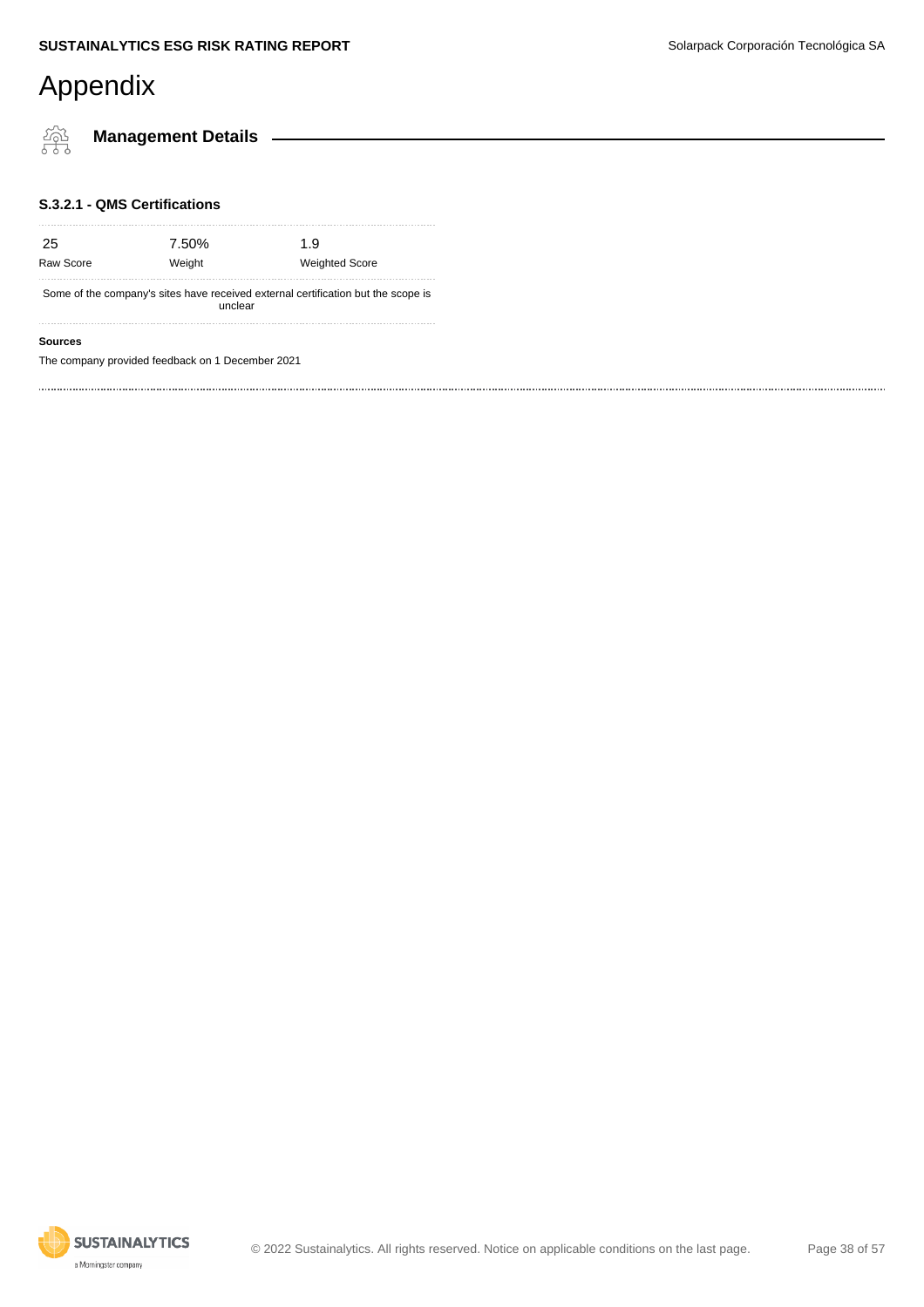# Appendix

## Management Details

### S.3.2.1 - QMS Certifications

| 25 | 7.50% | 1.9 |
|---|---|---|
| Raw Score | Weight | Weighted Score |

Some of the company's sites have received external certification but the scope is unclear

**Sources**

The company provided feedback on 1 December 2021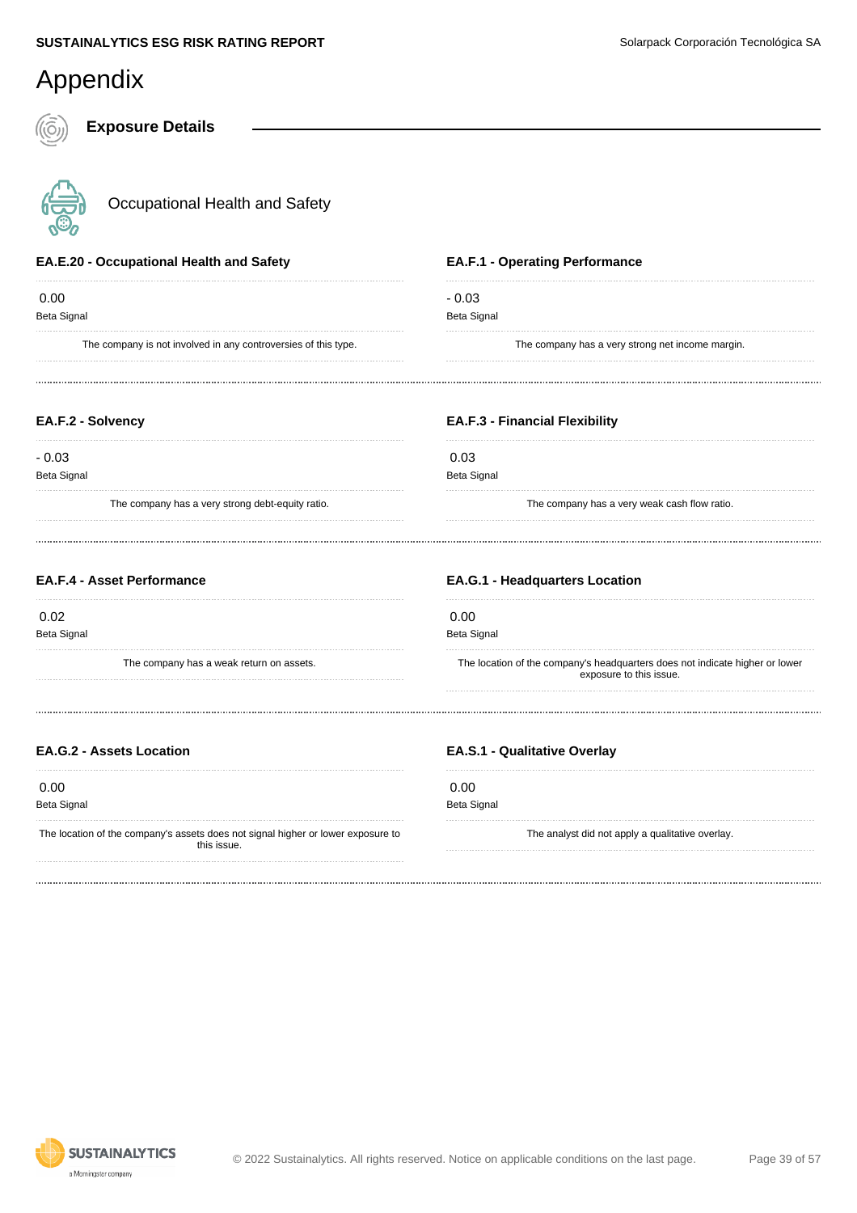# Appendix

## Exposure Details

### Occupational Health and Safety

#### EA.E.20 - Occupational Health and Safety

0.00
Beta Signal

The company is not involved in any controversies of this type.

#### EA.F.1 - Operating Performance

- 0.03
Beta Signal

The company has a very strong net income margin.

#### EA.F.2 - Solvency

- 0.03
Beta Signal

The company has a very strong debt-equity ratio.

#### EA.F.3 - Financial Flexibility

0.03
Beta Signal

The company has a very weak cash flow ratio.

#### EA.F.4 - Asset Performance

0.02
Beta Signal

The company has a weak return on assets.

#### EA.G.1 - Headquarters Location

0.00
Beta Signal

The location of the company's headquarters does not indicate higher or lower exposure to this issue.

#### EA.G.2 - Assets Location

0.00
Beta Signal

The location of the company's assets does not signal higher or lower exposure to this issue.

#### EA.S.1 - Qualitative Overlay

0.00
Beta Signal

The analyst did not apply a qualitative overlay.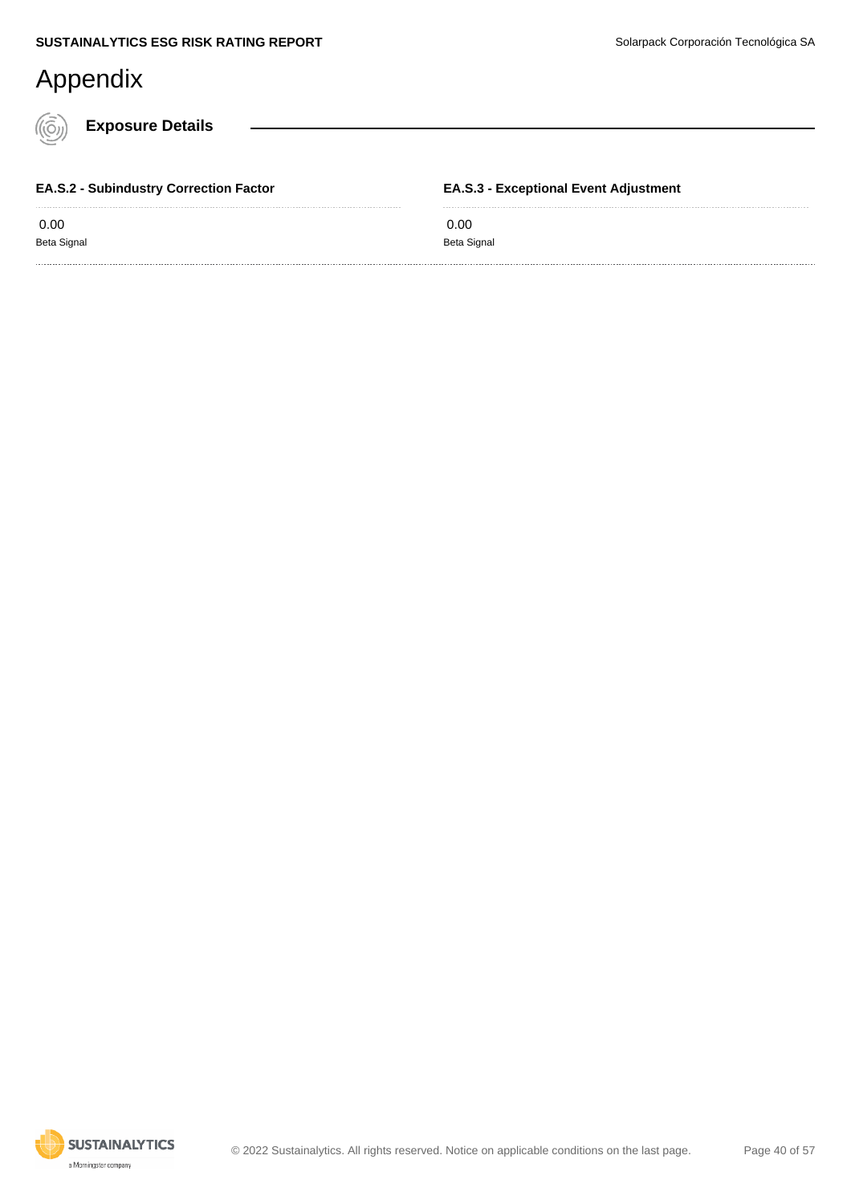# Appendix

## Exposure Details

### EA.S.2 - Subindustry Correction Factor

0.00

Beta Signal

### EA.S.3 - Exceptional Event Adjustment

0.00

Beta Signal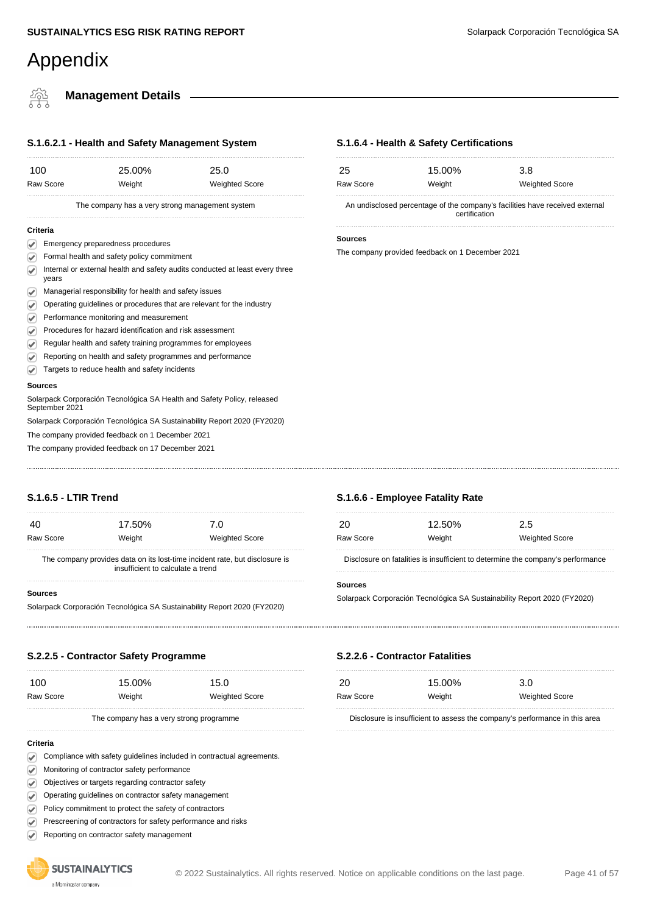# Appendix

## Management Details

### S.1.6.2.1 - Health and Safety Management System

| 100 | 25.00% | 25.0 |
|---|---|---|
| Raw Score | Weight | Weighted Score |

The company has a very strong management system

**Criteria**

- ✓ Emergency preparedness procedures
- ✓ Formal health and safety policy commitment
- ✓ Internal or external health and safety audits conducted at least every three years
- ✓ Managerial responsibility for health and safety issues
- ✓ Operating guidelines or procedures that are relevant for the industry
- ✓ Performance monitoring and measurement
- ✓ Procedures for hazard identification and risk assessment
- ✓ Regular health and safety training programmes for employees
- ✓ Reporting on health and safety programmes and performance
- ✓ Targets to reduce health and safety incidents

**Sources**

Solarpack Corporación Tecnológica SA Health and Safety Policy, released September 2021

Solarpack Corporación Tecnológica SA Sustainability Report 2020 (FY2020)

The company provided feedback on 1 December 2021

The company provided feedback on 17 December 2021

### S.1.6.4 - Health & Safety Certifications

| 25 | 15.00% | 3.8 |
|---|---|---|
| Raw Score | Weight | Weighted Score |

An undisclosed percentage of the company's facilities have received external certification

**Sources**

The company provided feedback on 1 December 2021

### S.1.6.5 - LTIR Trend

| 40 | 17.50% | 7.0 |
|---|---|---|
| Raw Score | Weight | Weighted Score |

The company provides data on its lost-time incident rate, but disclosure is insufficient to calculate a trend

**Sources**

Solarpack Corporación Tecnológica SA Sustainability Report 2020 (FY2020)

### S.1.6.6 - Employee Fatality Rate

| 20 | 12.50% | 2.5 |
|---|---|---|
| Raw Score | Weight | Weighted Score |

Disclosure on fatalities is insufficient to determine the company's performance

**Sources**

Solarpack Corporación Tecnológica SA Sustainability Report 2020 (FY2020)

### S.2.2.5 - Contractor Safety Programme

| 100 | 15.00% | 15.0 |
|---|---|---|
| Raw Score | Weight | Weighted Score |

The company has a very strong programme

**Criteria**

- ✓ Compliance with safety guidelines included in contractual agreements.
- ✓ Monitoring of contractor safety performance
- ✓ Objectives or targets regarding contractor safety
- ✓ Operating guidelines on contractor safety management
- ✓ Policy commitment to protect the safety of contractors
- ✓ Prescreening of contractors for safety performance and risks
- ✓ Reporting on contractor safety management

### S.2.2.6 - Contractor Fatalities

| 20 | 15.00% | 3.0 |
|---|---|---|
| Raw Score | Weight | Weighted Score |

Disclosure is insufficient to assess the company's performance in this area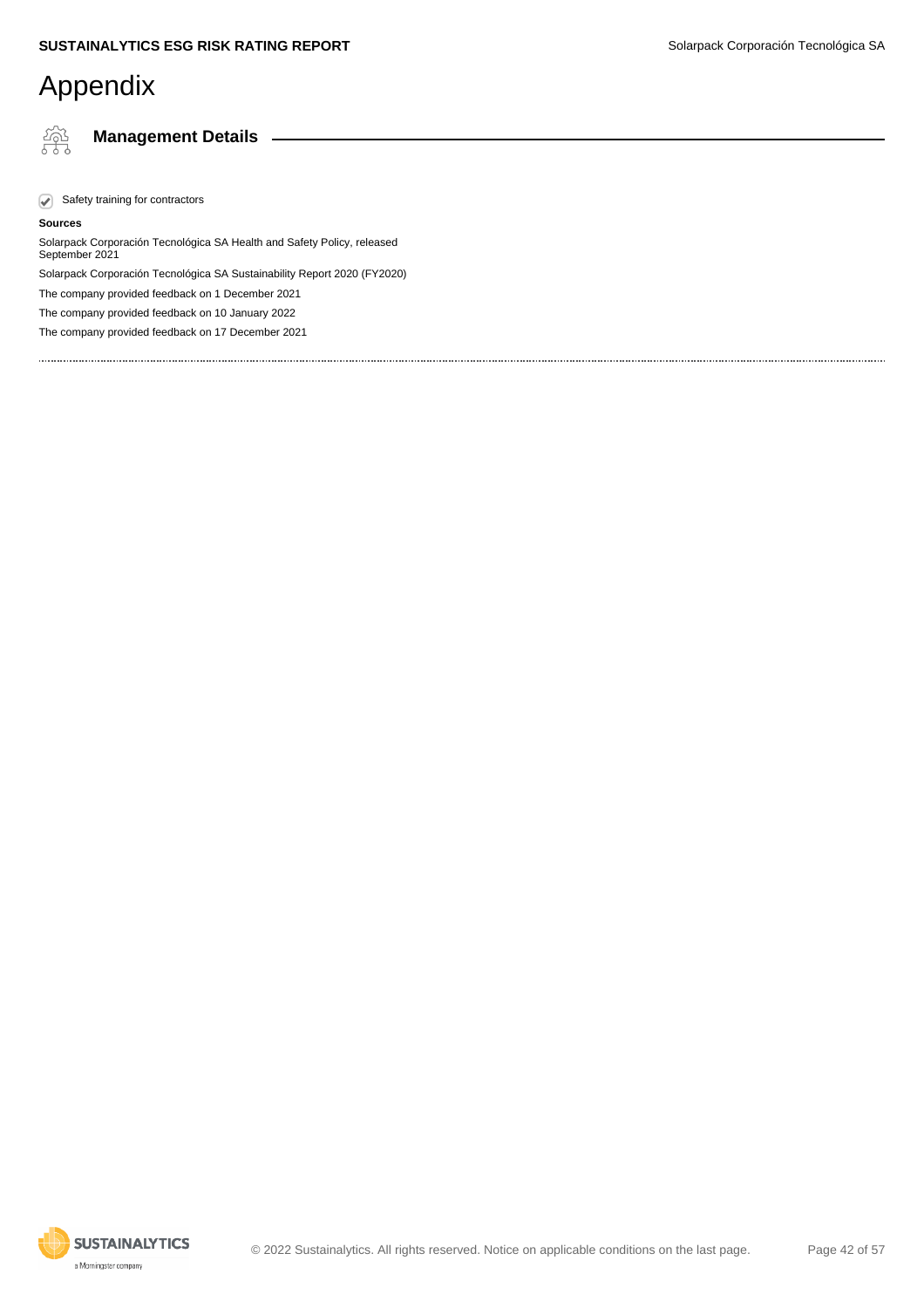# Appendix

## Management Details

- ✓ Safety training for contractors

**Sources**

Solarpack Corporación Tecnológica SA Health and Safety Policy, released September 2021

Solarpack Corporación Tecnológica SA Sustainability Report 2020 (FY2020)

The company provided feedback on 1 December 2021

The company provided feedback on 10 January 2022

The company provided feedback on 17 December 2021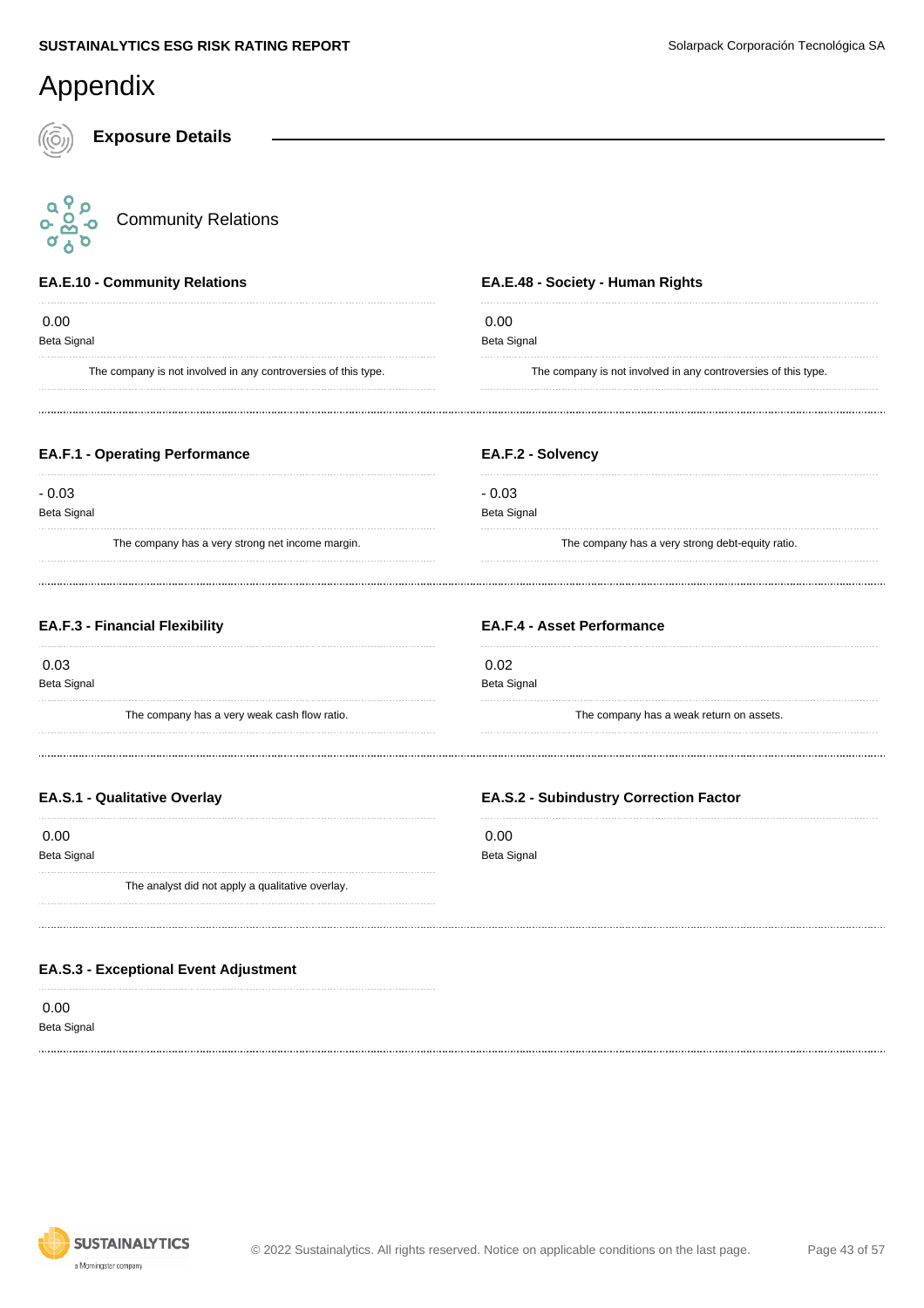# Appendix

## Exposure Details

### Community Relations

#### EA.E.10 - Community Relations

0.00

Beta Signal

The company is not involved in any controversies of this type.

#### EA.E.48 - Society - Human Rights

0.00

Beta Signal

The company is not involved in any controversies of this type.

#### EA.F.1 - Operating Performance

- 0.03

Beta Signal

The company has a very strong net income margin.

#### EA.F.2 - Solvency

- 0.03

Beta Signal

The company has a very strong debt-equity ratio.

#### EA.F.3 - Financial Flexibility

0.03

Beta Signal

The company has a very weak cash flow ratio.

#### EA.F.4 - Asset Performance

0.02

Beta Signal

The company has a weak return on assets.

#### EA.S.1 - Qualitative Overlay

0.00

Beta Signal

The analyst did not apply a qualitative overlay.

#### EA.S.2 - Subindustry Correction Factor

0.00

Beta Signal

#### EA.S.3 - Exceptional Event Adjustment

0.00

Beta Signal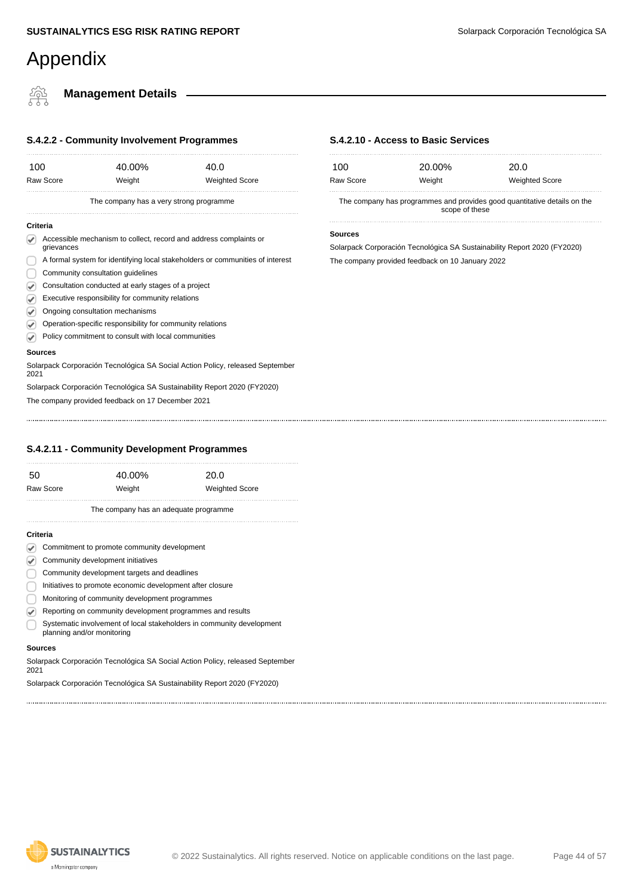# Appendix

## Management Details

### S.4.2.2 - Community Involvement Programmes

| 100 | 40.00% | 40.0 |
|---|---|---|
| Raw Score | Weight | Weighted Score |

The company has a very strong programme

**Criteria**

- [x] Accessible mechanism to collect, record and address complaints or grievances
- [ ] A formal system for identifying local stakeholders or communities of interest
- [ ] Community consultation guidelines
- [x] Consultation conducted at early stages of a project
- [x] Executive responsibility for community relations
- [x] Ongoing consultation mechanisms
- [x] Operation-specific responsibility for community relations
- [x] Policy commitment to consult with local communities

**Sources**

Solarpack Corporación Tecnológica SA Social Action Policy, released September 2021

Solarpack Corporación Tecnológica SA Sustainability Report 2020 (FY2020)

The company provided feedback on 17 December 2021

### S.4.2.10 - Access to Basic Services

| 100 | 20.00% | 20.0 |
|---|---|---|
| Raw Score | Weight | Weighted Score |

The company has programmes and provides good quantitative details on the scope of these

**Sources**

Solarpack Corporación Tecnológica SA Sustainability Report 2020 (FY2020)

The company provided feedback on 10 January 2022

### S.4.2.11 - Community Development Programmes

| 50 | 40.00% | 20.0 |
|---|---|---|
| Raw Score | Weight | Weighted Score |

The company has an adequate programme

**Criteria**

- [x] Commitment to promote community development
- [x] Community development initiatives
- [ ] Community development targets and deadlines
- [ ] Initiatives to promote economic development after closure
- [ ] Monitoring of community development programmes
- [x] Reporting on community development programmes and results
- [ ] Systematic involvement of local stakeholders in community development planning and/or monitoring

**Sources**

Solarpack Corporación Tecnológica SA Social Action Policy, released September 2021

Solarpack Corporación Tecnológica SA Sustainability Report 2020 (FY2020)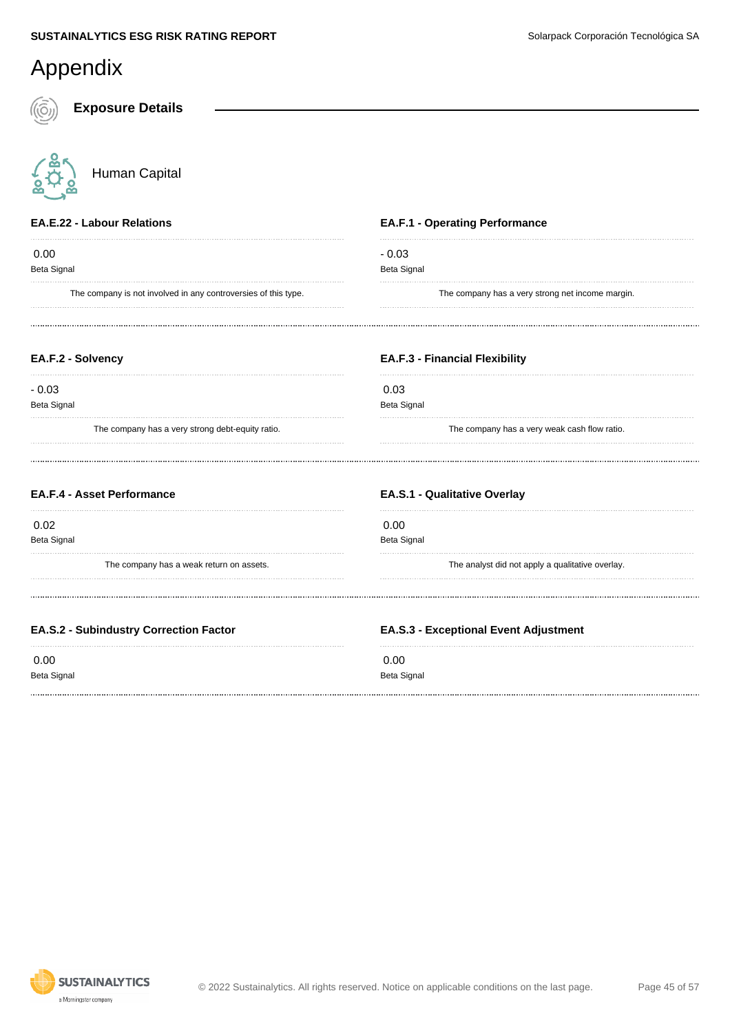# Appendix

## Exposure Details

### Human Capital

#### EA.E.22 - Labour Relations

0.00
Beta Signal

The company is not involved in any controversies of this type.

#### EA.F.1 - Operating Performance

- 0.03
Beta Signal

The company has a very strong net income margin.

#### EA.F.2 - Solvency

- 0.03
Beta Signal

The company has a very strong debt-equity ratio.

#### EA.F.3 - Financial Flexibility

0.03
Beta Signal

The company has a very weak cash flow ratio.

#### EA.F.4 - Asset Performance

0.02
Beta Signal

The company has a weak return on assets.

#### EA.S.1 - Qualitative Overlay

0.00
Beta Signal

The analyst did not apply a qualitative overlay.

#### EA.S.2 - Subindustry Correction Factor

0.00
Beta Signal

#### EA.S.3 - Exceptional Event Adjustment

0.00
Beta Signal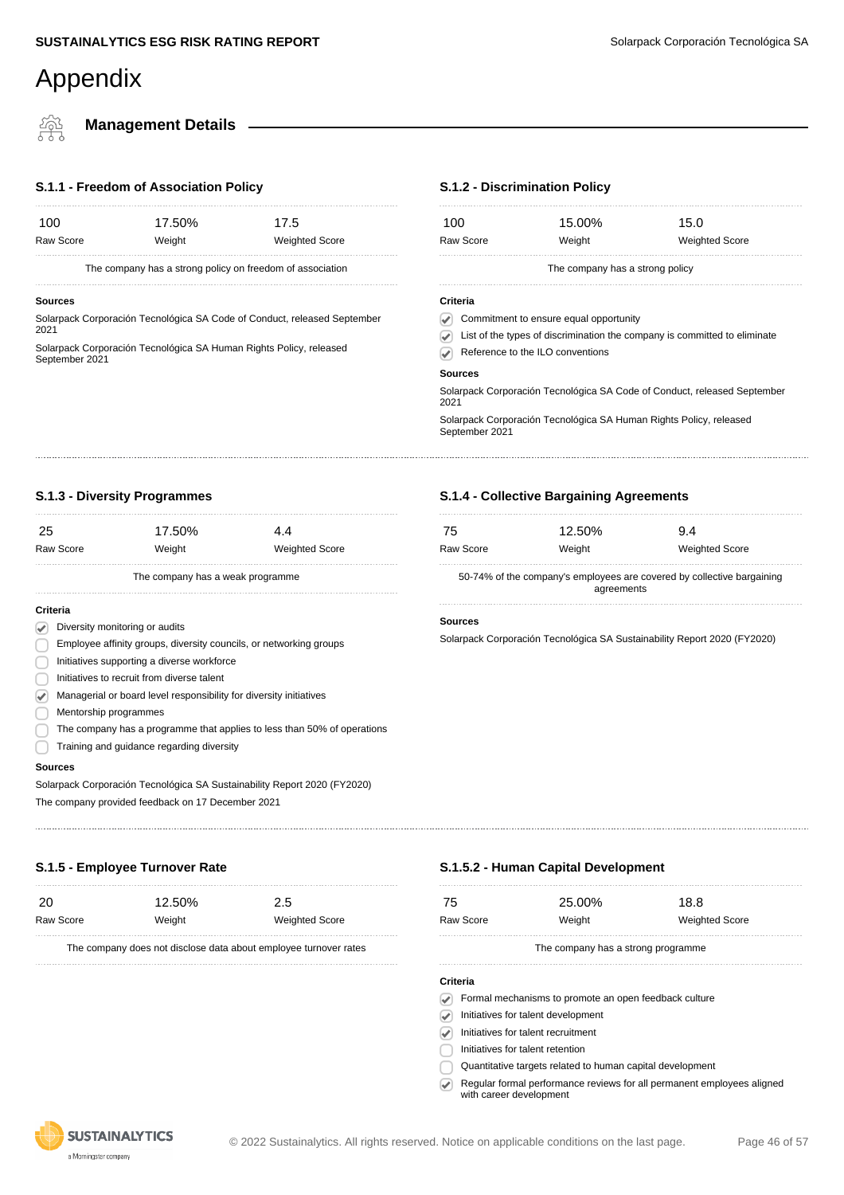# Appendix

## Management Details

### S.1.1 - Freedom of Association Policy

| 100 | 17.50% | 17.5 |
|---|---|---|
| Raw Score | Weight | Weighted Score |

The company has a strong policy on freedom of association

**Sources**

Solarpack Corporación Tecnológica SA Code of Conduct, released September 2021

Solarpack Corporación Tecnológica SA Human Rights Policy, released September 2021

### S.1.2 - Discrimination Policy

| 100 | 15.00% | 15.0 |
|---|---|---|
| Raw Score | Weight | Weighted Score |

The company has a strong policy

**Criteria**

- [x] Commitment to ensure equal opportunity
- [x] List of the types of discrimination the company is committed to eliminate
- [x] Reference to the ILO conventions

**Sources**

Solarpack Corporación Tecnológica SA Code of Conduct, released September 2021

Solarpack Corporación Tecnológica SA Human Rights Policy, released September 2021

### S.1.3 - Diversity Programmes

| 25 | 17.50% | 4.4 |
|---|---|---|
| Raw Score | Weight | Weighted Score |

The company has a weak programme

**Criteria**

- [x] Diversity monitoring or audits
- [ ] Employee affinity groups, diversity councils, or networking groups
- [ ] Initiatives supporting a diverse workforce
- [ ] Initiatives to recruit from diverse talent
- [x] Managerial or board level responsibility for diversity initiatives
- [ ] Mentorship programmes
- [ ] The company has a programme that applies to less than 50% of operations
- [ ] Training and guidance regarding diversity

**Sources**

Solarpack Corporación Tecnológica SA Sustainability Report 2020 (FY2020)

The company provided feedback on 17 December 2021

### S.1.4 - Collective Bargaining Agreements

| 75 | 12.50% | 9.4 |
|---|---|---|
| Raw Score | Weight | Weighted Score |

50-74% of the company's employees are covered by collective bargaining agreements

**Sources**

Solarpack Corporación Tecnológica SA Sustainability Report 2020 (FY2020)

### S.1.5 - Employee Turnover Rate

| 20 | 12.50% | 2.5 |
|---|---|---|
| Raw Score | Weight | Weighted Score |

The company does not disclose data about employee turnover rates

### S.1.5.2 - Human Capital Development

| 75 | 25.00% | 18.8 |
|---|---|---|
| Raw Score | Weight | Weighted Score |

The company has a strong programme

**Criteria**

- [x] Formal mechanisms to promote an open feedback culture
- [x] Initiatives for talent development
- [x] Initiatives for talent recruitment
- [ ] Initiatives for talent retention
- [ ] Quantitative targets related to human capital development
- [x] Regular formal performance reviews for all permanent employees aligned with career development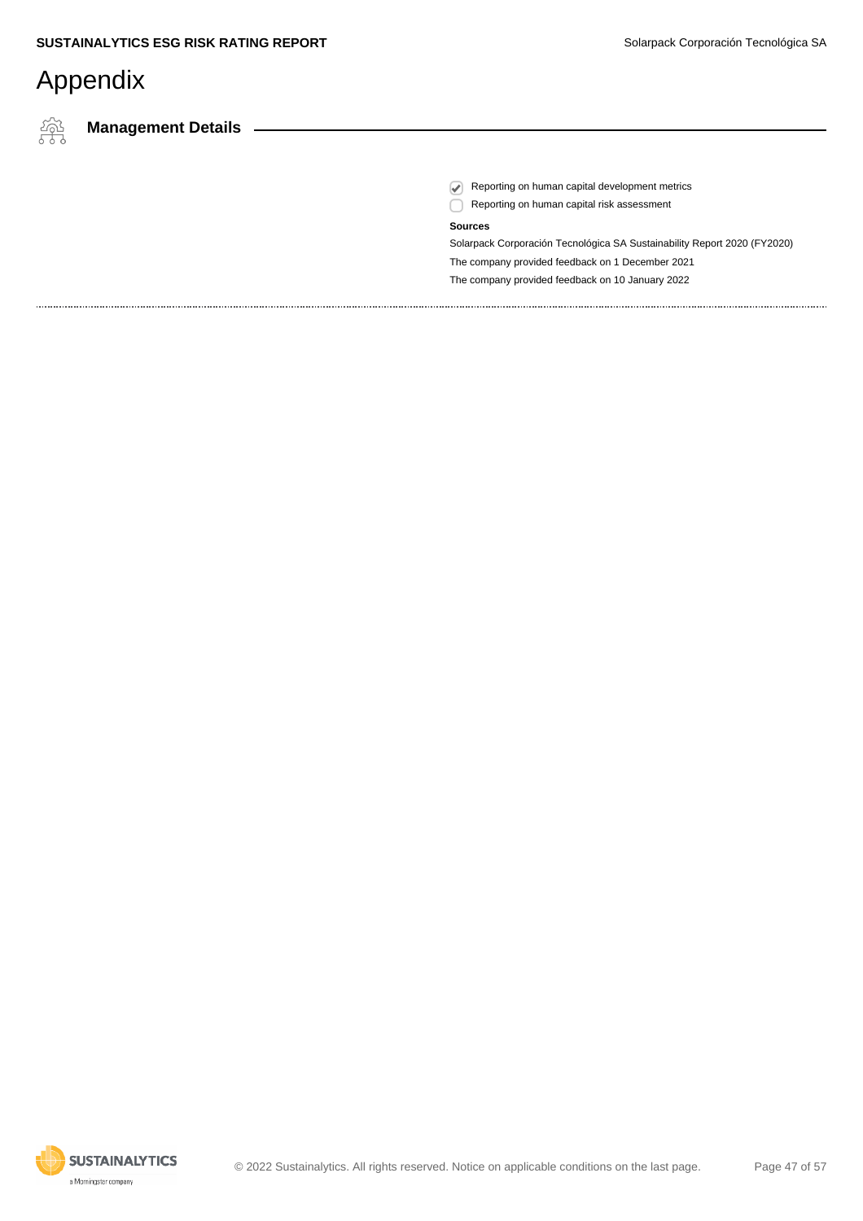# Appendix

## Management Details

- [x] Reporting on human capital development metrics
- [ ] Reporting on human capital risk assessment

**Sources**

Solarpack Corporación Tecnológica SA Sustainability Report 2020 (FY2020)

The company provided feedback on 1 December 2021

The company provided feedback on 10 January 2022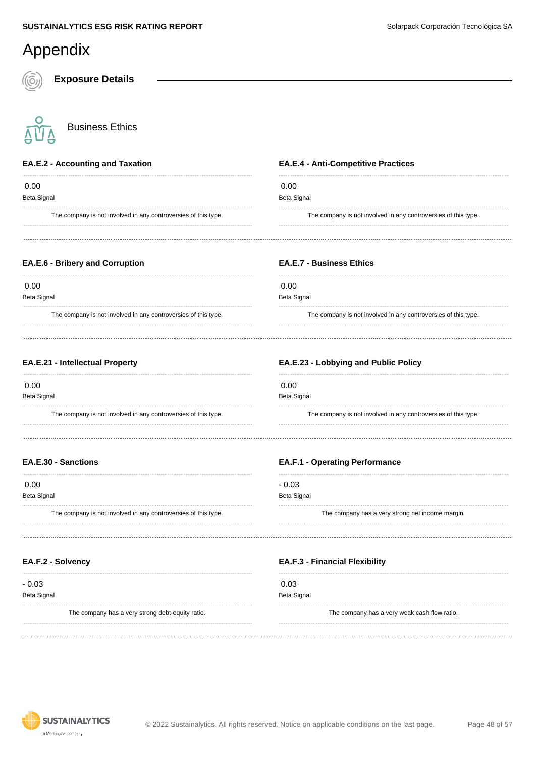# Appendix

## Exposure Details

### Business Ethics

#### EA.E.2 - Accounting and Taxation

0.00
Beta Signal

The company is not involved in any controversies of this type.

#### EA.E.4 - Anti-Competitive Practices

0.00
Beta Signal

The company is not involved in any controversies of this type.

#### EA.E.6 - Bribery and Corruption

0.00
Beta Signal

The company is not involved in any controversies of this type.

#### EA.E.7 - Business Ethics

0.00
Beta Signal

The company is not involved in any controversies of this type.

#### EA.E.21 - Intellectual Property

0.00
Beta Signal

The company is not involved in any controversies of this type.

#### EA.E.23 - Lobbying and Public Policy

0.00
Beta Signal

The company is not involved in any controversies of this type.

#### EA.E.30 - Sanctions

0.00
Beta Signal

The company is not involved in any controversies of this type.

#### EA.F.1 - Operating Performance

- 0.03
Beta Signal

The company has a very strong net income margin.

#### EA.F.2 - Solvency

- 0.03
Beta Signal

The company has a very strong debt-equity ratio.

#### EA.F.3 - Financial Flexibility

0.03
Beta Signal

The company has a very weak cash flow ratio.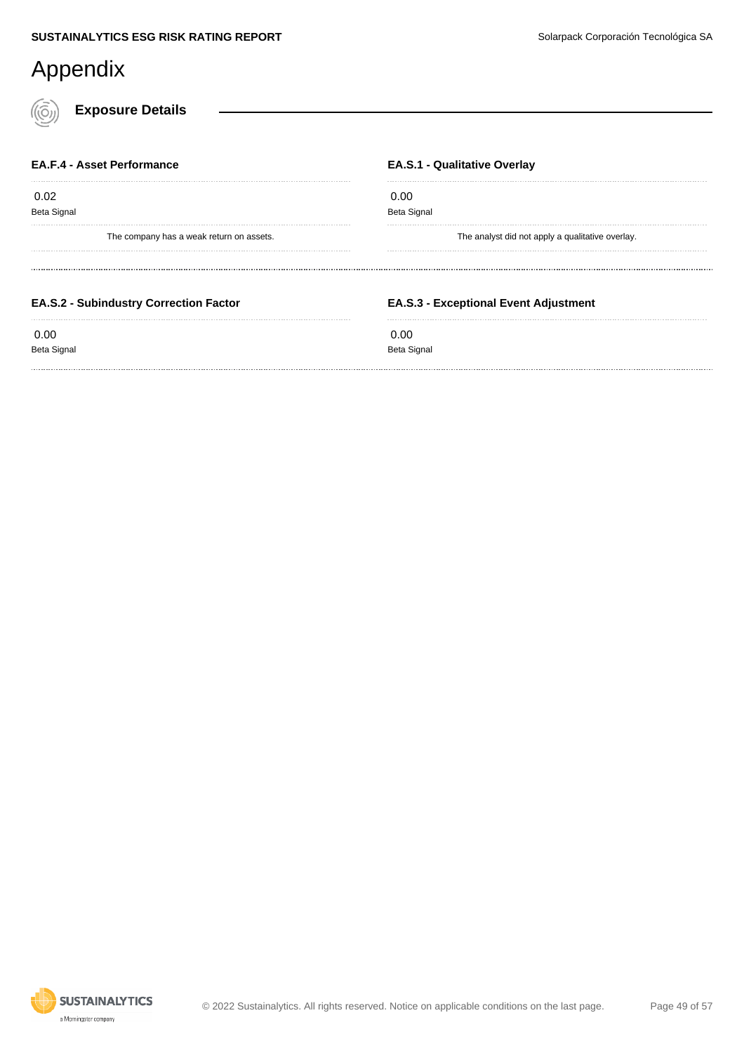# Appendix

## Exposure Details

### EA.F.4 - Asset Performance

0.02
Beta Signal

The company has a weak return on assets.

### EA.S.1 - Qualitative Overlay

0.00
Beta Signal

The analyst did not apply a qualitative overlay.

### EA.S.2 - Subindustry Correction Factor

0.00
Beta Signal

### EA.S.3 - Exceptional Event Adjustment

0.00
Beta Signal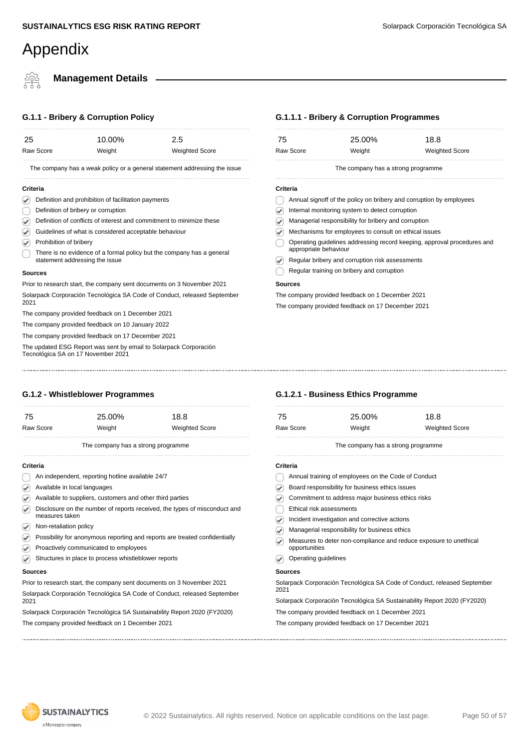# Appendix

## Management Details

### G.1.1 - Bribery & Corruption Policy

| 25 | 10.00% | 2.5 |
|---|---|---|
| Raw Score | Weight | Weighted Score |

The company has a weak policy or a general statement addressing the issue

**Criteria**

- [x] Definition and prohibition of facilitation payments
- [ ] Definition of bribery or corruption
- [x] Definition of conflicts of interest and commitment to minimize these
- [x] Guidelines of what is considered acceptable behaviour
- [x] Prohibition of bribery
- [ ] There is no evidence of a formal policy but the company has a general statement addressing the issue

**Sources**

Prior to research start, the company sent documents on 3 November 2021

Solarpack Corporación Tecnológica SA Code of Conduct, released September 2021

The company provided feedback on 1 December 2021

The company provided feedback on 10 January 2022

The company provided feedback on 17 December 2021

The updated ESG Report was sent by email to Solarpack Corporación Tecnológica SA on 17 November 2021

### G.1.1.1 - Bribery & Corruption Programmes

| 75 | 25.00% | 18.8 |
|---|---|---|
| Raw Score | Weight | Weighted Score |

The company has a strong programme

**Criteria**

- [ ] Annual signoff of the policy on bribery and corruption by employees
- [x] Internal monitoring system to detect corruption
- [x] Managerial responsibility for bribery and corruption
- [x] Mechanisms for employees to consult on ethical issues
- [ ] Operating guidelines addressing record keeping, approval procedures and appropriate behaviour
- [x] Regular bribery and corruption risk assessments
- [ ] Regular training on bribery and corruption

**Sources**

The company provided feedback on 1 December 2021

The company provided feedback on 17 December 2021

### G.1.2 - Whistleblower Programmes

| 75 | 25.00% | 18.8 |
|---|---|---|
| Raw Score | Weight | Weighted Score |

The company has a strong programme

**Criteria**

- [ ] An independent, reporting hotline available 24/7
- [x] Available in local languages
- [x] Available to suppliers, customers and other third parties
- [x] Disclosure on the number of reports received, the types of misconduct and measures taken
- [x] Non-retaliation policy
- [x] Possibility for anonymous reporting and reports are treated confidentially
- [x] Proactively communicated to employees
- [x] Structures in place to process whistleblower reports

**Sources**

Prior to research start, the company sent documents on 3 November 2021

Solarpack Corporación Tecnológica SA Code of Conduct, released September 2021

Solarpack Corporación Tecnológica SA Sustainability Report 2020 (FY2020)

The company provided feedback on 1 December 2021

### G.1.2.1 - Business Ethics Programme

| 75 | 25.00% | 18.8 |
|---|---|---|
| Raw Score | Weight | Weighted Score |

The company has a strong programme

**Criteria**

- [ ] Annual training of employees on the Code of Conduct
- [x] Board responsibility for business ethics issues
- [x] Commitment to address major business ethics risks
- [ ] Ethical risk assessments
- [x] Incident investigation and corrective actions
- [x] Managerial responsibility for business ethics
- [x] Measures to deter non-compliance and reduce exposure to unethical opportunities
- [x] Operating guidelines

**Sources**

Solarpack Corporación Tecnológica SA Code of Conduct, released September 2021

Solarpack Corporación Tecnológica SA Sustainability Report 2020 (FY2020)

The company provided feedback on 1 December 2021

The company provided feedback on 17 December 2021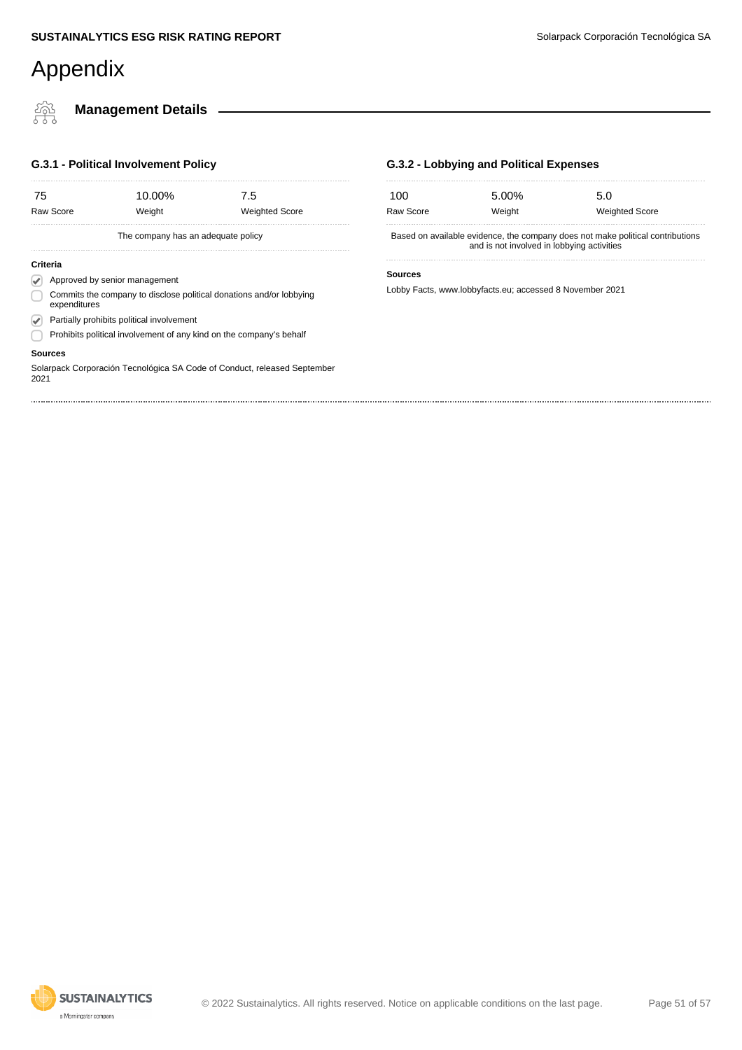# Appendix

## Management Details

### G.3.1 - Political Involvement Policy

| 75 | 10.00% | 7.5 |
|---|---|---|
| Raw Score | Weight | Weighted Score |

The company has an adequate policy

**Criteria**

- [x] Approved by senior management
- [ ] Commits the company to disclose political donations and/or lobbying expenditures
- [x] Partially prohibits political involvement
- [ ] Prohibits political involvement of any kind on the company's behalf

**Sources**

Solarpack Corporación Tecnológica SA Code of Conduct, released September 2021

### G.3.2 - Lobbying and Political Expenses

| 100 | 5.00% | 5.0 |
|---|---|---|
| Raw Score | Weight | Weighted Score |

Based on available evidence, the company does not make political contributions and is not involved in lobbying activities

**Sources**

Lobby Facts, www.lobbyfacts.eu; accessed 8 November 2021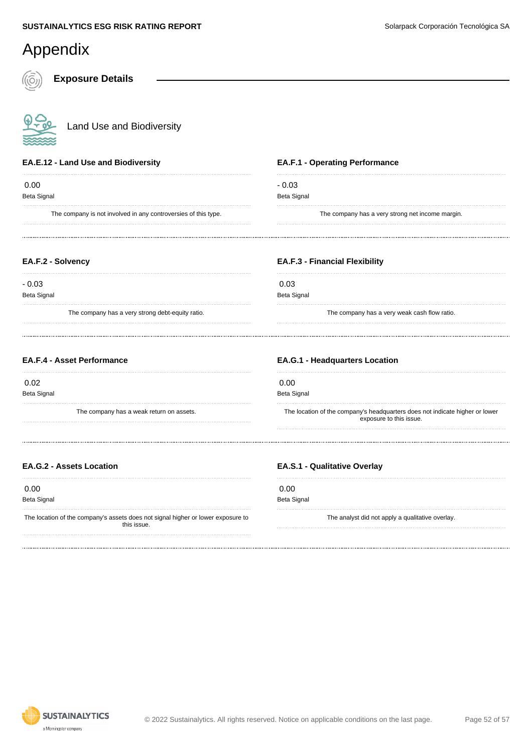# Appendix

## Exposure Details

### Land Use and Biodiversity

#### EA.E.12 - Land Use and Biodiversity

0.00
Beta Signal

The company is not involved in any controversies of this type.

#### EA.F.1 - Operating Performance

- 0.03
Beta Signal

The company has a very strong net income margin.

#### EA.F.2 - Solvency

- 0.03
Beta Signal

The company has a very strong debt-equity ratio.

#### EA.F.3 - Financial Flexibility

0.03
Beta Signal

The company has a very weak cash flow ratio.

#### EA.F.4 - Asset Performance

0.02
Beta Signal

The company has a weak return on assets.

#### EA.G.1 - Headquarters Location

0.00
Beta Signal

The location of the company's headquarters does not indicate higher or lower exposure to this issue.

#### EA.G.2 - Assets Location

0.00
Beta Signal

The location of the company's assets does not signal higher or lower exposure to this issue.

#### EA.S.1 - Qualitative Overlay

0.00
Beta Signal

The analyst did not apply a qualitative overlay.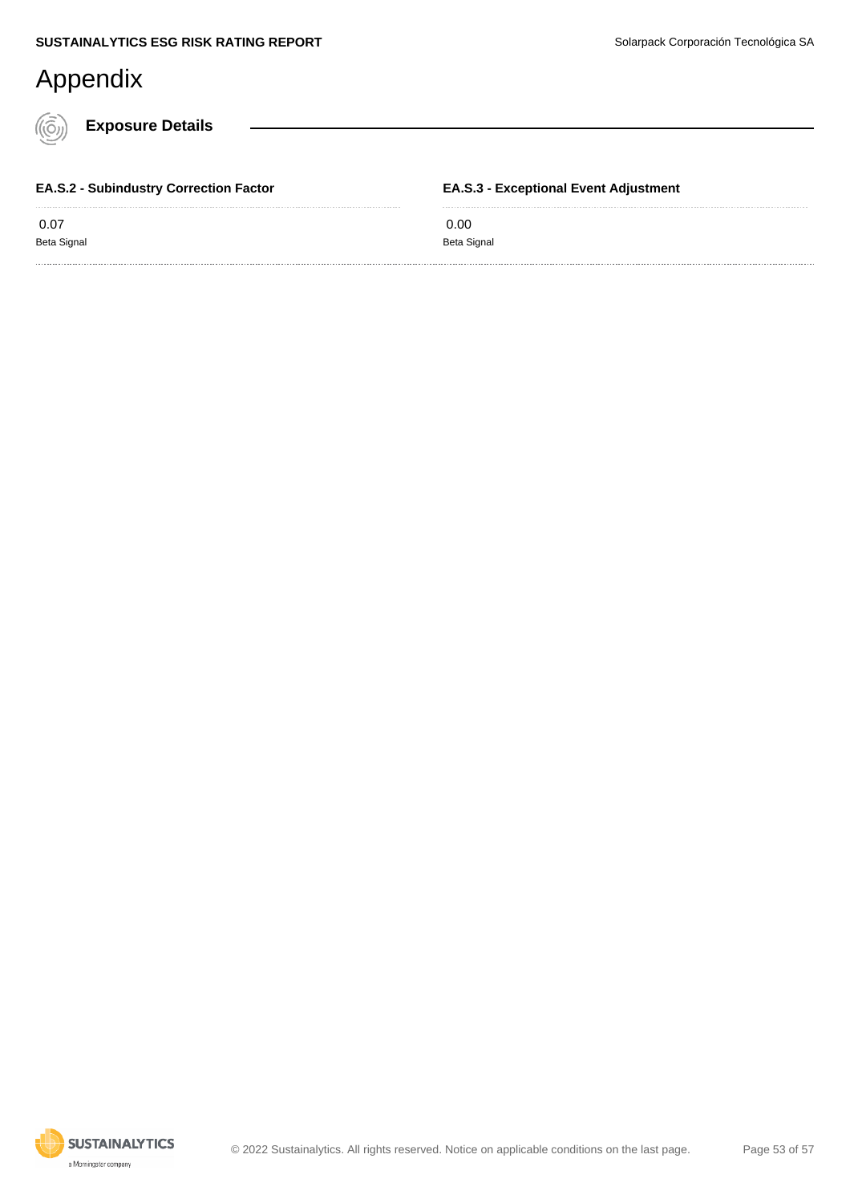# Appendix

## Exposure Details

**EA.S.2 - Subindustry Correction Factor**

0.07

Beta Signal

**EA.S.3 - Exceptional Event Adjustment**

0.00

Beta Signal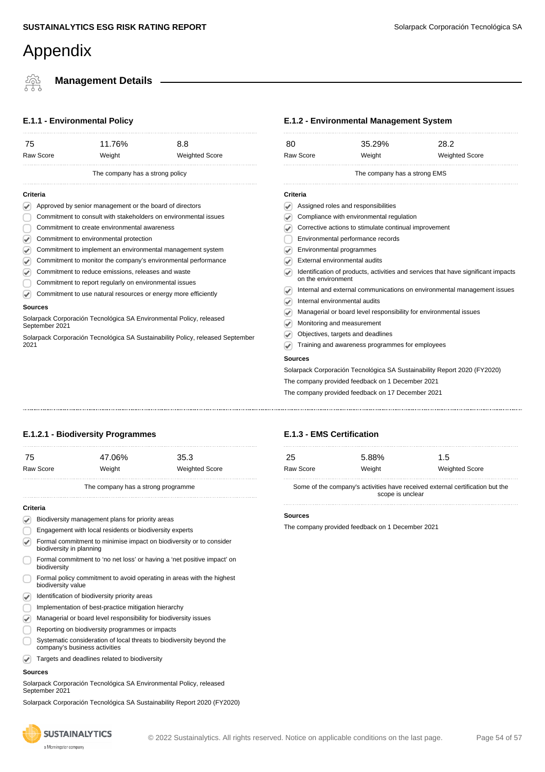# Appendix

## Management Details

### E.1.1 - Environmental Policy

| 75 | 11.76% | 8.8 |
|---|---|---|
| Raw Score | Weight | Weighted Score |

The company has a strong policy

**Criteria**

- [x] Approved by senior management or the board of directors
- [ ] Commitment to consult with stakeholders on environmental issues
- [ ] Commitment to create environmental awareness
- [x] Commitment to environmental protection
- [x] Commitment to implement an environmental management system
- [x] Commitment to monitor the company's environmental performance
- [x] Commitment to reduce emissions, releases and waste
- [ ] Commitment to report regularly on environmental issues
- [x] Commitment to use natural resources or energy more efficiently

**Sources**

Solarpack Corporación Tecnológica SA Environmental Policy, released September 2021

Solarpack Corporación Tecnológica SA Sustainability Policy, released September 2021

### E.1.2 - Environmental Management System

| 80 | 35.29% | 28.2 |
|---|---|---|
| Raw Score | Weight | Weighted Score |

The company has a strong EMS

**Criteria**

- [x] Assigned roles and responsibilities
- [x] Compliance with environmental regulation
- [x] Corrective actions to stimulate continual improvement
- [ ] Environmental performance records
- [x] Environmental programmes
- [x] External environmental audits
- [x] Identification of products, activities and services that have significant impacts on the environment
- [x] Internal and external communications on environmental management issues
- [x] Internal environmental audits
- [x] Managerial or board level responsibility for environmental issues
- [x] Monitoring and measurement
- [x] Objectives, targets and deadlines
- [x] Training and awareness programmes for employees

**Sources**

Solarpack Corporación Tecnológica SA Sustainability Report 2020 (FY2020)

The company provided feedback on 1 December 2021

The company provided feedback on 17 December 2021

### E.1.2.1 - Biodiversity Programmes

| 75 | 47.06% | 35.3 |
|---|---|---|
| Raw Score | Weight | Weighted Score |

The company has a strong programme

**Criteria**

- [x] Biodiversity management plans for priority areas
- [ ] Engagement with local residents or biodiversity experts
- [x] Formal commitment to minimise impact on biodiversity or to consider biodiversity in planning
- [ ] Formal commitment to 'no net loss' or having a 'net positive impact' on biodiversity
- [ ] Formal policy commitment to avoid operating in areas with the highest biodiversity value
- [x] Identification of biodiversity priority areas
- [ ] Implementation of best-practice mitigation hierarchy
- [x] Managerial or board level responsibility for biodiversity issues
- [ ] Reporting on biodiversity programmes or impacts
- [ ] Systematic consideration of local threats to biodiversity beyond the company's business activities
- [x] Targets and deadlines related to biodiversity

**Sources**

Solarpack Corporación Tecnológica SA Environmental Policy, released September 2021

Solarpack Corporación Tecnológica SA Sustainability Report 2020 (FY2020)

### E.1.3 - EMS Certification

| 25 | 5.88% | 1.5 |
|---|---|---|
| Raw Score | Weight | Weighted Score |

Some of the company's activities have received external certification but the scope is unclear

**Sources**

The company provided feedback on 1 December 2021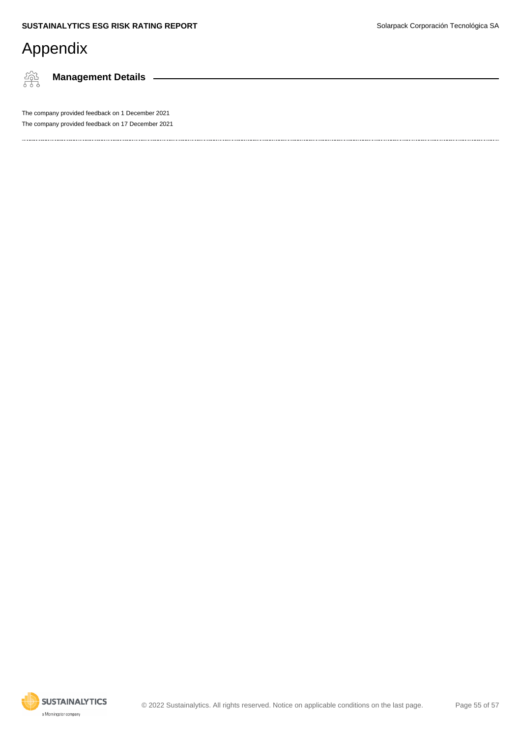# Appendix

## Management Details

The company provided feedback on 1 December 2021

The company provided feedback on 17 December 2021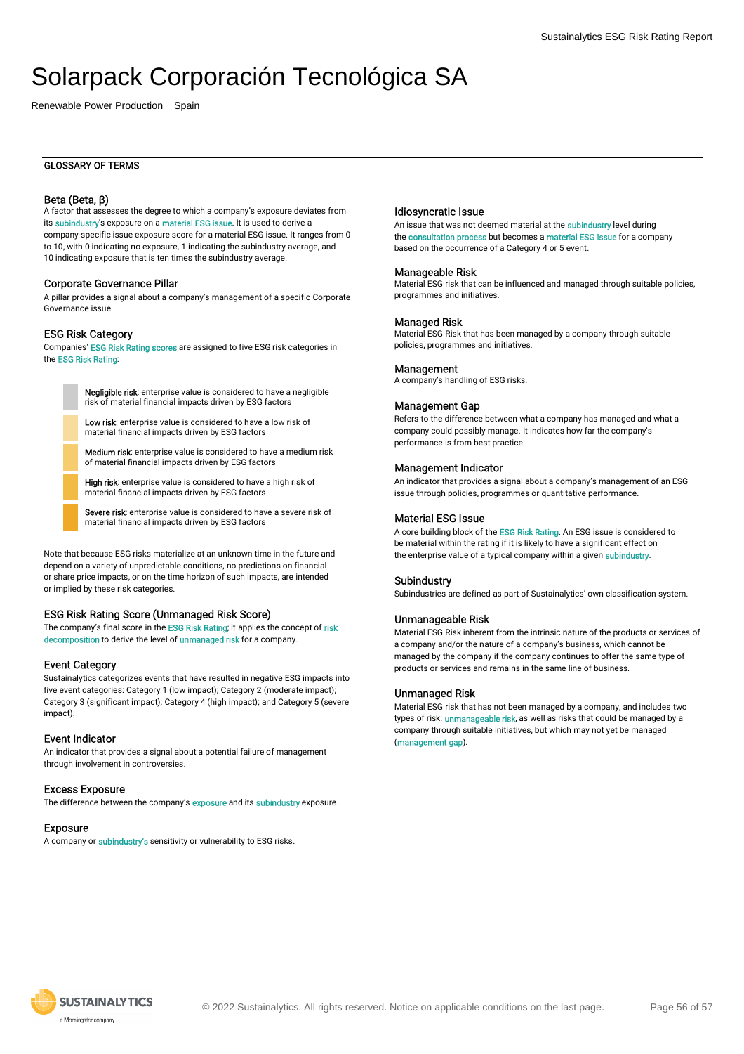# Solarpack Corporación Tecnológica SA

Renewable Power Production   Spain

## GLOSSARY OF TERMS

### Beta (Beta, β)

A factor that assesses the degree to which a company's exposure deviates from its subindustry's exposure on a material ESG issue. It is used to derive a company-specific issue exposure score for a material ESG issue. It ranges from 0 to 10, with 0 indicating no exposure, 1 indicating the subindustry average, and 10 indicating exposure that is ten times the subindustry average.

### Corporate Governance Pillar

A pillar provides a signal about a company's management of a specific Corporate Governance issue.

### ESG Risk Category

Companies' ESG Risk Rating scores are assigned to five ESG risk categories in the ESG Risk Rating:

- **Negligible risk**: enterprise value is considered to have a negligible risk of material financial impacts driven by ESG factors
- **Low risk**: enterprise value is considered to have a low risk of material financial impacts driven by ESG factors
- **Medium risk**: enterprise value is considered to have a medium risk of material financial impacts driven by ESG factors
- **High risk**: enterprise value is considered to have a high risk of material financial impacts driven by ESG factors
- **Severe risk**: enterprise value is considered to have a severe risk of material financial impacts driven by ESG factors

Note that because ESG risks materialize at an unknown time in the future and depend on a variety of unpredictable conditions, no predictions on financial or share price impacts, or on the time horizon of such impacts, are intended or implied by these risk categories.

### ESG Risk Rating Score (Unmanaged Risk Score)

The company's final score in the ESG Risk Rating; it applies the concept of risk decomposition to derive the level of unmanaged risk for a company.

### Event Category

Sustainalytics categorizes events that have resulted in negative ESG impacts into five event categories: Category 1 (low impact); Category 2 (moderate impact); Category 3 (significant impact); Category 4 (high impact); and Category 5 (severe impact).

### Event Indicator

An indicator that provides a signal about a potential failure of management through involvement in controversies.

### Excess Exposure

The difference between the company's exposure and its subindustry exposure.

### Exposure

A company or subindustry's sensitivity or vulnerability to ESG risks.

### Idiosyncratic Issue

An issue that was not deemed material at the subindustry level during the consultation process but becomes a material ESG issue for a company based on the occurrence of a Category 4 or 5 event.

### Manageable Risk

Material ESG risk that can be influenced and managed through suitable policies, programmes and initiatives.

### Managed Risk

Material ESG Risk that has been managed by a company through suitable policies, programmes and initiatives.

### Management

A company's handling of ESG risks.

### Management Gap

Refers to the difference between what a company has managed and what a company could possibly manage. It indicates how far the company's performance is from best practice.

### Management Indicator

An indicator that provides a signal about a company's management of an ESG issue through policies, programmes or quantitative performance.

### Material ESG Issue

A core building block of the ESG Risk Rating. An ESG issue is considered to be material within the rating if it is likely to have a significant effect on the enterprise value of a typical company within a given subindustry.

### Subindustry

Subindustries are defined as part of Sustainalytics' own classification system.

### Unmanageable Risk

Material ESG Risk inherent from the intrinsic nature of the products or services of a company and/or the nature of a company's business, which cannot be managed by the company if the company continues to offer the same type of products or services and remains in the same line of business.

### Unmanaged Risk

Material ESG risk that has not been managed by a company, and includes two types of risk: unmanageable risk, as well as risks that could be managed by a company through suitable initiatives, but which may not yet be managed (management gap).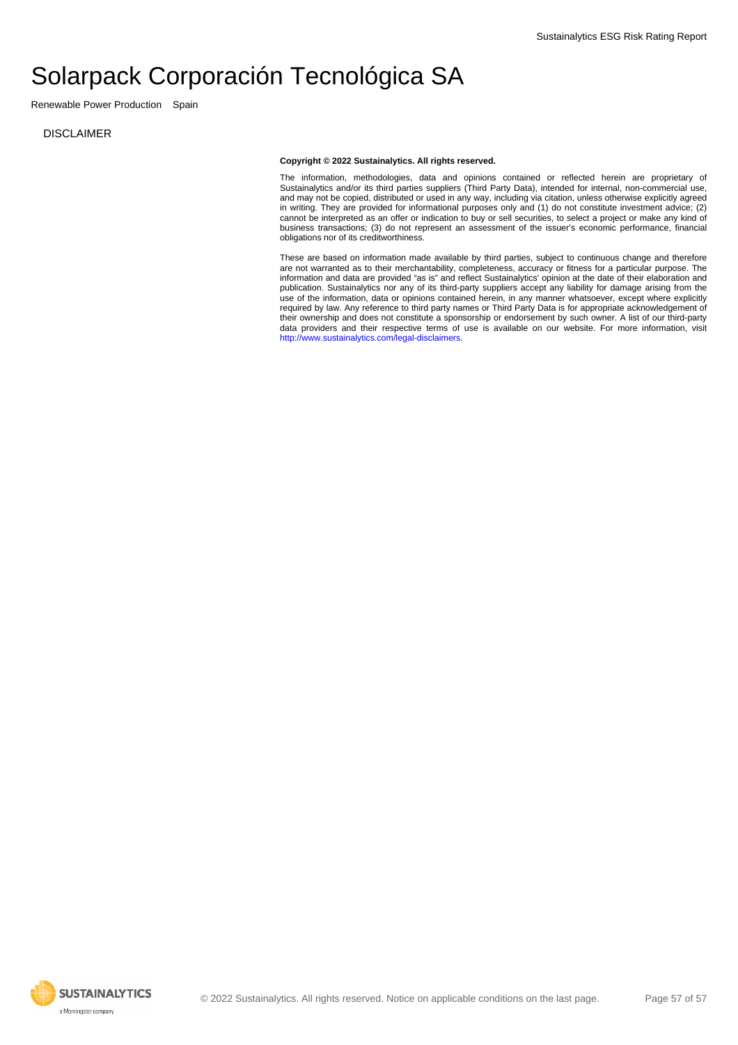# Solarpack Corporación Tecnológica SA

Renewable Power Production   Spain

DISCLAIMER

**Copyright © 2022 Sustainalytics. All rights reserved.**

The information, methodologies, data and opinions contained or reflected herein are proprietary of Sustainalytics and/or its third parties suppliers (Third Party Data), intended for internal, non-commercial use, and may not be copied, distributed or used in any way, including via citation, unless otherwise explicitly agreed in writing. They are provided for informational purposes only and (1) do not constitute investment advice; (2) cannot be interpreted as an offer or indication to buy or sell securities, to select a project or make any kind of business transactions; (3) do not represent an assessment of the issuer's economic performance, financial obligations nor of its creditworthiness.

These are based on information made available by third parties, subject to continuous change and therefore are not warranted as to their merchantability, completeness, accuracy or fitness for a particular purpose. The information and data are provided "as is" and reflect Sustainalytics' opinion at the date of their elaboration and publication. Sustainalytics nor any of its third-party suppliers accept any liability for damage arising from the use of the information, data or opinions contained herein, in any manner whatsoever, except where explicitly required by law. Any reference to third party names or Third Party Data is for appropriate acknowledgement of their ownership and does not constitute a sponsorship or endorsement by such owner. A list of our third-party data providers and their respective terms of use is available on our website. For more information, visit http://www.sustainalytics.com/legal-disclaimers.